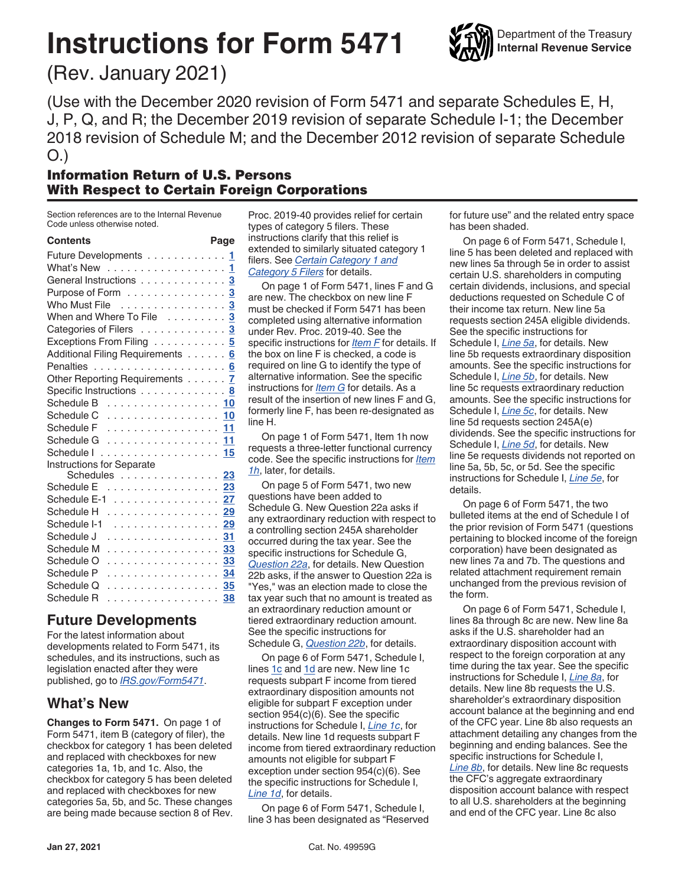# Instructions for Form 5471

Department of the Treasury
Internal Revenue Service

(Rev. January 2021)

(Use with the December 2020 revision of Form 5471 and separate Schedules E, H, J, P, Q, and R; the December 2019 revision of separate Schedule I-1; the December 2018 revision of Schedule M; and the December 2012 revision of separate Schedule O.)

## Information Return of U.S. Persons With Respect to Certain Foreign Corporations

Section references are to the Internal Revenue Code unless otherwise noted.

| Contents | Page |
|---|---|
| Future Developments | 1 |
| What's New | 1 |
| General Instructions | 3 |
| Purpose of Form | 3 |
| Who Must File | 3 |
| When and Where To File | 3 |
| Categories of Filers | 3 |
| Exceptions From Filing | 5 |
| Additional Filing Requirements | 6 |
| Penalties | 6 |
| Other Reporting Requirements | 7 |
| Specific Instructions | 8 |
| Schedule B | 10 |
| Schedule C | 10 |
| Schedule F | 11 |
| Schedule G | 11 |
| Schedule I | 15 |
| Instructions for Separate Schedules | 23 |
| Schedule E | 23 |
| Schedule E-1 | 27 |
| Schedule H | 29 |
| Schedule I-1 | 29 |
| Schedule J | 31 |
| Schedule M | 33 |
| Schedule O | 33 |
| Schedule P | 34 |
| Schedule Q | 35 |
| Schedule R | 38 |

## Future Developments

For the latest information about developments related to Form 5471, its schedules, and its instructions, such as legislation enacted after they were published, go to *IRS.gov/Form5471*.

## What's New

**Changes to Form 5471.** On page 1 of Form 5471, item B (category of filer), the checkbox for category 1 has been deleted and replaced with checkboxes for new categories 1a, 1b, and 1c. Also, the checkbox for category 5 has been deleted and replaced with checkboxes for new categories 5a, 5b, and 5c. These changes are being made because section 8 of Rev. Proc. 2019-40 provides relief for certain types of category 5 filers. These instructions clarify that this relief is extended to similarly situated category 1 filers. See *Certain Category 1 and Category 5 Filers* for details.

On page 1 of Form 5471, lines F and G are new. The checkbox on new line F must be checked if Form 5471 has been completed using alternative information under Rev. Proc. 2019-40. See the specific instructions for *Item F* for details. If the box on line F is checked, a code is required on line G to identify the type of alternative information. See the specific instructions for *Item G* for details. As a result of the insertion of new lines F and G, formerly line F, has been re-designated as line H.

On page 1 of Form 5471, Item 1h now requests a three-letter functional currency code. See the specific instructions for *Item 1h*, later, for details.

On page 5 of Form 5471, two new questions have been added to Schedule G. New Question 22a asks if any extraordinary reduction with respect to a controlling section 245A shareholder occurred during the tax year. See the specific instructions for Schedule G, *Question 22a*, for details. New Question 22b asks, if the answer to Question 22a is "Yes," was an election made to close the tax year such that no amount is treated as an extraordinary reduction amount or tiered extraordinary reduction amount. See the specific instructions for Schedule G, *Question 22b*, for details.

On page 6 of Form 5471, Schedule I, lines 1c and 1d are new. New line 1c requests subpart F income from tiered extraordinary disposition amounts not eligible for subpart F exception under section 954(c)(6). See the specific instructions for Schedule I, *Line 1c*, for details. New line 1d requests subpart F income from tiered extraordinary reduction amounts not eligible for subpart F exception under section 954(c)(6). See the specific instructions for Schedule I, *Line 1d*, for details.

On page 6 of Form 5471, Schedule I, line 3 has been designated as "Reserved for future use" and the related entry space has been shaded.

On page 6 of Form 5471, Schedule I, line 5 has been deleted and replaced with new lines 5a through 5e in order to assist certain U.S. shareholders in computing certain dividends, inclusions, and special deductions requested on Schedule C of their income tax return. New line 5a requests section 245A eligible dividends. See the specific instructions for Schedule I, *Line 5a*, for details. New line 5b requests extraordinary disposition amounts. See the specific instructions for Schedule I, *Line 5b*, for details. New line 5c requests extraordinary reduction amounts. See the specific instructions for Schedule I, *Line 5c*, for details. New line 5d requests section 245A(e) dividends. See the specific instructions for Schedule I, *Line 5d*, for details. New line 5e requests dividends not reported on line 5a, 5b, 5c, or 5d. See the specific instructions for Schedule I, *Line 5e*, for details.

On page 6 of Form 5471, the two bulleted items at the end of Schedule I of the prior revision of Form 5471 (questions pertaining to blocked income of the foreign corporation) have been designated as new lines 7a and 7b. The questions and related attachment requirement remain unchanged from the previous revision of the form.

On page 6 of Form 5471, Schedule I, lines 8a through 8c are new. New line 8a asks if the U.S. shareholder had an extraordinary disposition account with respect to the foreign corporation at any time during the tax year. See the specific instructions for Schedule I, *Line 8a*, for details. New line 8b requests the U.S. shareholder's extraordinary disposition account balance at the beginning and end of the CFC year. Line 8b also requests an attachment detailing any changes from the beginning and ending balances. See the specific instructions for Schedule I, *Line 8b*, for details. New line 8c requests the CFC's aggregate extraordinary disposition account balance with respect to all U.S. shareholders at the beginning and end of the CFC year. Line 8c also

Jan 27, 2021 Cat. No. 49959G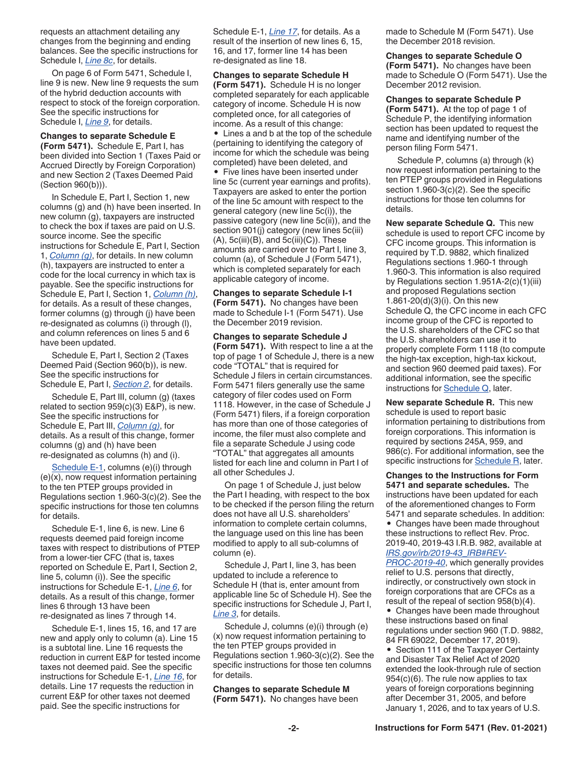requests an attachment detailing any changes from the beginning and ending balances. See the specific instructions for Schedule I, *Line 8c*, for details.

On page 6 of Form 5471, Schedule I, line 9 is new. New line 9 requests the sum of the hybrid deduction accounts with respect to stock of the foreign corporation. See the specific instructions for Schedule I, *Line 9*, for details.

**Changes to separate Schedule E (Form 5471).** Schedule E, Part I, has been divided into Section 1 (Taxes Paid or Accrued Directly by Foreign Corporation) and new Section 2 (Taxes Deemed Paid (Section 960(b))).

In Schedule E, Part I, Section 1, new columns (g) and (h) have been inserted. In new column (g), taxpayers are instructed to check the box if taxes are paid on U.S. source income. See the specific instructions for Schedule E, Part I, Section 1, *Column (g)*, for details. In new column (h), taxpayers are instructed to enter a code for the local currency in which tax is payable. See the specific instructions for Schedule E, Part I, Section 1, *Column (h)*, for details. As a result of these changes, former columns (g) through (j) have been re-designated as columns (i) through (l), and column references on lines 5 and 6 have been updated.

Schedule E, Part I, Section 2 (Taxes Deemed Paid (Section 960(b)), is new. See the specific instructions for Schedule E, Part I, *Section 2*, for details.

Schedule E, Part III, column (g) (taxes related to section 959(c)(3) E&P), is new. See the specific instructions for Schedule E, Part III, *Column (g)*, for details. As a result of this change, former columns (g) and (h) have been re-designated as columns (h) and (i).

Schedule E-1, columns (e)(i) through (e)(x), now request information pertaining to the ten PTEP groups provided in Regulations section 1.960-3(c)(2). See the specific instructions for those ten columns for details.

Schedule E-1, line 6, is new. Line 6 requests deemed paid foreign income taxes with respect to distributions of PTEP from a lower-tier CFC (that is, taxes reported on Schedule E, Part I, Section 2, line 5, column (i)). See the specific instructions for Schedule E-1, *Line 6*, for details. As a result of this change, former lines 6 through 13 have been re-designated as lines 7 through 14.

Schedule E-1, lines 15, 16, and 17 are new and apply only to column (a). Line 15 is a subtotal line. Line 16 requests the reduction in current E&P for tested income taxes not deemed paid. See the specific instructions for Schedule E-1, *Line 16*, for details. Line 17 requests the reduction in current E&P for other taxes not deemed paid. See the specific instructions for Schedule E-1, *Line 17*, for details. As a result of the insertion of new lines 6, 15, 16, and 17, former line 14 has been re-designated as line 18.

**Changes to separate Schedule H (Form 5471).** Schedule H is no longer completed separately for each applicable category of income. Schedule H is now completed once, for all categories of income. As a result of this change:

- Lines a and b at the top of the schedule (pertaining to identifying the category of income for which the schedule was being completed) have been deleted, and
- Five lines have been inserted under line 5c (current year earnings and profits). Taxpayers are asked to enter the portion of the line 5c amount with respect to the general category (new line 5c(i)), the passive category (new line 5c(ii)), and the section 901(j) category (new lines 5c(iii)(A), 5c(iii)(B), and 5c(iii)(C)). These amounts are carried over to Part I, line 3, column (a), of Schedule J (Form 5471), which is completed separately for each applicable category of income.

**Changes to separate Schedule I-1 (Form 5471).** No changes have been made to Schedule I-1 (Form 5471). Use the December 2019 revision.

**Changes to separate Schedule J (Form 5471).** With respect to line a at the top of page 1 of Schedule J, there is a new code "TOTAL" that is required for Schedule J filers in certain circumstances. Form 5471 filers generally use the same category of filer codes used on Form 1118. However, in the case of Schedule J (Form 5471) filers, if a foreign corporation has more than one of those categories of income, the filer must also complete and file a separate Schedule J using code "TOTAL" that aggregates all amounts listed for each line and column in Part I of all other Schedules J.

On page 1 of Schedule J, just below the Part I heading, with respect to the box to be checked if the person filing the return does not have all U.S. shareholders' information to complete certain columns, the language used on this line has been modified to apply to all sub-columns of column (e).

Schedule J, Part I, line 3, has been updated to include a reference to Schedule H (that is, enter amount from applicable line 5c of Schedule H). See the specific instructions for Schedule J, Part I, *Line 3*, for details.

Schedule J, columns (e)(i) through (e)(x) now request information pertaining to the ten PTEP groups provided in Regulations section 1.960-3(c)(2). See the specific instructions for those ten columns for details.

**Changes to separate Schedule M (Form 5471).** No changes have been made to Schedule M (Form 5471). Use the December 2018 revision.

**Changes to separate Schedule O (Form 5471).** No changes have been made to Schedule O (Form 5471). Use the December 2012 revision.

**Changes to separate Schedule P (Form 5471).** At the top of page 1 of Schedule P, the identifying information section has been updated to request the name and identifying number of the person filing Form 5471.

Schedule P, columns (a) through (k) now request information pertaining to the ten PTEP groups provided in Regulations section 1.960-3(c)(2). See the specific instructions for those ten columns for details.

**New separate Schedule Q.** This new schedule is used to report CFC income by CFC income groups. This information is required by T.D. 9882, which finalized Regulations sections 1.960-1 through 1.960-3. This information is also required by Regulations section 1.951A-2(c)(1)(iii) and proposed Regulations section 1.861-20(d)(3)(i). On this new Schedule Q, the CFC income in each CFC income group of the CFC is reported to the U.S. shareholders of the CFC so that the U.S. shareholders can use it to properly complete Form 1118 (to compute the high-tax exception, high-tax kickout, and section 960 deemed paid taxes). For additional information, see the specific instructions for Schedule Q, later.

**New separate Schedule R.** This new schedule is used to report basic information pertaining to distributions from foreign corporations. This information is required by sections 245A, 959, and 986(c). For additional information, see the specific instructions for Schedule R, later.

**Changes to the Instructions for Form 5471 and separate schedules.** The instructions have been updated for each of the aforementioned changes to Form 5471 and separate schedules. In addition:

- Changes have been made throughout these instructions to reflect Rev. Proc. 2019-40, 2019-43 I.R.B. 982, available at *IRS.gov/irb/2019-43_IRB#REV-PROC-2019-40*, which generally provides relief to U.S. persons that directly, indirectly, or constructively own stock in foreign corporations that are CFCs as a result of the repeal of section 958(b)(4).
- Changes have been made throughout these instructions based on final regulations under section 960 (T.D. 9882, 84 FR 69022, December 17, 2019).
- Section 111 of the Taxpayer Certainty and Disaster Tax Relief Act of 2020 extended the look-through rule of section 954(c)(6). The rule now applies to tax years of foreign corporations beginning after December 31, 2005, and before January 1, 2026, and to tax years of U.S.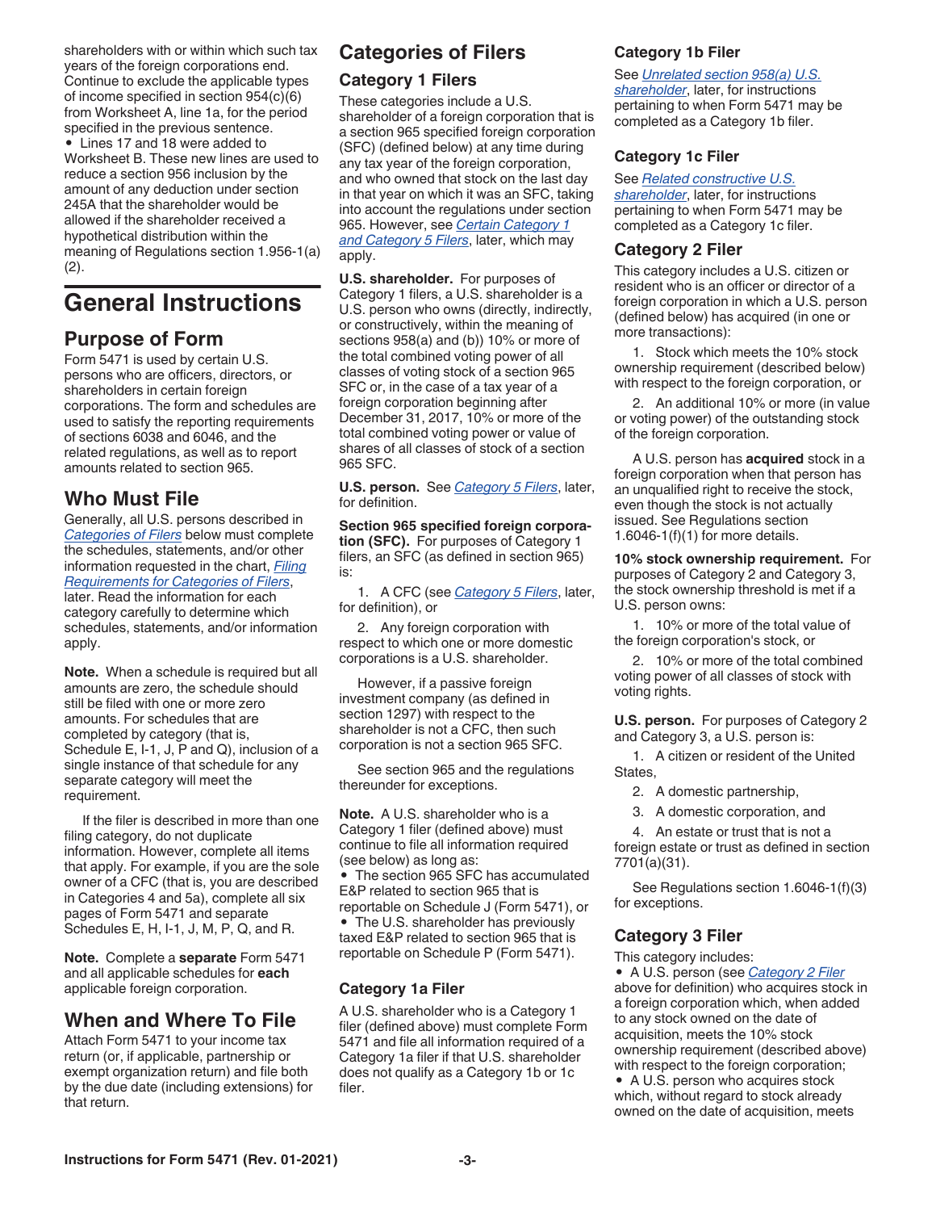shareholders with or within which such tax years of the foreign corporations end. Continue to exclude the applicable types of income specified in section 954(c)(6) from Worksheet A, line 1a, for the period specified in the previous sentence.

- Lines 17 and 18 were added to Worksheet B. These new lines are used to reduce a section 956 inclusion by the amount of any deduction under section 245A that the shareholder would be allowed if the shareholder received a hypothetical distribution within the meaning of Regulations section 1.956-1(a)(2).

# General Instructions

## Purpose of Form

Form 5471 is used by certain U.S. persons who are officers, directors, or shareholders in certain foreign corporations. The form and schedules are used to satisfy the reporting requirements of sections 6038 and 6046, and the related regulations, as well as to report amounts related to section 965.

## Who Must File

Generally, all U.S. persons described in *Categories of Filers* below must complete the schedules, statements, and/or other information requested in the chart, *Filing Requirements for Categories of Filers*, later. Read the information for each category carefully to determine which schedules, statements, and/or information apply.

**Note.** When a schedule is required but all amounts are zero, the schedule should still be filed with one or more zero amounts. For schedules that are completed by category (that is, Schedule E, I-1, J, P and Q), inclusion of a single instance of that schedule for any separate category will meet the requirement.

If the filer is described in more than one filing category, do not duplicate information. However, complete all items that apply. For example, if you are the sole owner of a CFC (that is, you are described in Categories 4 and 5a), complete all six pages of Form 5471 and separate Schedules E, H, I-1, J, M, P, Q, and R.

**Note.** Complete a **separate** Form 5471 and all applicable schedules for **each** applicable foreign corporation.

## When and Where To File

Attach Form 5471 to your income tax return (or, if applicable, partnership or exempt organization return) and file both by the due date (including extensions) for that return.

## Categories of Filers

### Category 1 Filers

These categories include a U.S. shareholder of a foreign corporation that is a section 965 specified foreign corporation (SFC) (defined below) at any time during any tax year of the foreign corporation, and who owned that stock on the last day in that year on which it was an SFC, taking into account the regulations under section 965. However, see *Certain Category 1 and Category 5 Filers*, later, which may apply.

**U.S. shareholder.** For purposes of Category 1 filers, a U.S. shareholder is a U.S. person who owns (directly, indirectly, or constructively, within the meaning of sections 958(a) and (b)) 10% or more of the total combined voting power of all classes of voting stock of a section 965 SFC or, in the case of a tax year of a foreign corporation beginning after December 31, 2017, 10% or more of the total combined voting power or value of shares of all classes of stock of a section 965 SFC.

**U.S. person.** See *Category 5 Filers*, later, for definition.

**Section 965 specified foreign corporation (SFC).** For purposes of Category 1 filers, an SFC (as defined in section 965) is:

1. A CFC (see *Category 5 Filers*, later, for definition), or
2. Any foreign corporation with respect to which one or more domestic corporations is a U.S. shareholder.

However, if a passive foreign investment company (as defined in section 1297) with respect to the shareholder is not a CFC, then such corporation is not a section 965 SFC.

See section 965 and the regulations thereunder for exceptions.

**Note.** A U.S. shareholder who is a Category 1 filer (defined above) must continue to file all information required (see below) as long as:

- The section 965 SFC has accumulated E&P related to section 965 that is reportable on Schedule J (Form 5471), or
- The U.S. shareholder has previously taxed E&P related to section 965 that is reportable on Schedule P (Form 5471).

### Category 1a Filer

A U.S. shareholder who is a Category 1 filer (defined above) must complete Form 5471 and file all information required of a Category 1a filer if that U.S. shareholder does not qualify as a Category 1b or 1c filer.

### Category 1b Filer

See *Unrelated section 958(a) U.S. shareholder*, later, for instructions pertaining to when Form 5471 may be completed as a Category 1b filer.

### Category 1c Filer

See *Related constructive U.S. shareholder*, later, for instructions pertaining to when Form 5471 may be completed as a Category 1c filer.

### Category 2 Filer

This category includes a U.S. citizen or resident who is an officer or director of a foreign corporation in which a U.S. person (defined below) has acquired (in one or more transactions):

1. Stock which meets the 10% stock ownership requirement (described below) with respect to the foreign corporation, or
2. An additional 10% or more (in value or voting power) of the outstanding stock of the foreign corporation.

A U.S. person has **acquired** stock in a foreign corporation when that person has an unqualified right to receive the stock, even though the stock is not actually issued. See Regulations section 1.6046-1(f)(1) for more details.

**10% stock ownership requirement.** For purposes of Category 2 and Category 3, the stock ownership threshold is met if a U.S. person owns:

1. 10% or more of the total value of the foreign corporation's stock, or
2. 10% or more of the total combined voting power of all classes of stock with voting rights.

**U.S. person.** For purposes of Category 2 and Category 3, a U.S. person is:

1. A citizen or resident of the United States,
2. A domestic partnership,
3. A domestic corporation, and
4. An estate or trust that is not a foreign estate or trust as defined in section 7701(a)(31).

See Regulations section 1.6046-1(f)(3) for exceptions.

### Category 3 Filer

This category includes:

- A U.S. person (see *Category 2 Filer* above for definition) who acquires stock in a foreign corporation which, when added to any stock owned on the date of acquisition, meets the 10% stock ownership requirement (described above) with respect to the foreign corporation;
- A U.S. person who acquires stock which, without regard to stock already owned on the date of acquisition, meets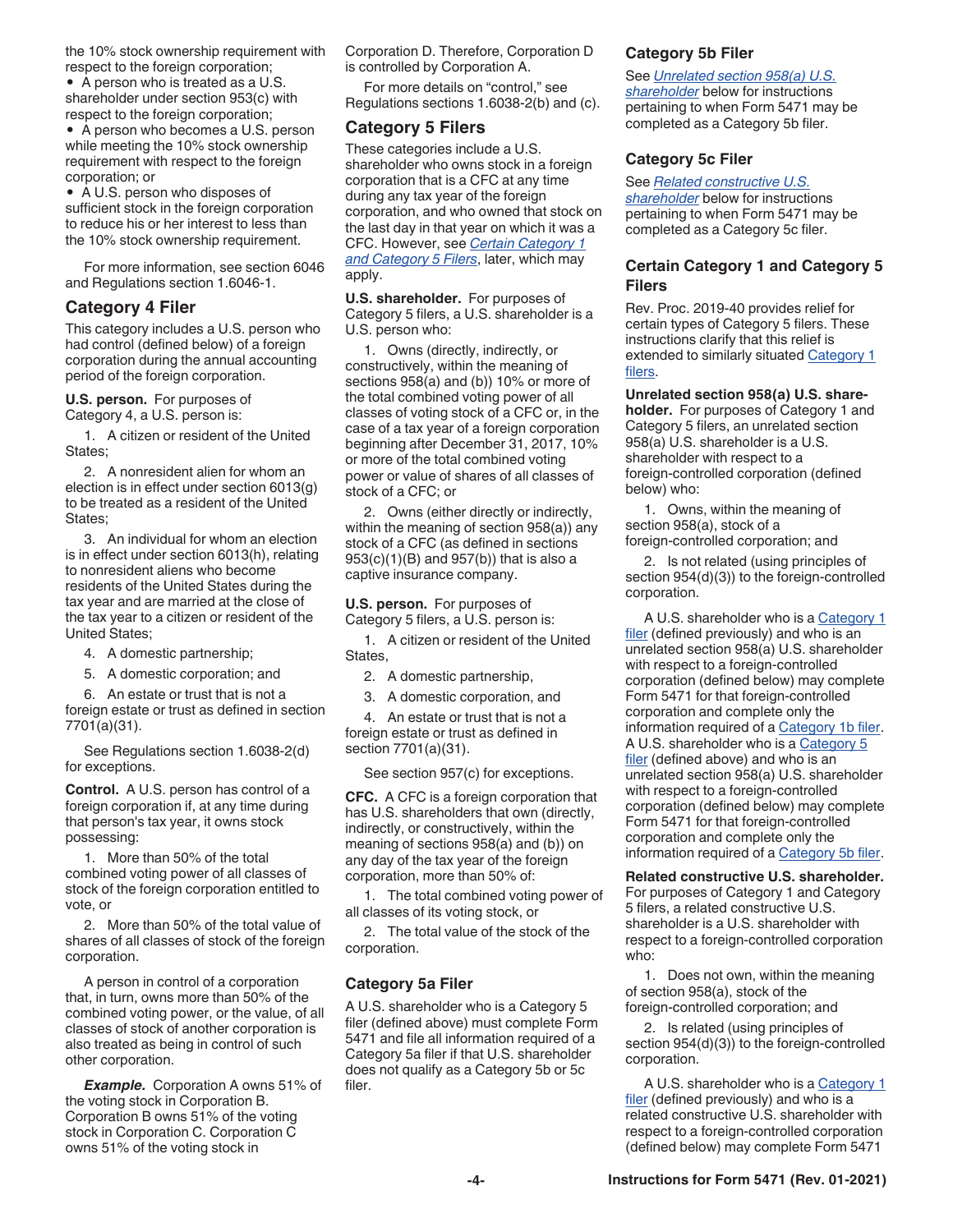the 10% stock ownership requirement with respect to the foreign corporation;

- A person who is treated as a U.S. shareholder under section 953(c) with respect to the foreign corporation;
- A person who becomes a U.S. person while meeting the 10% stock ownership requirement with respect to the foreign corporation; or
- A U.S. person who disposes of sufficient stock in the foreign corporation to reduce his or her interest to less than the 10% stock ownership requirement.

For more information, see section 6046 and Regulations section 1.6046-1.

### Category 4 Filer

This category includes a U.S. person who had control (defined below) of a foreign corporation during the annual accounting period of the foreign corporation.

**U.S. person.** For purposes of Category 4, a U.S. person is:

1. A citizen or resident of the United States;
2. A nonresident alien for whom an election is in effect under section 6013(g) to be treated as a resident of the United States;
3. An individual for whom an election is in effect under section 6013(h), relating to nonresident aliens who become residents of the United States during the tax year and are married at the close of the tax year to a citizen or resident of the United States;
4. A domestic partnership;
5. A domestic corporation; and
6. An estate or trust that is not a foreign estate or trust as defined in section 7701(a)(31).

See Regulations section 1.6038-2(d) for exceptions.

**Control.** A U.S. person has control of a foreign corporation if, at any time during that person's tax year, it owns stock possessing:

1. More than 50% of the total combined voting power of all classes of stock of the foreign corporation entitled to vote, or
2. More than 50% of the total value of shares of all classes of stock of the foreign corporation.

A person in control of a corporation that, in turn, owns more than 50% of the combined voting power, or the value, of all classes of stock of another corporation is also treated as being in control of such other corporation.

***Example.*** Corporation A owns 51% of the voting stock in Corporation B. Corporation B owns 51% of the voting stock in Corporation C. Corporation C owns 51% of the voting stock in Corporation D. Therefore, Corporation D is controlled by Corporation A.

For more details on "control," see Regulations sections 1.6038-2(b) and (c).

### Category 5 Filers

These categories include a U.S. shareholder who owns stock in a foreign corporation that is a CFC at any time during any tax year of the foreign corporation, and who owned that stock on the last day in that year on which it was a CFC. However, see *Certain Category 1 and Category 5 Filers*, later, which may apply.

**U.S. shareholder.** For purposes of Category 5 filers, a U.S. shareholder is a U.S. person who:

1. Owns (directly, indirectly, or constructively, within the meaning of sections 958(a) and (b)) 10% or more of the total combined voting power of all classes of voting stock of a CFC or, in the case of a tax year of a foreign corporation beginning after December 31, 2017, 10% or more of the total combined voting power or value of shares of all classes of stock of a CFC; or
2. Owns (either directly or indirectly, within the meaning of section 958(a)) any stock of a CFC (as defined in sections 953(c)(1)(B) and 957(b)) that is also a captive insurance company.

**U.S. person.** For purposes of Category 5 filers, a U.S. person is:

1. A citizen or resident of the United States,
2. A domestic partnership,
3. A domestic corporation, and
4. An estate or trust that is not a foreign estate or trust as defined in section 7701(a)(31).

See section 957(c) for exceptions.

**CFC.** A CFC is a foreign corporation that has U.S. shareholders that own (directly, indirectly, or constructively, within the meaning of sections 958(a) and (b)) on any day of the tax year of the foreign corporation, more than 50% of:

1. The total combined voting power of all classes of its voting stock, or
2. The total value of the stock of the corporation.

### Category 5a Filer

A U.S. shareholder who is a Category 5 filer (defined above) must complete Form 5471 and file all information required of a Category 5a filer if that U.S. shareholder does not qualify as a Category 5b or 5c filer.

### Category 5b Filer

See *Unrelated section 958(a) U.S. shareholder* below for instructions pertaining to when Form 5471 may be completed as a Category 5b filer.

### Category 5c Filer

See *Related constructive U.S. shareholder* below for instructions pertaining to when Form 5471 may be completed as a Category 5c filer.

### Certain Category 1 and Category 5 Filers

Rev. Proc. 2019-40 provides relief for certain types of Category 5 filers. These instructions clarify that this relief is extended to similarly situated Category 1 filers.

**Unrelated section 958(a) U.S. shareholder.** For purposes of Category 1 and Category 5 filers, an unrelated section 958(a) U.S. shareholder is a U.S. shareholder with respect to a foreign-controlled corporation (defined below) who:

1. Owns, within the meaning of section 958(a), stock of a foreign-controlled corporation; and
2. Is not related (using principles of section 954(d)(3)) to the foreign-controlled corporation.

A U.S. shareholder who is a Category 1 filer (defined previously) and who is an unrelated section 958(a) U.S. shareholder with respect to a foreign-controlled corporation (defined below) may complete Form 5471 for that foreign-controlled corporation and complete only the information required of a Category 1b filer. A U.S. shareholder who is a Category 5 filer (defined above) and who is an unrelated section 958(a) U.S. shareholder with respect to a foreign-controlled corporation (defined below) may complete Form 5471 for that foreign-controlled corporation and complete only the information required of a Category 5b filer.

**Related constructive U.S. shareholder.** For purposes of Category 1 and Category 5 filers, a related constructive U.S. shareholder is a U.S. shareholder with respect to a foreign-controlled corporation who:

1. Does not own, within the meaning of section 958(a), stock of the foreign-controlled corporation; and
2. Is related (using principles of section 954(d)(3)) to the foreign-controlled corporation.

A U.S. shareholder who is a Category 1 filer (defined previously) and who is a related constructive U.S. shareholder with respect to a foreign-controlled corporation (defined below) may complete Form 5471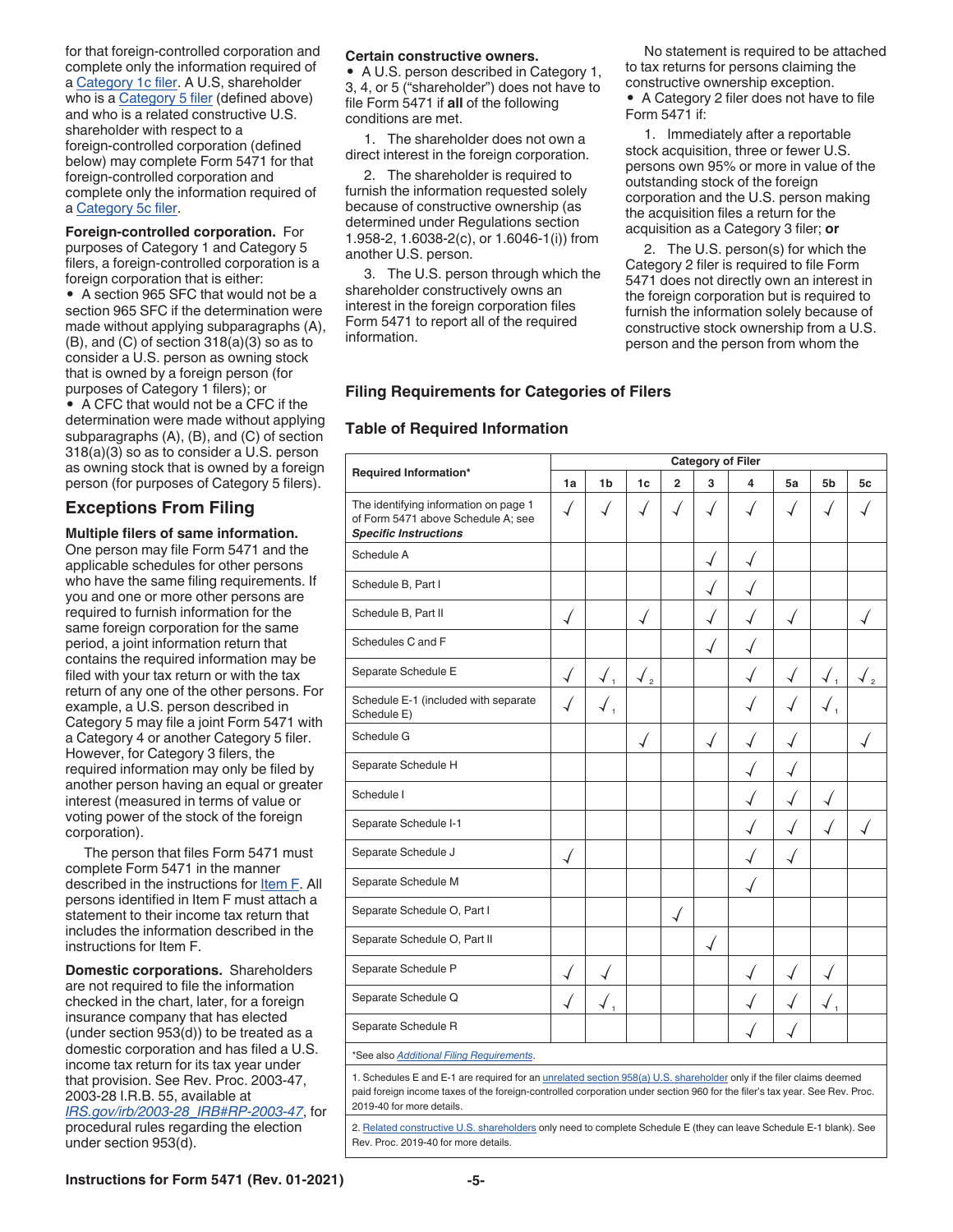for that foreign-controlled corporation and complete only the information required of a Category 1c filer. A U.S. shareholder who is a Category 5 filer (defined above) and who is a related constructive U.S. shareholder with respect to a foreign-controlled corporation (defined below) may complete Form 5471 for that foreign-controlled corporation and complete only the information required of a Category 5c filer.

**Foreign-controlled corporation.** For purposes of Category 1 and Category 5 filers, a foreign-controlled corporation is a foreign corporation that is either:

- A section 965 SFC that would not be a section 965 SFC if the determination were made without applying subparagraphs (A), (B), and (C) of section 318(a)(3) so as to consider a U.S. person as owning stock that is owned by a foreign person (for purposes of Category 1 filers); or
- A CFC that would not be a CFC if the determination were made without applying subparagraphs (A), (B), and (C) of section 318(a)(3) so as to consider a U.S. person as owning stock that is owned by a foreign person (for purposes of Category 5 filers).

## Exceptions From Filing

**Multiple filers of same information.** One person may file Form 5471 and the applicable schedules for other persons who have the same filing requirements. If you and one or more other persons are required to furnish information for the same foreign corporation for the same period, a joint information return that contains the required information may be filed with your tax return or with the tax return of any one of the other persons. For example, a U.S. person described in Category 5 may file a joint Form 5471 with a Category 4 or another Category 5 filer. However, for Category 3 filers, the required information may only be filed by another person having an equal or greater interest (measured in terms of value or voting power of the stock of the foreign corporation).

The person that files Form 5471 must complete Form 5471 in the manner described in the instructions for Item F. All persons identified in Item F must attach a statement to their income tax return that includes the information described in the instructions for Item F.

**Domestic corporations.** Shareholders are not required to file the information checked in the chart, later, for a foreign insurance company that has elected (under section 953(d)) to be treated as a domestic corporation and has filed a U.S. income tax return for its tax year under that provision. See Rev. Proc. 2003-47, 2003-28 I.R.B. 55, available at *IRS.gov/irb/2003-28_IRB#RP-2003-47*, for procedural rules regarding the election under section 953(d).

**Certain constructive owners.**

- A U.S. person described in Category 1, 3, 4, or 5 ("shareholder") does not have to file Form 5471 if **all** of the following conditions are met.

1. The shareholder does not own a direct interest in the foreign corporation.

2. The shareholder is required to furnish the information requested solely because of constructive ownership (as determined under Regulations section 1.958-2, 1.6038-2(c), or 1.6046-1(i)) from another U.S. person.

3. The U.S. person through which the shareholder constructively owns an interest in the foreign corporation files Form 5471 to report all of the required information.

No statement is required to be attached to tax returns for persons claiming the constructive ownership exception.

- A Category 2 filer does not have to file Form 5471 if:

1. Immediately after a reportable stock acquisition, three or fewer U.S. persons own 95% or more in value of the outstanding stock of the foreign corporation and the U.S. person making the acquisition files a return for the acquisition as a Category 3 filer; **or**

2. The U.S. person(s) for which the Category 2 filer is required to file Form 5471 does not directly own an interest in the foreign corporation but is required to furnish the information solely because of constructive stock ownership from a U.S. person and the person from whom the

### Filing Requirements for Categories of Filers

### Table of Required Information

| Required Information* | Category of Filer | | | | | | | | |
|---|---|---|---|---|---|---|---|---|---|
| | 1a | 1b | 1c | 2 | 3 | 4 | 5a | 5b | 5c |
| The identifying information on page 1 of Form 5471 above Schedule A; see ***Specific Instructions*** | ✓ | ✓ | ✓ | ✓ | ✓ | ✓ | ✓ | ✓ | ✓ |
| Schedule A | | | | | ✓ | ✓ | | | |
| Schedule B, Part I | | | | | ✓ | ✓ | | | |
| Schedule B, Part II | ✓ | | ✓ | | ✓ | ✓ | ✓ | | ✓ |
| Schedules C and F | | | | | ✓ | ✓ | | | |
| Separate Schedule E | ✓ | ✓ [1] | ✓ [2] | | | ✓ | ✓ | ✓ [1] | ✓ [2] |
| Schedule E-1 (included with separate Schedule E) | ✓ | ✓ [1] | | | | ✓ | ✓ | ✓ [1] | |
| Schedule G | | | ✓ | | ✓ | ✓ | ✓ | | ✓ |
| Separate Schedule H | | | | | | ✓ | ✓ | | |
| Schedule I | | | | | | ✓ | ✓ | ✓ | |
| Separate Schedule I-1 | | | | | | ✓ | ✓ | ✓ | ✓ |
| Separate Schedule J | ✓ | | | | | ✓ | ✓ | | |
| Separate Schedule M | | | | | | ✓ | | | |
| Separate Schedule O, Part I | | | | ✓ | | | | | |
| Separate Schedule O, Part II | | | | | ✓ | | | | |
| Separate Schedule P | ✓ | ✓ | | | | ✓ | ✓ | ✓ | |
| Separate Schedule Q | ✓ | ✓ [1] | | | | ✓ | ✓ | ✓ [1] | |
| Separate Schedule R | | | | | | ✓ | ✓ | | |

*See also *Additional Filing Requirements*.

1. Schedules E and E-1 are required for an unrelated section 958(a) U.S. shareholder only if the filer claims deemed paid foreign income taxes of the foreign-controlled corporation under section 960 for the filer's tax year. See Rev. Proc. 2019-40 for more details.

2. Related constructive U.S. shareholders only need to complete Schedule E (they can leave Schedule E-1 blank). See Rev. Proc. 2019-40 for more details.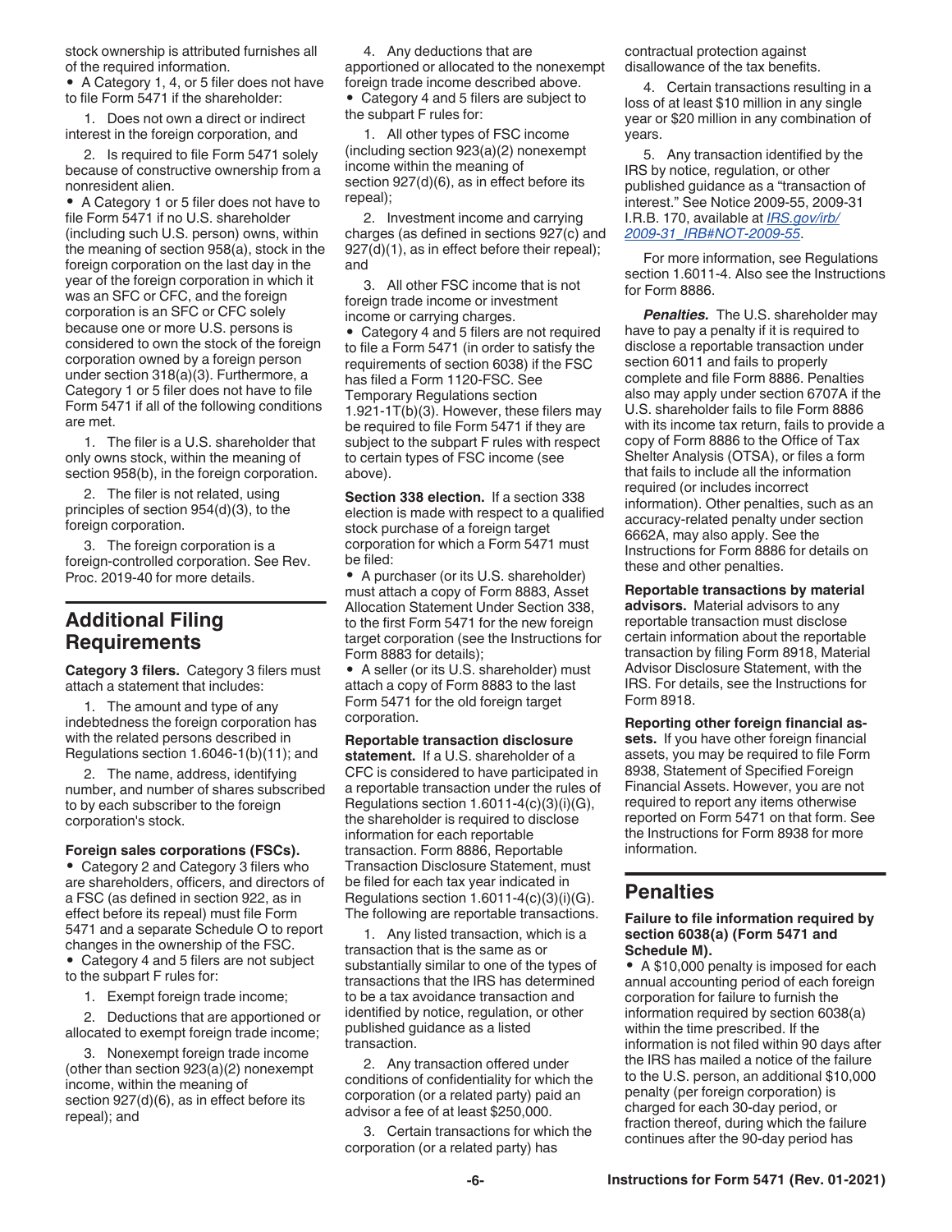stock ownership is attributed furnishes all of the required information.

- A Category 1, 4, or 5 filer does not have to file Form 5471 if the shareholder:

1. Does not own a direct or indirect interest in the foreign corporation, and

2. Is required to file Form 5471 solely because of constructive ownership from a nonresident alien.

- A Category 1 or 5 filer does not have to file Form 5471 if no U.S. shareholder (including such U.S. person) owns, within the meaning of section 958(a), stock in the foreign corporation on the last day in the year of the foreign corporation in which it was an SFC or CFC, and the foreign corporation is an SFC or CFC solely because one or more U.S. persons is considered to own the stock of the foreign corporation owned by a foreign person under section 318(a)(3). Furthermore, a Category 1 or 5 filer does not have to file Form 5471 if all of the following conditions are met.

1. The filer is a U.S. shareholder that only owns stock, within the meaning of section 958(b), in the foreign corporation.

2. The filer is not related, using principles of section 954(d)(3), to the foreign corporation.

3. The foreign corporation is a foreign-controlled corporation. See Rev. Proc. 2019-40 for more details.

## Additional Filing Requirements

**Category 3 filers.** Category 3 filers must attach a statement that includes:

1. The amount and type of any indebtedness the foreign corporation has with the related persons described in Regulations section 1.6046-1(b)(11); and

2. The name, address, identifying number, and number of shares subscribed to by each subscriber to the foreign corporation's stock.

**Foreign sales corporations (FSCs).**

- Category 2 and Category 3 filers who are shareholders, officers, and directors of a FSC (as defined in section 922, as in effect before its repeal) must file Form 5471 and a separate Schedule O to report changes in the ownership of the FSC.
- Category 4 and 5 filers are not subject to the subpart F rules for:

1. Exempt foreign trade income;

2. Deductions that are apportioned or allocated to exempt foreign trade income;

3. Nonexempt foreign trade income (other than section 923(a)(2) nonexempt income, within the meaning of section 927(d)(6), as in effect before its repeal); and

4. Any deductions that are apportioned or allocated to the nonexempt foreign trade income described above.

- Category 4 and 5 filers are subject to the subpart F rules for:

1. All other types of FSC income (including section 923(a)(2) nonexempt income within the meaning of section 927(d)(6), as in effect before its repeal);

2. Investment income and carrying charges (as defined in sections 927(c) and 927(d)(1), as in effect before their repeal); and

3. All other FSC income that is not foreign trade income or investment income or carrying charges.

- Category 4 and 5 filers are not required to file a Form 5471 (in order to satisfy the requirements of section 6038) if the FSC has filed a Form 1120-FSC. See Temporary Regulations section 1.921-1T(b)(3). However, these filers may be required to file Form 5471 if they are subject to the subpart F rules with respect to certain types of FSC income (see above).

**Section 338 election.** If a section 338 election is made with respect to a qualified stock purchase of a foreign target corporation for which a Form 5471 must be filed:

- A purchaser (or its U.S. shareholder) must attach a copy of Form 8883, Asset Allocation Statement Under Section 338, to the first Form 5471 for the new foreign target corporation (see the Instructions for Form 8883 for details);
- A seller (or its U.S. shareholder) must attach a copy of Form 8883 to the last Form 5471 for the old foreign target corporation.

**Reportable transaction disclosure statement.** If a U.S. shareholder of a CFC is considered to have participated in a reportable transaction under the rules of Regulations section 1.6011-4(c)(3)(i)(G), the shareholder is required to disclose information for each reportable transaction. Form 8886, Reportable Transaction Disclosure Statement, must be filed for each tax year indicated in Regulations section 1.6011-4(c)(3)(i)(G). The following are reportable transactions.

1. Any listed transaction, which is a transaction that is the same as or substantially similar to one of the types of transactions that the IRS has determined to be a tax avoidance transaction and identified by notice, regulation, or other published guidance as a listed transaction.

2. Any transaction offered under conditions of confidentiality for which the corporation (or a related party) paid an advisor a fee of at least $250,000.

3. Certain transactions for which the corporation (or a related party) has contractual protection against disallowance of the tax benefits.

4. Certain transactions resulting in a loss of at least $10 million in any single year or $20 million in any combination of years.

5. Any transaction identified by the IRS by notice, regulation, or other published guidance as a "transaction of interest." See Notice 2009-55, 2009-31 I.R.B. 170, available at [IRS.gov/irb/2009-31_IRB#NOT-2009-55](IRS.gov/irb/2009-31_IRB#NOT-2009-55).

For more information, see Regulations section 1.6011-4. Also see the Instructions for Form 8886.

***Penalties.*** The U.S. shareholder may have to pay a penalty if it is required to disclose a reportable transaction under section 6011 and fails to properly complete and file Form 8886. Penalties also may apply under section 6707A if the U.S. shareholder fails to file Form 8886 with its income tax return, fails to provide a copy of Form 8886 to the Office of Tax Shelter Analysis (OTSA), or files a form that fails to include all the information required (or includes incorrect information). Other penalties, such as an accuracy-related penalty under section 6662A, may also apply. See the Instructions for Form 8886 for details on these and other penalties.

**Reportable transactions by material advisors.** Material advisors to any reportable transaction must disclose certain information about the reportable transaction by filing Form 8918, Material Advisor Disclosure Statement, with the IRS. For details, see the Instructions for Form 8918.

**Reporting other foreign financial assets.** If you have other foreign financial assets, you may be required to file Form 8938, Statement of Specified Foreign Financial Assets. However, you are not required to report any items otherwise reported on Form 5471 on that form. See the Instructions for Form 8938 for more information.

## Penalties

**Failure to file information required by section 6038(a) (Form 5471 and Schedule M).**

- A $10,000 penalty is imposed for each annual accounting period of each foreign corporation for failure to furnish the information required by section 6038(a) within the time prescribed. If the information is not filed within 90 days after the IRS has mailed a notice of the failure to the U.S. person, an additional $10,000 penalty (per foreign corporation) is charged for each 30-day period, or fraction thereof, during which the failure continues after the 90-day period has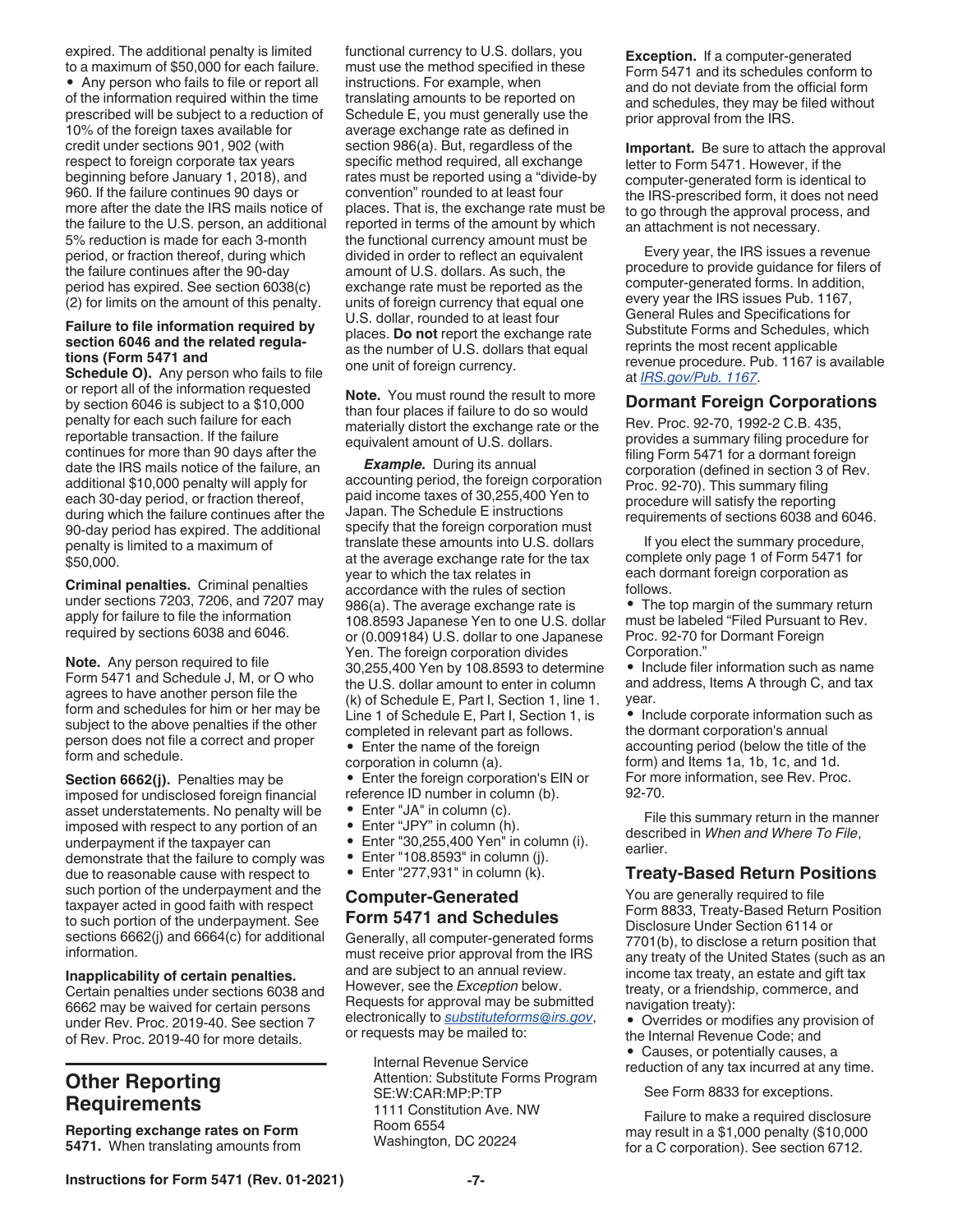expired. The additional penalty is limited to a maximum of $50,000 for each failure.

- Any person who fails to file or report all of the information required within the time prescribed will be subject to a reduction of 10% of the foreign taxes available for credit under sections 901, 902 (with respect to foreign corporate tax years beginning before January 1, 2018), and 960. If the failure continues 90 days or more after the date the IRS mails notice of the failure to the U.S. person, an additional 5% reduction is made for each 3-month period, or fraction thereof, during which the failure continues after the 90-day period has expired. See section 6038(c)(2) for limits on the amount of this penalty.

**Failure to file information required by section 6046 and the related regulations (Form 5471 and Schedule O).** Any person who fails to file or report all of the information requested by section 6046 is subject to a $10,000 penalty for each such failure for each reportable transaction. If the failure continues for more than 90 days after the date the IRS mails notice of the failure, an additional $10,000 penalty will apply for each 30-day period, or fraction thereof, during which the failure continues after the 90-day period has expired. The additional penalty is limited to a maximum of $50,000.

**Criminal penalties.** Criminal penalties under sections 7203, 7206, and 7207 may apply for failure to file the information required by sections 6038 and 6046.

**Note.** Any person required to file Form 5471 and Schedule J, M, or O who agrees to have another person file the form and schedules for him or her may be subject to the above penalties if the other person does not file a correct and proper form and schedule.

**Section 6662(j).** Penalties may be imposed for undisclosed foreign financial asset understatements. No penalty will be imposed with respect to any portion of an underpayment if the taxpayer can demonstrate that the failure to comply was due to reasonable cause with respect to such portion of the underpayment and the taxpayer acted in good faith with respect to such portion of the underpayment. See sections 6662(j) and 6664(c) for additional information.

**Inapplicability of certain penalties.** Certain penalties under sections 6038 and 6662 may be waived for certain persons under Rev. Proc. 2019-40. See section 7 of Rev. Proc. 2019-40 for more details.

## Other Reporting Requirements

**Reporting exchange rates on Form 5471.** When translating amounts from functional currency to U.S. dollars, you must use the method specified in these instructions. For example, when translating amounts to be reported on Schedule E, you must generally use the average exchange rate as defined in section 986(a). But, regardless of the specific method required, all exchange rates must be reported using a "divide-by convention" rounded to at least four places. That is, the exchange rate must be reported in terms of the amount by which the functional currency amount must be divided in order to reflect an equivalent amount of U.S. dollars. As such, the exchange rate must be reported as the units of foreign currency that equal one U.S. dollar, rounded to at least four places. **Do not** report the exchange rate as the number of U.S. dollars that equal one unit of foreign currency.

**Note.** You must round the result to more than four places if failure to do so would materially distort the exchange rate or the equivalent amount of U.S. dollars.

***Example.*** During its annual accounting period, the foreign corporation paid income taxes of 30,255,400 Yen to Japan. The Schedule E instructions specify that the foreign corporation must translate these amounts into U.S. dollars at the average exchange rate for the tax year to which the tax relates in accordance with the rules of section 986(a). The average exchange rate is 108.8593 Japanese Yen to one U.S. dollar or (0.009184) U.S. dollar to one Japanese Yen. The foreign corporation divides 30,255,400 Yen by 108.8593 to determine the U.S. dollar amount to enter in column (k) of Schedule E, Part I, Section 1, line 1. Line 1 of Schedule E, Part I, Section 1, is completed in relevant part as follows.

- Enter the name of the foreign corporation in column (a).
- Enter the foreign corporation's EIN or reference ID number in column (b).
- Enter "JA" in column (c).
- Enter "JPY" in column (h).
- Enter "30,255,400 Yen" in column (i).
- Enter "108.8593" in column (j).
- Enter "277,931" in column (k).

## Computer-Generated Form 5471 and Schedules

Generally, all computer-generated forms must receive prior approval from the IRS and are subject to an annual review. However, see the *Exception* below. Requests for approval may be submitted electronically to *substituteforms@irs.gov*, or requests may be mailed to:

Internal Revenue Service
Attention: Substitute Forms Program
SE:W:CAR:MP:P:TP
1111 Constitution Ave. NW
Room 6554
Washington, DC 20224

**Exception.** If a computer-generated Form 5471 and its schedules conform to and do not deviate from the official form and schedules, they may be filed without prior approval from the IRS.

**Important.** Be sure to attach the approval letter to Form 5471. However, if the computer-generated form is identical to the IRS-prescribed form, it does not need to go through the approval process, and an attachment is not necessary.

Every year, the IRS issues a revenue procedure to provide guidance for filers of computer-generated forms. In addition, every year the IRS issues Pub. 1167, General Rules and Specifications for Substitute Forms and Schedules, which reprints the most recent applicable revenue procedure. Pub. 1167 is available at *IRS.gov/Pub. 1167*.

## Dormant Foreign Corporations

Rev. Proc. 92-70, 1992-2 C.B. 435, provides a summary filing procedure for filing Form 5471 for a dormant foreign corporation (defined in section 3 of Rev. Proc. 92-70). This summary filing procedure will satisfy the reporting requirements of sections 6038 and 6046.

If you elect the summary procedure, complete only page 1 of Form 5471 for each dormant foreign corporation as follows.

- The top margin of the summary return must be labeled "Filed Pursuant to Rev. Proc. 92-70 for Dormant Foreign Corporation."
- Include filer information such as name and address, Items A through C, and tax year.
- Include corporate information such as the dormant corporation's annual accounting period (below the title of the form) and Items 1a, 1b, 1c, and 1d. For more information, see Rev. Proc. 92-70.

File this summary return in the manner described in *When and Where To File*, earlier.

## Treaty-Based Return Positions

You are generally required to file Form 8833, Treaty-Based Return Position Disclosure Under Section 6114 or 7701(b), to disclose a return position that any treaty of the United States (such as an income tax treaty, an estate and gift tax treaty, or a friendship, commerce, and navigation treaty):

- Overrides or modifies any provision of the Internal Revenue Code; and
- Causes, or potentially causes, a reduction of any tax incurred at any time.

See Form 8833 for exceptions.

Failure to make a required disclosure may result in a $1,000 penalty ($10,000 for a C corporation). See section 6712.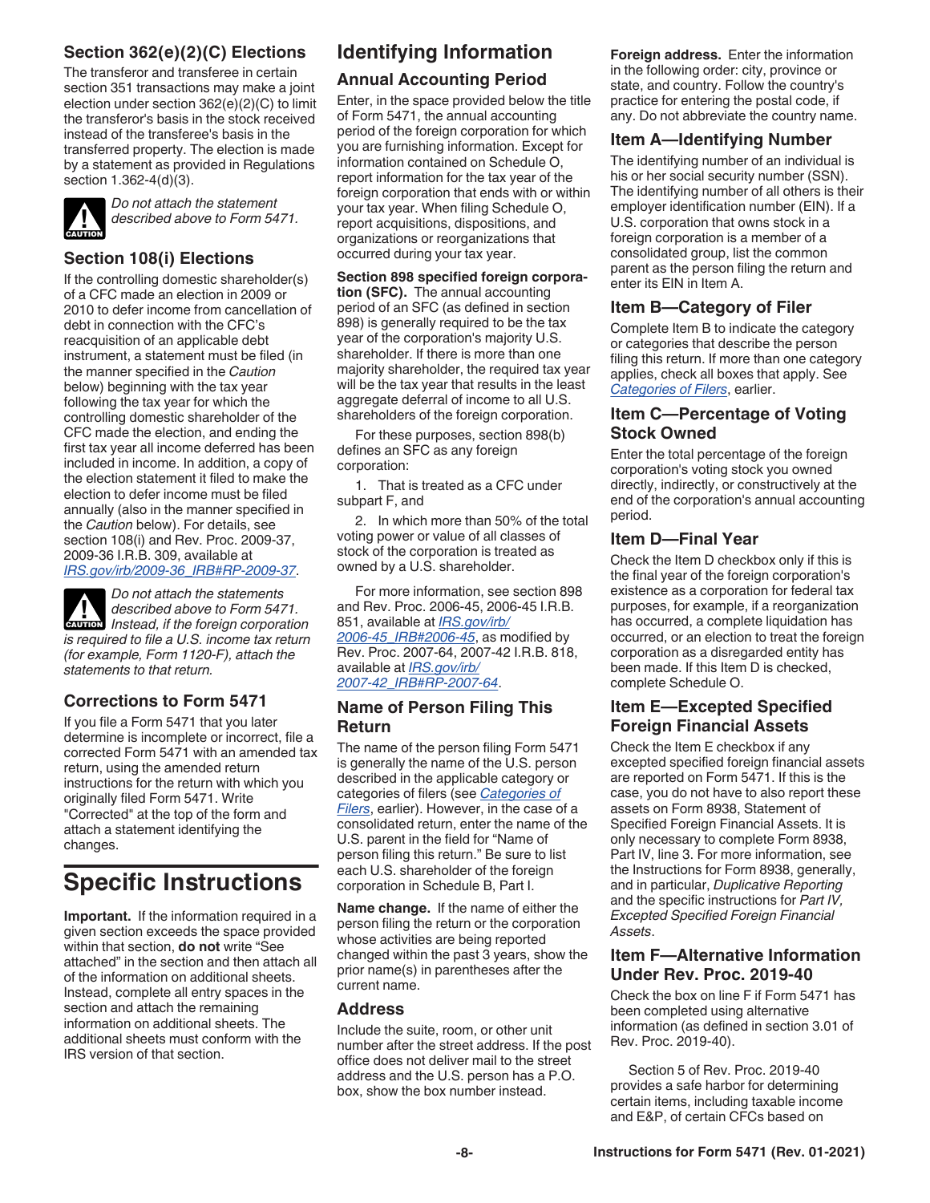### Section 362(e)(2)(C) Elections

The transferor and transferee in certain section 351 transactions may make a joint election under section 362(e)(2)(C) to limit the transferor's basis in the stock received instead of the transferee's basis in the transferred property. The election is made by a statement as provided in Regulations section 1.362-4(d)(3).

**CAUTION** *Do not attach the statement described above to Form 5471.*

### Section 108(i) Elections

If the controlling domestic shareholder(s) of a CFC made an election in 2009 or 2010 to defer income from cancellation of debt in connection with the CFC's reacquisition of an applicable debt instrument, a statement must be filed (in the manner specified in the *Caution* below) beginning with the tax year following the tax year for which the controlling domestic shareholder of the CFC made the election, and ending the first tax year all income deferred has been included in income. In addition, a copy of the election statement it filed to make the election to defer income must be filed annually (also in the manner specified in the *Caution* below). For details, see section 108(i) and Rev. Proc. 2009-37, 2009-36 I.R.B. 309, available at *IRS.gov/irb/2009-36_IRB#RP-2009-37*.

**CAUTION** *Do not attach the statements described above to Form 5471. Instead, if the foreign corporation is required to file a U.S. income tax return (for example, Form 1120-F), attach the statements to that return.*

### Corrections to Form 5471

If you file a Form 5471 that you later determine is incomplete or incorrect, file a corrected Form 5471 with an amended tax return, using the amended return instructions for the return with which you originally filed Form 5471. Write "Corrected" at the top of the form and attach a statement identifying the changes.

# Specific Instructions

**Important.** If the information required in a given section exceeds the space provided within that section, **do not** write "See attached" in the section and then attach all of the information on additional sheets. Instead, complete all entry spaces in the section and attach the remaining information on additional sheets. The additional sheets must conform with the IRS version of that section.

## Identifying Information

### Annual Accounting Period

Enter, in the space provided below the title of Form 5471, the annual accounting period of the foreign corporation for which you are furnishing information. Except for information contained on Schedule O, report information for the tax year of the foreign corporation that ends with or within your tax year. When filing Schedule O, report acquisitions, dispositions, and organizations or reorganizations that occurred during your tax year.

**Section 898 specified foreign corporation (SFC).** The annual accounting period of an SFC (as defined in section 898) is generally required to be the tax year of the corporation's majority U.S. shareholder. If there is more than one majority shareholder, the required tax year will be the tax year that results in the least aggregate deferral of income to all U.S. shareholders of the foreign corporation.

For these purposes, section 898(b) defines an SFC as any foreign corporation:

1. That is treated as a CFC under subpart F, and
2. In which more than 50% of the total voting power or value of all classes of stock of the corporation is treated as owned by a U.S. shareholder.

For more information, see section 898 and Rev. Proc. 2006-45, 2006-45 I.R.B. 851, available at *IRS.gov/irb/2006-45_IRB#2006-45*, as modified by Rev. Proc. 2007-64, 2007-42 I.R.B. 818, available at *IRS.gov/irb/2007-42_IRB#RP-2007-64*.

### Name of Person Filing This Return

The name of the person filing Form 5471 is generally the name of the U.S. person described in the applicable category or categories of filers (see *Categories of Filers*, earlier). However, in the case of a consolidated return, enter the name of the U.S. parent in the field for "Name of person filing this return." Be sure to list each U.S. shareholder of the foreign corporation in Schedule B, Part I.

**Name change.** If the name of either the person filing the return or the corporation whose activities are being reported changed within the past 3 years, show the prior name(s) in parentheses after the current name.

### Address

Include the suite, room, or other unit number after the street address. If the post office does not deliver mail to the street address and the U.S. person has a P.O. box, show the box number instead.

**Foreign address.** Enter the information in the following order: city, province or state, and country. Follow the country's practice for entering the postal code, if any. Do not abbreviate the country name.

### Item A—Identifying Number

The identifying number of an individual is his or her social security number (SSN). The identifying number of all others is their employer identification number (EIN). If a U.S. corporation that owns stock in a foreign corporation is a member of a consolidated group, list the common parent as the person filing the return and enter its EIN in Item A.

### Item B—Category of Filer

Complete Item B to indicate the category or categories that describe the person filing this return. If more than one category applies, check all boxes that apply. See *Categories of Filers*, earlier.

### Item C—Percentage of Voting Stock Owned

Enter the total percentage of the foreign corporation's voting stock you owned directly, indirectly, or constructively at the end of the corporation's annual accounting period.

### Item D—Final Year

Check the Item D checkbox only if this is the final year of the foreign corporation's existence as a corporation for federal tax purposes, for example, if a reorganization has occurred, a complete liquidation has occurred, or an election to treat the foreign corporation as a disregarded entity has been made. If this Item D is checked, complete Schedule O.

### Item E—Excepted Specified Foreign Financial Assets

Check the Item E checkbox if any excepted specified foreign financial assets are reported on Form 5471. If this is the case, you do not have to also report these assets on Form 8938, Statement of Specified Foreign Financial Assets. It is only necessary to complete Form 8938, Part IV, line 3. For more information, see the Instructions for Form 8938, generally, and in particular, *Duplicative Reporting* and the specific instructions for *Part IV, Excepted Specified Foreign Financial Assets*.

### Item F—Alternative Information Under Rev. Proc. 2019-40

Check the box on line F if Form 5471 has been completed using alternative information (as defined in section 3.01 of Rev. Proc. 2019-40).

Section 5 of Rev. Proc. 2019-40 provides a safe harbor for determining certain items, including taxable income and E&P, of certain CFCs based on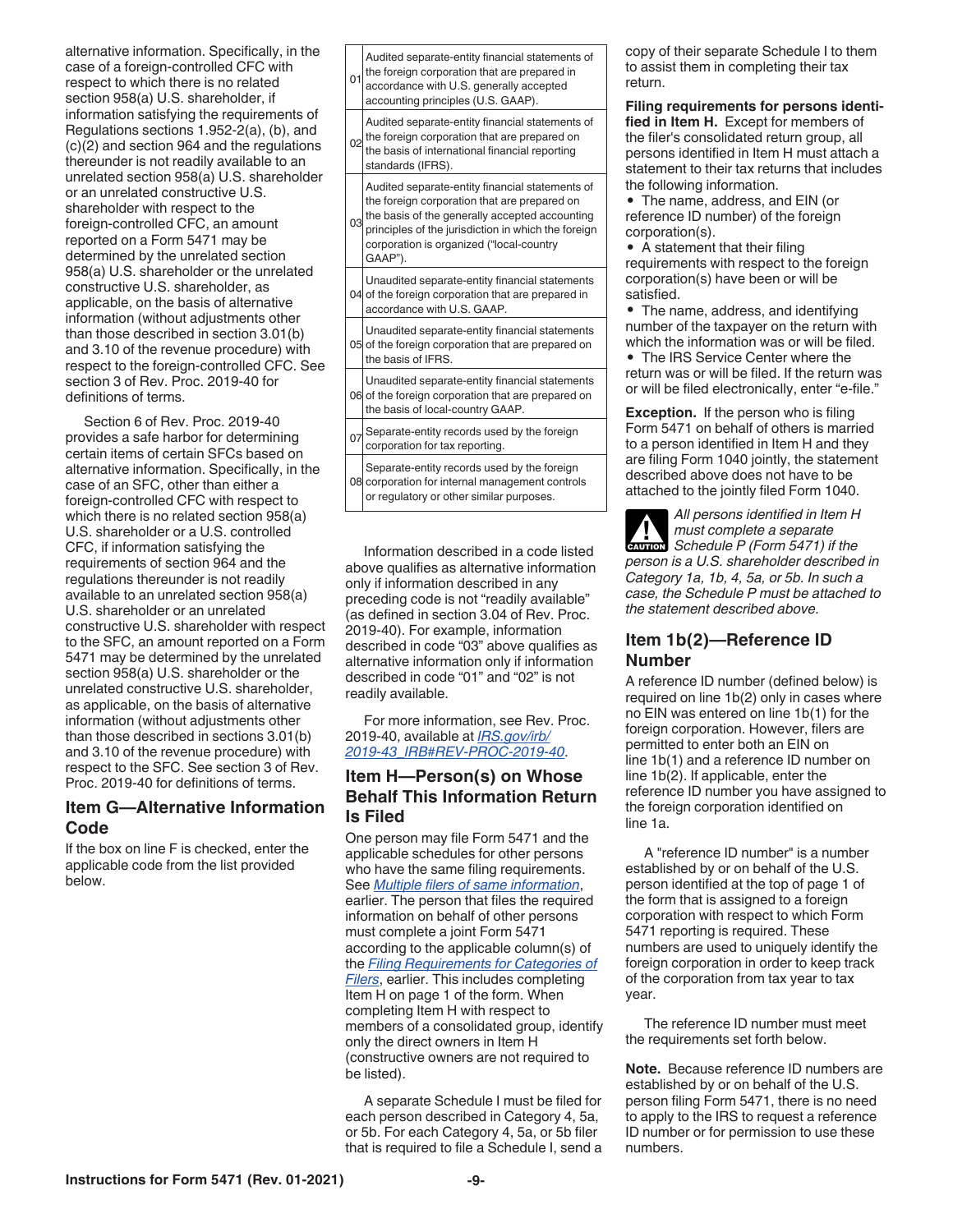alternative information. Specifically, in the case of a foreign-controlled CFC with respect to which there is no related section 958(a) U.S. shareholder, if information satisfying the requirements of Regulations sections 1.952-2(a), (b), and (c)(2) and section 964 and the regulations thereunder is not readily available to an unrelated section 958(a) U.S. shareholder or an unrelated constructive U.S. shareholder with respect to the foreign-controlled CFC, an amount reported on a Form 5471 may be determined by the unrelated section 958(a) U.S. shareholder or the unrelated constructive U.S. shareholder, as applicable, on the basis of alternative information (without adjustments other than those described in section 3.01(b) and 3.10 of the revenue procedure) with respect to the foreign-controlled CFC. See section 3 of Rev. Proc. 2019-40 for definitions of terms.

Section 6 of Rev. Proc. 2019-40 provides a safe harbor for determining certain items of certain SFCs based on alternative information. Specifically, in the case of an SFC, other than either a foreign-controlled CFC with respect to which there is no related section 958(a) U.S. shareholder or a U.S. controlled CFC, if information satisfying the requirements of section 964 and the regulations thereunder is not readily available to an unrelated section 958(a) U.S. shareholder or an unrelated constructive U.S. shareholder with respect to the SFC, an amount reported on a Form 5471 may be determined by the unrelated section 958(a) U.S. shareholder or the unrelated constructive U.S. shareholder, as applicable, on the basis of alternative information (without adjustments other than those described in sections 3.01(b) and 3.10 of the revenue procedure) with respect to the SFC. See section 3 of Rev. Proc. 2019-40 for definitions of terms.

## Item G—Alternative Information Code

If the box on line F is checked, enter the applicable code from the list provided below.

| | |
|---|---|
| 01 | Audited separate-entity financial statements of the foreign corporation that are prepared in accordance with U.S. generally accepted accounting principles (U.S. GAAP). |
| 02 | Audited separate-entity financial statements of the foreign corporation that are prepared on the basis of international financial reporting standards (IFRS). |
| 03 | Audited separate-entity financial statements of the foreign corporation that are prepared on the basis of the generally accepted accounting principles of the jurisdiction in which the foreign corporation is organized ("local-country GAAP"). |
| 04 | Unaudited separate-entity financial statements of the foreign corporation that are prepared in accordance with U.S. GAAP. |
| 05 | Unaudited separate-entity financial statements of the foreign corporation that are prepared on the basis of IFRS. |
| 06 | Unaudited separate-entity financial statements of the foreign corporation that are prepared on the basis of local-country GAAP. |
| 07 | Separate-entity records used by the foreign corporation for tax reporting. |
| 08 | Separate-entity records used by the foreign corporation for internal management controls or regulatory or other similar purposes. |

Information described in a code listed above qualifies as alternative information only if information described in any preceding code is not "readily available" (as defined in section 3.04 of Rev. Proc. 2019-40). For example, information described in code "03" above qualifies as alternative information only if information described in code "01" and "02" is not readily available.

For more information, see Rev. Proc. 2019-40, available at *IRS.gov/irb/2019-43_IRB#REV-PROC-2019-40*.

## Item H—Person(s) on Whose Behalf This Information Return Is Filed

One person may file Form 5471 and the applicable schedules for other persons who have the same filing requirements. See *Multiple filers of same information*, earlier. The person that files the required information on behalf of other persons must complete a joint Form 5471 according to the applicable column(s) of the *Filing Requirements for Categories of Filers*, earlier. This includes completing Item H on page 1 of the form. When completing Item H with respect to members of a consolidated group, identify only the direct owners in Item H (constructive owners are not required to be listed).

A separate Schedule I must be filed for each person described in Category 4, 5a, or 5b. For each Category 4, 5a, or 5b filer that is required to file a Schedule I, send a copy of their separate Schedule I to them to assist them in completing their tax return.

**Filing requirements for persons identified in Item H.** Except for members of the filer's consolidated return group, all persons identified in Item H must attach a statement to their tax returns that includes the following information.

- The name, address, and EIN (or reference ID number) of the foreign corporation(s).
- A statement that their filing requirements with respect to the foreign corporation(s) have been or will be satisfied.
- The name, address, and identifying number of the taxpayer on the return with which the information was or will be filed.
- The IRS Service Center where the return was or will be filed. If the return was or will be filed electronically, enter "e-file."

**Exception.** If the person who is filing Form 5471 on behalf of others is married to a person identified in Item H and they are filing Form 1040 jointly, the statement described above does not have to be attached to the jointly filed Form 1040.

**CAUTION** *All persons identified in Item H must complete a separate Schedule P (Form 5471) if the person is a U.S. shareholder described in Category 1a, 1b, 4, 5a, or 5b. In such a case, the Schedule P must be attached to the statement described above.*

## Item 1b(2)—Reference ID Number

A reference ID number (defined below) is required on line 1b(2) only in cases where no EIN was entered on line 1b(1) for the foreign corporation. However, filers are permitted to enter both an EIN on line 1b(1) and a reference ID number on line 1b(2). If applicable, enter the reference ID number you have assigned to the foreign corporation identified on line 1a.

A "reference ID number" is a number established by or on behalf of the U.S. person identified at the top of page 1 of the form that is assigned to a foreign corporation with respect to which Form 5471 reporting is required. These numbers are used to uniquely identify the foreign corporation in order to keep track of the corporation from tax year to tax year.

The reference ID number must meet the requirements set forth below.

**Note.** Because reference ID numbers are established by or on behalf of the U.S. person filing Form 5471, there is no need to apply to the IRS to request a reference ID number or for permission to use these numbers.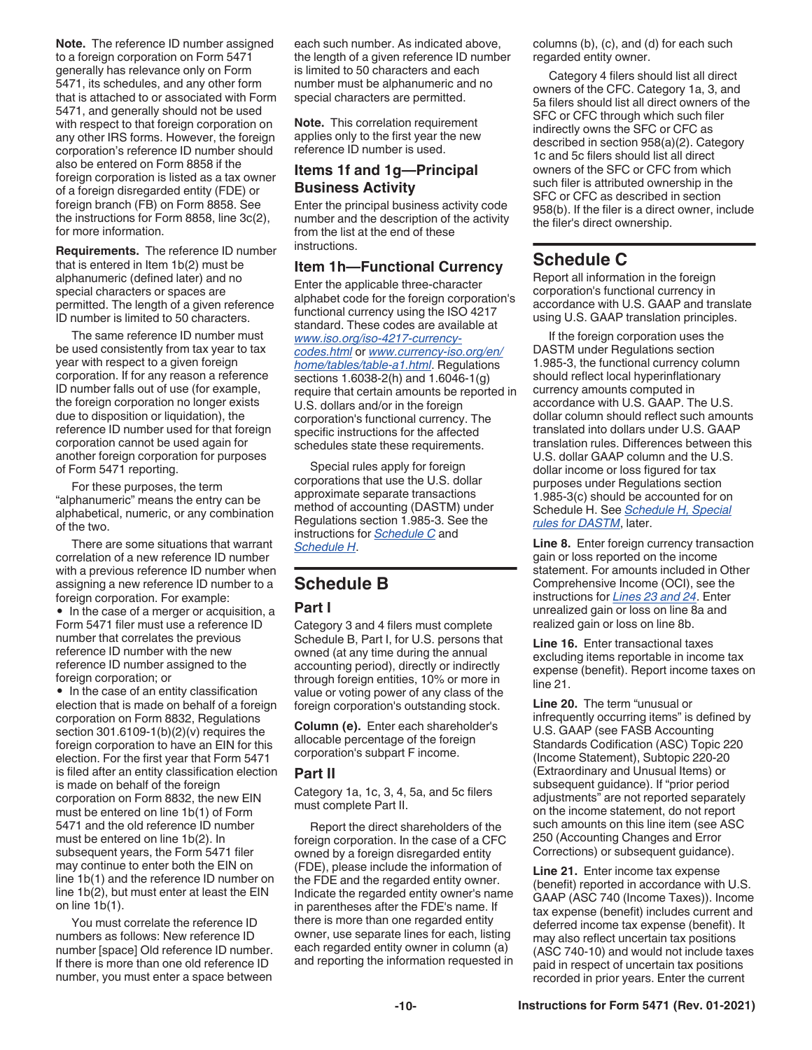**Note.** The reference ID number assigned to a foreign corporation on Form 5471 generally has relevance only on Form 5471, its schedules, and any other form that is attached to or associated with Form 5471, and generally should not be used with respect to that foreign corporation on any other IRS forms. However, the foreign corporation's reference ID number should also be entered on Form 8858 if the foreign corporation is listed as a tax owner of a foreign disregarded entity (FDE) or foreign branch (FB) on Form 8858. See the instructions for Form 8858, line 3c(2), for more information.

**Requirements.** The reference ID number that is entered in Item 1b(2) must be alphanumeric (defined later) and no special characters or spaces are permitted. The length of a given reference ID number is limited to 50 characters.

The same reference ID number must be used consistently from tax year to tax year with respect to a given foreign corporation. If for any reason a reference ID number falls out of use (for example, the foreign corporation no longer exists due to disposition or liquidation), the reference ID number used for that foreign corporation cannot be used again for another foreign corporation for purposes of Form 5471 reporting.

For these purposes, the term "alphanumeric" means the entry can be alphabetical, numeric, or any combination of the two.

There are some situations that warrant correlation of a new reference ID number with a previous reference ID number when assigning a new reference ID number to a foreign corporation. For example:

- In the case of a merger or acquisition, a Form 5471 filer must use a reference ID number that correlates the previous reference ID number with the new reference ID number assigned to the foreign corporation; or
- In the case of an entity classification election that is made on behalf of a foreign corporation on Form 8832, Regulations section 301.6109-1(b)(2)(v) requires the foreign corporation to have an EIN for this election. For the first year that Form 5471 is filed after an entity classification election is made on behalf of the foreign corporation on Form 8832, the new EIN must be entered on line 1b(1) of Form 5471 and the old reference ID number must be entered on line 1b(2). In subsequent years, the Form 5471 filer may continue to enter both the EIN on line 1b(1) and the reference ID number on line 1b(2), but must enter at least the EIN on line 1b(1).

You must correlate the reference ID numbers as follows: New reference ID number [space] Old reference ID number. If there is more than one old reference ID number, you must enter a space between each such number. As indicated above, the length of a given reference ID number is limited to 50 characters and each number must be alphanumeric and no special characters are permitted.

**Note.** This correlation requirement applies only to the first year the new reference ID number is used.

### Items 1f and 1g—Principal Business Activity

Enter the principal business activity code number and the description of the activity from the list at the end of these instructions.

### Item 1h—Functional Currency

Enter the applicable three-character alphabet code for the foreign corporation's functional currency using the ISO 4217 standard. These codes are available at *www.iso.org/iso-4217-currency-codes.html* or *www.currency-iso.org/en/home/tables/table-a1.html*. Regulations sections 1.6038-2(h) and 1.6046-1(g) require that certain amounts be reported in U.S. dollars and/or in the foreign corporation's functional currency. The specific instructions for the affected schedules state these requirements.

Special rules apply for foreign corporations that use the U.S. dollar approximate separate transactions method of accounting (DASTM) under Regulations section 1.985-3. See the instructions for *Schedule C* and *Schedule H*.

## Schedule B

### Part I

Category 3 and 4 filers must complete Schedule B, Part I, for U.S. persons that owned (at any time during the annual accounting period), directly or indirectly through foreign entities, 10% or more in value or voting power of any class of the foreign corporation's outstanding stock.

**Column (e).** Enter each shareholder's allocable percentage of the foreign corporation's subpart F income.

### Part II

Category 1a, 1c, 3, 4, 5a, and 5c filers must complete Part II.

Report the direct shareholders of the foreign corporation. In the case of a CFC owned by a foreign disregarded entity (FDE), please include the information of the FDE and the regarded entity owner. Indicate the regarded entity owner's name in parentheses after the FDE's name. If there is more than one regarded entity owner, use separate lines for each, listing each regarded entity owner in column (a) and reporting the information requested in columns (b), (c), and (d) for each such regarded entity owner.

Category 4 filers should list all direct owners of the CFC. Category 1a, 3, and 5a filers should list all direct owners of the SFC or CFC through which such filer indirectly owns the SFC or CFC as described in section 958(a)(2). Category 1c and 5c filers should list all direct owners of the SFC or CFC from which such filer is attributed ownership in the SFC or CFC as described in section 958(b). If the filer is a direct owner, include the filer's direct ownership.

## Schedule C

Report all information in the foreign corporation's functional currency in accordance with U.S. GAAP and translate using U.S. GAAP translation principles.

If the foreign corporation uses the DASTM under Regulations section 1.985-3, the functional currency column should reflect local hyperinflationary currency amounts computed in accordance with U.S. GAAP. The U.S. dollar column should reflect such amounts translated into dollars under U.S. GAAP translation rules. Differences between this U.S. dollar GAAP column and the U.S. dollar income or loss figured for tax purposes under Regulations section 1.985-3(c) should be accounted for on Schedule H. See *Schedule H, Special rules for DASTM*, later.

**Line 8.** Enter foreign currency transaction gain or loss reported on the income statement. For amounts included in Other Comprehensive Income (OCI), see the instructions for *Lines 23 and 24*. Enter unrealized gain or loss on line 8a and realized gain or loss on line 8b.

**Line 16.** Enter transactional taxes excluding items reportable in income tax expense (benefit). Report income taxes on line 21.

**Line 20.** The term "unusual or infrequently occurring items" is defined by U.S. GAAP (see FASB Accounting Standards Codification (ASC) Topic 220 (Income Statement), Subtopic 220-20 (Extraordinary and Unusual Items) or subsequent guidance). If "prior period adjustments" are not reported separately on the income statement, do not report such amounts on this line item (see ASC 250 (Accounting Changes and Error Corrections) or subsequent guidance).

**Line 21.** Enter income tax expense (benefit) reported in accordance with U.S. GAAP (ASC 740 (Income Taxes)). Income tax expense (benefit) includes current and deferred income tax expense (benefit). It may also reflect uncertain tax positions (ASC 740-10) and would not include taxes paid in respect of uncertain tax positions recorded in prior years. Enter the current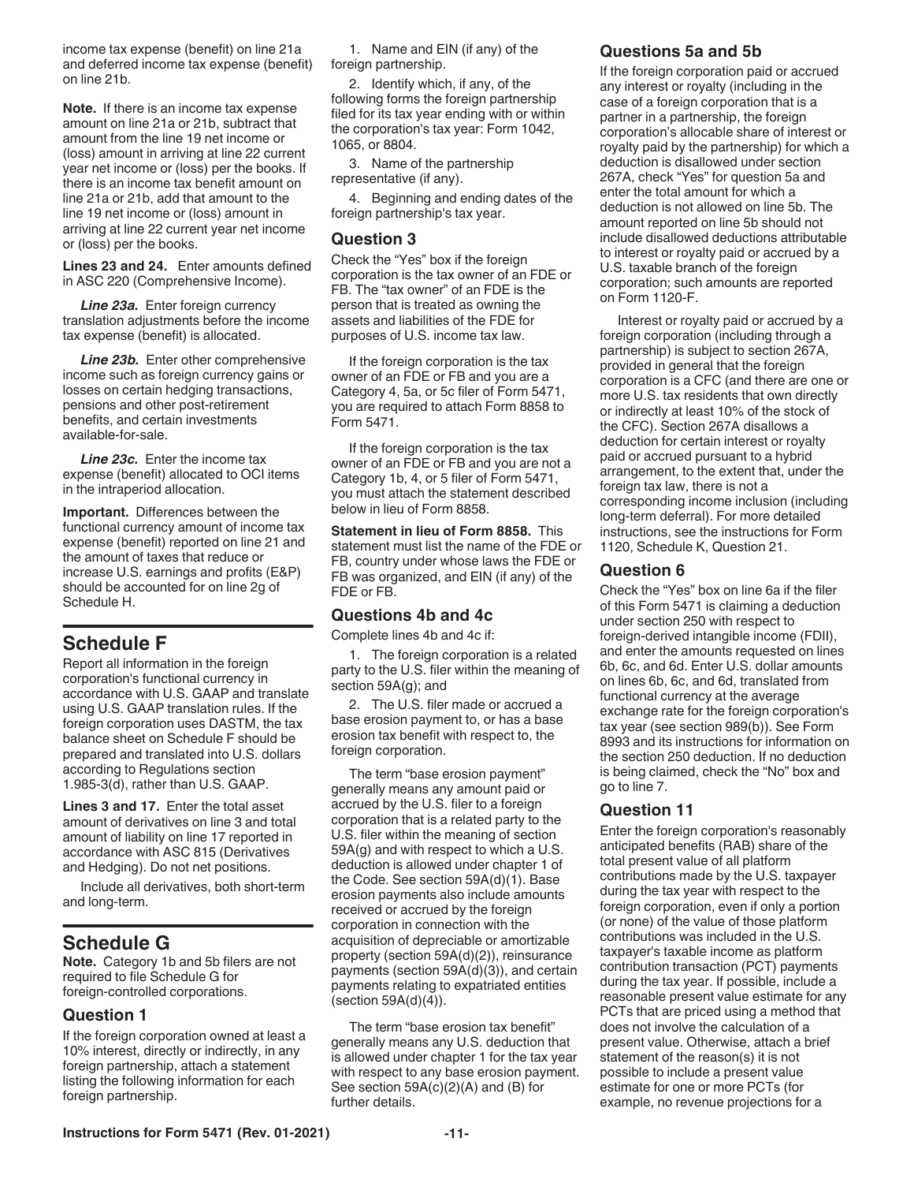income tax expense (benefit) on line 21a and deferred income tax expense (benefit) on line 21b.

**Note.** If there is an income tax expense amount on line 21a or 21b, subtract that amount from the line 19 net income or (loss) amount in arriving at line 22 current year net income or (loss) per the books. If there is an income tax benefit amount on line 21a or 21b, add that amount to the line 19 net income or (loss) amount in arriving at line 22 current year net income or (loss) per the books.

**Lines 23 and 24.** Enter amounts defined in ASC 220 (Comprehensive Income).

***Line 23a.*** Enter foreign currency translation adjustments before the income tax expense (benefit) is allocated.

***Line 23b.*** Enter other comprehensive income such as foreign currency gains or losses on certain hedging transactions, pensions and other post-retirement benefits, and certain investments available-for-sale.

***Line 23c.*** Enter the income tax expense (benefit) allocated to OCI items in the intraperiod allocation.

**Important.** Differences between the functional currency amount of income tax expense (benefit) reported on line 21 and the amount of taxes that reduce or increase U.S. earnings and profits (E&P) should be accounted for on line 2g of Schedule H.

## Schedule F

Report all information in the foreign corporation's functional currency in accordance with U.S. GAAP and translate using U.S. GAAP translation rules. If the foreign corporation uses DASTM, the tax balance sheet on Schedule F should be prepared and translated into U.S. dollars according to Regulations section 1.985-3(d), rather than U.S. GAAP.

**Lines 3 and 17.** Enter the total asset amount of derivatives on line 3 and total amount of liability on line 17 reported in accordance with ASC 815 (Derivatives and Hedging). Do not net positions.

Include all derivatives, both short-term and long-term.

## Schedule G

**Note.** Category 1b and 5b filers are not required to file Schedule G for foreign-controlled corporations.

### Question 1

If the foreign corporation owned at least a 10% interest, directly or indirectly, in any foreign partnership, attach a statement listing the following information for each foreign partnership.

1. Name and EIN (if any) of the foreign partnership.

2. Identify which, if any, of the following forms the foreign partnership filed for its tax year ending with or within the corporation's tax year: Form 1042, 1065, or 8804.

3. Name of the partnership representative (if any).

4. Beginning and ending dates of the foreign partnership's tax year.

### Question 3

Check the "Yes" box if the foreign corporation is the tax owner of an FDE or FB. The "tax owner" of an FDE is the person that is treated as owning the assets and liabilities of the FDE for purposes of U.S. income tax law.

If the foreign corporation is the tax owner of an FDE or FB and you are a Category 4, 5a, or 5c filer of Form 5471, you are required to attach Form 8858 to Form 5471.

If the foreign corporation is the tax owner of an FDE or FB and you are not a Category 1b, 4, or 5 filer of Form 5471, you must attach the statement described below in lieu of Form 8858.

**Statement in lieu of Form 8858.** This statement must list the name of the FDE or FB, country under whose laws the FDE or FB was organized, and EIN (if any) of the FDE or FB.

### Questions 4b and 4c

Complete lines 4b and 4c if:

1. The foreign corporation is a related party to the U.S. filer within the meaning of section 59A(g); and

2. The U.S. filer made or accrued a base erosion payment to, or has a base erosion tax benefit with respect to, the foreign corporation.

The term "base erosion payment" generally means any amount paid or accrued by the U.S. filer to a foreign corporation that is a related party to the U.S. filer within the meaning of section 59A(g) and with respect to which a U.S. deduction is allowed under chapter 1 of the Code. See section 59A(d)(1). Base erosion payments also include amounts received or accrued by the foreign corporation in connection with the acquisition of depreciable or amortizable property (section 59A(d)(2)), reinsurance payments (section 59A(d)(3)), and certain payments relating to expatriated entities (section 59A(d)(4)).

The term "base erosion tax benefit" generally means any U.S. deduction that is allowed under chapter 1 for the tax year with respect to any base erosion payment. See section 59A(c)(2)(A) and (B) for further details.

### Questions 5a and 5b

If the foreign corporation paid or accrued any interest or royalty (including in the case of a foreign corporation that is a partner in a partnership, the foreign corporation's allocable share of interest or royalty paid by the partnership) for which a deduction is disallowed under section 267A, check "Yes" for question 5a and enter the total amount for which a deduction is not allowed on line 5b. The amount reported on line 5b should not include disallowed deductions attributable to interest or royalty paid or accrued by a U.S. taxable branch of the foreign corporation; such amounts are reported on Form 1120-F.

Interest or royalty paid or accrued by a foreign corporation (including through a partnership) is subject to section 267A, provided in general that the foreign corporation is a CFC (and there are one or more U.S. tax residents that own directly or indirectly at least 10% of the stock of the CFC). Section 267A disallows a deduction for certain interest or royalty paid or accrued pursuant to a hybrid arrangement, to the extent that, under the foreign tax law, there is not a corresponding income inclusion (including long-term deferral). For more detailed instructions, see the instructions for Form 1120, Schedule K, Question 21.

### Question 6

Check the "Yes" box on line 6a if the filer of this Form 5471 is claiming a deduction under section 250 with respect to foreign-derived intangible income (FDII), and enter the amounts requested on lines 6b, 6c, and 6d. Enter U.S. dollar amounts on lines 6b, 6c, and 6d, translated from functional currency at the average exchange rate for the foreign corporation's tax year (see section 989(b)). See Form 8993 and its instructions for information on the section 250 deduction. If no deduction is being claimed, check the "No" box and go to line 7.

### Question 11

Enter the foreign corporation's reasonably anticipated benefits (RAB) share of the total present value of all platform contributions made by the U.S. taxpayer during the tax year with respect to the foreign corporation, even if only a portion (or none) of the value of those platform contributions was included in the U.S. taxpayer's taxable income as platform contribution transaction (PCT) payments during the tax year. If possible, include a reasonable present value estimate for any PCTs that are priced using a method that does not involve the calculation of a present value. Otherwise, attach a brief statement of the reason(s) it is not possible to include a present value estimate for one or more PCTs (for example, no revenue projections for a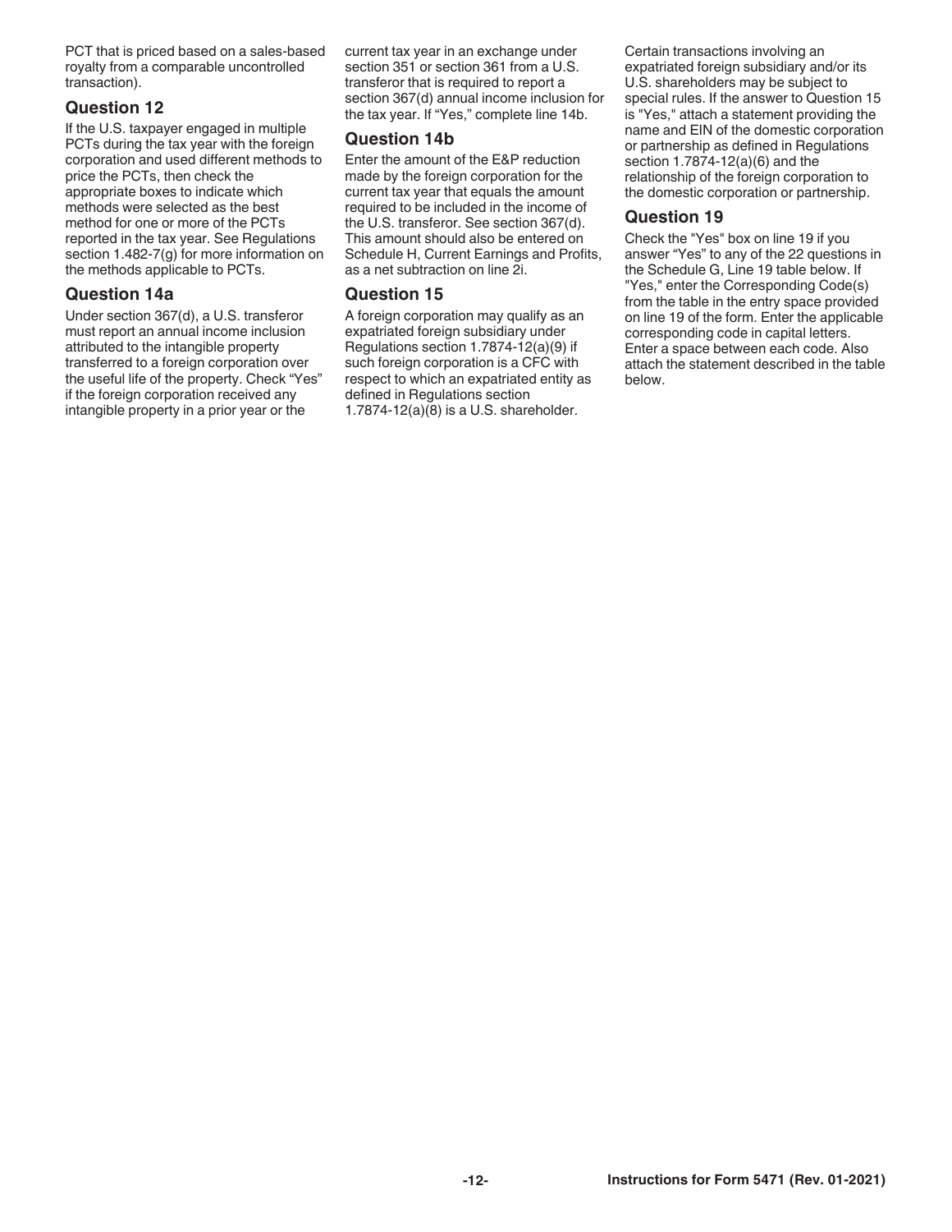PCT that is priced based on a sales-based royalty from a comparable uncontrolled transaction).

### Question 12

If the U.S. taxpayer engaged in multiple PCTs during the tax year with the foreign corporation and used different methods to price the PCTs, then check the appropriate boxes to indicate which methods were selected as the best method for one or more of the PCTs reported in the tax year. See Regulations section 1.482-7(g) for more information on the methods applicable to PCTs.

### Question 14a

Under section 367(d), a U.S. transferor must report an annual income inclusion attributed to the intangible property transferred to a foreign corporation over the useful life of the property. Check "Yes" if the foreign corporation received any intangible property in a prior year or the current tax year in an exchange under section 351 or section 361 from a U.S. transferor that is required to report a section 367(d) annual income inclusion for the tax year. If "Yes," complete line 14b.

### Question 14b

Enter the amount of the E&P reduction made by the foreign corporation for the current tax year that equals the amount required to be included in the income of the U.S. transferor. See section 367(d). This amount should also be entered on Schedule H, Current Earnings and Profits, as a net subtraction on line 2i.

### Question 15

A foreign corporation may qualify as an expatriated foreign subsidiary under Regulations section 1.7874-12(a)(9) if such foreign corporation is a CFC with respect to which an expatriated entity as defined in Regulations section 1.7874-12(a)(8) is a U.S. shareholder.

Certain transactions involving an expatriated foreign subsidiary and/or its U.S. shareholders may be subject to special rules. If the answer to Question 15 is "Yes," attach a statement providing the name and EIN of the domestic corporation or partnership as defined in Regulations section 1.7874-12(a)(6) and the relationship of the foreign corporation to the domestic corporation or partnership.

### Question 19

Check the "Yes" box on line 19 if you answer "Yes" to any of the 22 questions in the Schedule G, Line 19 table below. If "Yes," enter the Corresponding Code(s) from the table in the entry space provided on line 19 of the form. Enter the applicable corresponding code in capital letters. Enter a space between each code. Also attach the statement described in the table below.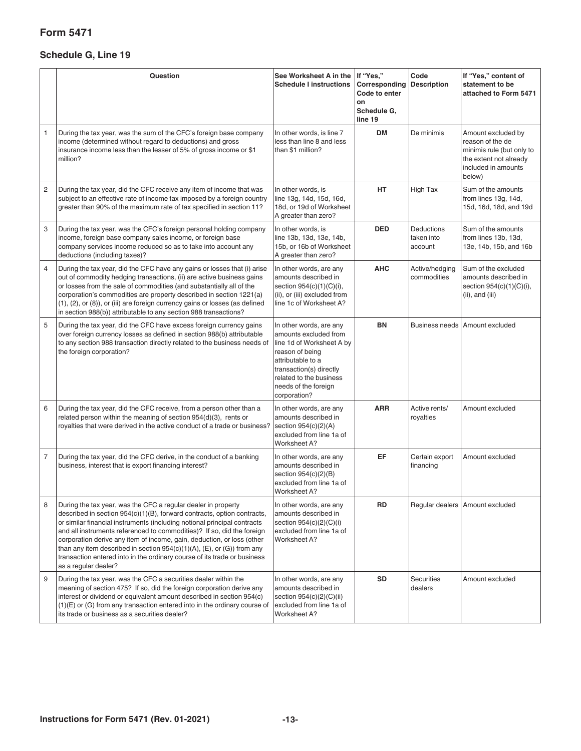## Form 5471

### Schedule G, Line 19

| | Question | See Worksheet A in the Schedule I instructions | If "Yes," Corresponding Code to enter on Schedule G, line 19 | Code Description | If "Yes," content of statement to be attached to Form 5471 |
|---|---|---|---|---|---|
| 1 | During the tax year, was the sum of the CFC's foreign base company income (determined without regard to deductions) and gross insurance income less than the lesser of 5% of gross income or $1 million? | In other words, is line 7 less than line 8 and less than $1 million? | **DM** | De minimis | Amount excluded by reason of the de minimis rule (but only to the extent not already included in amounts below) |
| 2 | During the tax year, did the CFC receive any item of income that was subject to an effective rate of income tax imposed by a foreign country greater than 90% of the maximum rate of tax specified in section 11? | In other words, is line 13g, 14d, 15d, 16d, 18d, or 19d of Worksheet A greater than zero? | **HT** | High Tax | Sum of the amounts from lines 13g, 14d, 15d, 16d, 18d, and 19d |
| 3 | During the tax year, was the CFC's foreign personal holding company income, foreign base company sales income, or foreign base company services income reduced so as to take into account any deductions (including taxes)? | In other words, is line 13b, 13d, 13e, 14b, 15b, or 16b of Worksheet A greater than zero? | **DED** | Deductions taken into account | Sum of the amounts from lines 13b, 13d, 13e, 14b, 15b, and 16b |
| 4 | During the tax year, did the CFC have any gains or losses that (i) arise out of commodity hedging transactions, (ii) are active business gains or losses from the sale of commodities (and substantially all of the corporation's commodities are property described in section 1221(a)(1), (2), or (8)), or (iii) are foreign currency gains or losses (as defined in section 988(b)) attributable to any section 988 transactions? | In other words, are any amounts described in section 954(c)(1)(C)(i), (ii), or (iii) excluded from line 1c of Worksheet A? | **AHC** | Active/hedging commodities | Sum of the excluded amounts described in section 954(c)(1)(C)(i), (ii), and (iii) |
| 5 | During the tax year, did the CFC have excess foreign currency gains over foreign currency losses as defined in section 988(b) attributable to any section 988 transaction directly related to the business needs of the foreign corporation? | In other words, are any amounts excluded from line 1d of Worksheet A by reason of being attributable to a transaction(s) directly related to the business needs of the foreign corporation? | **BN** | Business needs | Amount excluded |
| 6 | During the tax year, did the CFC receive, from a person other than a related person within the meaning of section 954(d)(3), rents or royalties that were derived in the active conduct of a trade or business? | In other words, are any amounts described in section 954(c)(2)(A) excluded from line 1a of Worksheet A? | **ARR** | Active rents/ royalties | Amount excluded |
| 7 | During the tax year, did the CFC derive, in the conduct of a banking business, interest that is export financing interest? | In other words, are any amounts described in section 954(c)(2)(B) excluded from line 1a of Worksheet A? | **EF** | Certain export financing | Amount excluded |
| 8 | During the tax year, was the CFC a regular dealer in property described in section 954(c)(1)(B), forward contracts, option contracts, or similar financial instruments (including notional principal contracts and all instruments referenced to commodities)? If so, did the foreign corporation derive any item of income, gain, deduction, or loss (other than any item described in section 954(c)(1)(A), (E), or (G)) from any transaction entered into in the ordinary course of its trade or business as a regular dealer? | In other words, are any amounts described in section 954(c)(2)(C)(i) excluded from line 1a of Worksheet A? | **RD** | Regular dealers | Amount excluded |
| 9 | During the tax year, was the CFC a securities dealer within the meaning of section 475? If so, did the foreign corporation derive any interest or dividend or equivalent amount described in section 954(c)(1)(E) or (G) from any transaction entered into in the ordinary course of its trade or business as a securities dealer? | In other words, are any amounts described in section 954(c)(2)(C)(ii) excluded from line 1a of Worksheet A? | **SD** | Securities dealers | Amount excluded |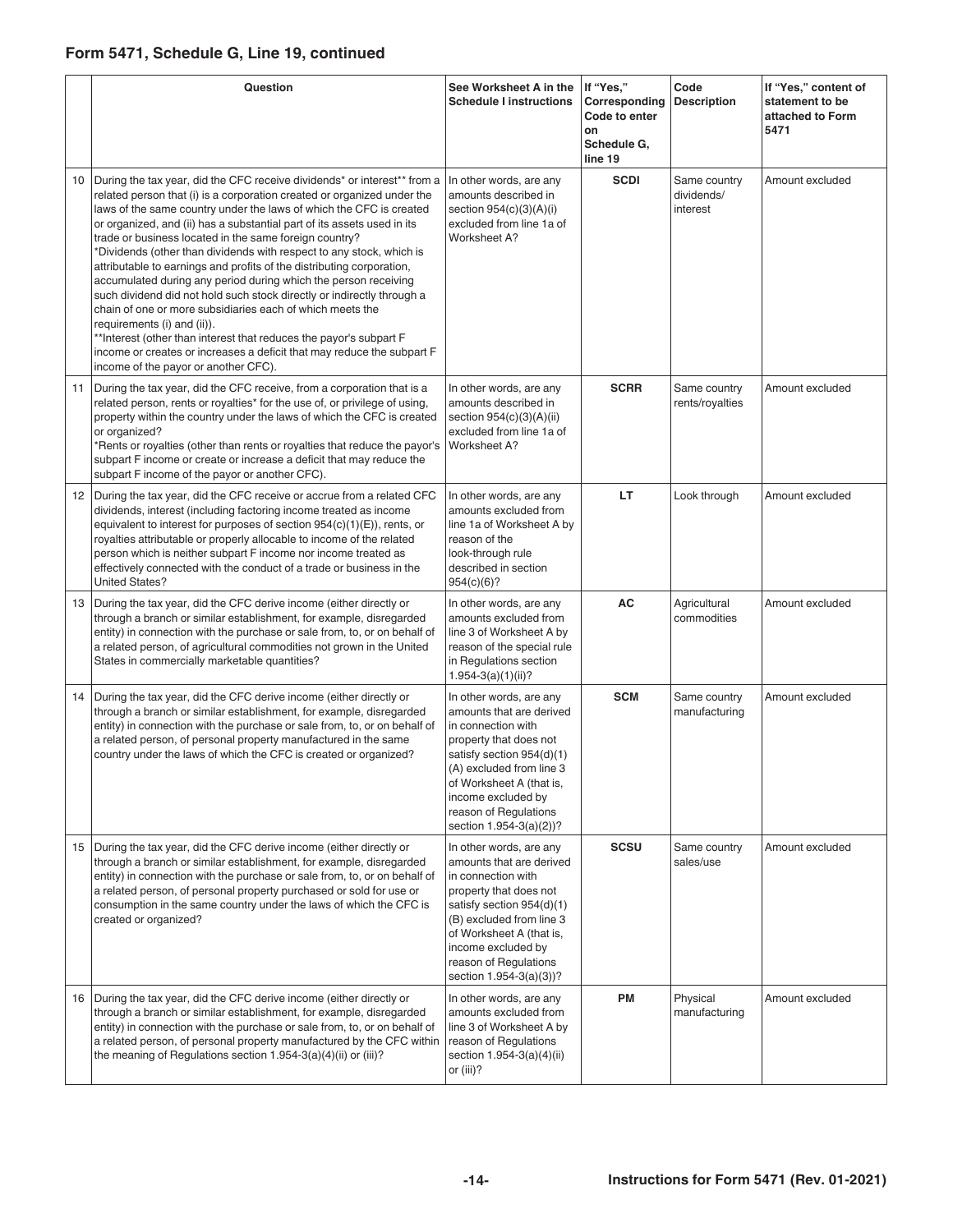## Form 5471, Schedule G, Line 19, continued

| | Question | See Worksheet A in the Schedule I instructions | If "Yes," Corresponding Code to enter on Schedule G, line 19 | Code Description | If "Yes," content of statement to be attached to Form 5471 |
|---|---|---|---|---|---|
| 10 | During the tax year, did the CFC receive dividends* or interest** from a related person that (i) is a corporation created or organized under the laws of the same country under the laws of which the CFC is created or organized, and (ii) has a substantial part of its assets used in its trade or business located in the same foreign country? *Dividends (other than dividends with respect to any stock, which is attributable to earnings and profits of the distributing corporation, accumulated during any period during which the person receiving such dividend did not hold such stock directly or indirectly through a chain of one or more subsidiaries each of which meets the requirements (i) and (ii)). **Interest (other than interest that reduces the payor's subpart F income or creates or increases a deficit that may reduce the subpart F income of the payor or another CFC). | In other words, are any amounts described in section 954(c)(3)(A)(i) excluded from line 1a of Worksheet A? | **SCDI** | Same country dividends/ interest | Amount excluded |
| 11 | During the tax year, did the CFC receive, from a corporation that is a related person, rents or royalties* for the use of, or privilege of using, property within the country under the laws of which the CFC is created or organized? *Rents or royalties (other than rents or royalties that reduce the payor's subpart F income or create or increase a deficit that may reduce the subpart F income of the payor or another CFC). | In other words, are any amounts described in section 954(c)(3)(A)(ii) excluded from line 1a of Worksheet A? | **SCRR** | Same country rents/royalties | Amount excluded |
| 12 | During the tax year, did the CFC receive or accrue from a related CFC dividends, interest (including factoring income treated as income equivalent to interest for purposes of section 954(c)(1)(E)), rents, or royalties attributable or properly allocable to income of the related person which is neither subpart F income nor income treated as effectively connected with the conduct of a trade or business in the United States? | In other words, are any amounts excluded from line 1a of Worksheet A by reason of the look-through rule described in section 954(c)(6)? | **LT** | Look through | Amount excluded |
| 13 | During the tax year, did the CFC derive income (either directly or through a branch or similar establishment, for example, disregarded entity) in connection with the purchase or sale from, to, or on behalf of a related person, of agricultural commodities not grown in the United States in commercially marketable quantities? | In other words, are any amounts excluded from line 3 of Worksheet A by reason of the special rule in Regulations section 1.954-3(a)(1)(ii)? | **AC** | Agricultural commodities | Amount excluded |
| 14 | During the tax year, did the CFC derive income (either directly or through a branch or similar establishment, for example, disregarded entity) in connection with the purchase or sale from, to, or on behalf of a related person, of personal property manufactured in the same country under the laws of which the CFC is created or organized? | In other words, are any amounts that are derived in connection with property that does not satisfy section 954(d)(1)(A) excluded from line 3 of Worksheet A (that is, income excluded by reason of Regulations section 1.954-3(a)(2))? | **SCM** | Same country manufacturing | Amount excluded |
| 15 | During the tax year, did the CFC derive income (either directly or through a branch or similar establishment, for example, disregarded entity) in connection with the purchase or sale from, to, or on behalf of a related person, of personal property purchased or sold for use or consumption in the same country under the laws of which the CFC is created or organized? | In other words, are any amounts that are derived in connection with property that does not satisfy section 954(d)(1)(B) excluded from line 3 of Worksheet A (that is, income excluded by reason of Regulations section 1.954-3(a)(3))? | **SCSU** | Same country sales/use | Amount excluded |
| 16 | During the tax year, did the CFC derive income (either directly or through a branch or similar establishment, for example, disregarded entity) in connection with the purchase or sale from, to, or on behalf of a related person, of personal property manufactured by the CFC within the meaning of Regulations section 1.954-3(a)(4)(ii) or (iii)? | In other words, are any amounts excluded from line 3 of Worksheet A by reason of Regulations section 1.954-3(a)(4)(ii) or (iii)? | **PM** | Physical manufacturing | Amount excluded |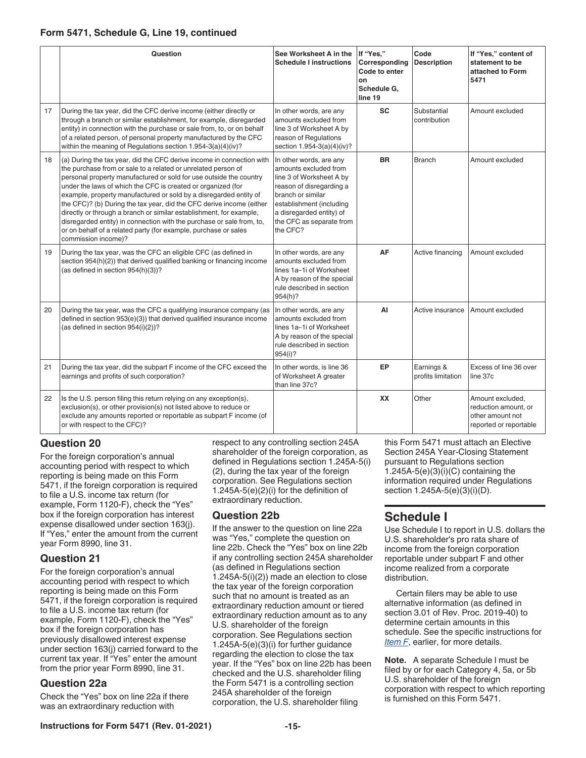### Form 5471, Schedule G, Line 19, continued

| | Question | See Worksheet A in the Schedule I instructions | If "Yes," Corresponding Code to enter on Schedule G, line 19 | Code Description | If "Yes," content of statement to be attached to Form 5471 |
|---|---|---|---|---|---|
| 17 | During the tax year, did the CFC derive income (either directly or through a branch or similar establishment, for example, disregarded entity) in connection with the purchase or sale from, to, or on behalf of a related person, of personal property manufactured by the CFC within the meaning of Regulations section 1.954-3(a)(4)(iv)? | In other words, are any amounts excluded from line 3 of Worksheet A by reason of Regulations section 1.954-3(a)(4)(iv)? | **SC** | Substantial contribution | Amount excluded |
| 18 | (a) During the tax year, did the CFC derive income in connection with the purchase from or sale to a related or unrelated person of personal property manufactured or sold for use outside the country under the laws of which the CFC is created or organized (for example, property manufactured or sold by a disregarded entity of the CFC)? (b) During the tax year, did the CFC derive income (either directly or through a branch or similar establishment, for example, disregarded entity) in connection with the purchase or sale from, to, or on behalf of a related party (for example, purchase or sales commission income)? | In other words, are any amounts excluded from line 3 of Worksheet A by reason of disregarding a branch or similar establishment (including a disregarded entity) of the CFC as separate from the CFC? | **BR** | Branch | Amount excluded |
| 19 | During the tax year, was the CFC an eligible CFC (as defined in section 954(h)(2)) that derived qualified banking or financing income (as defined in section 954(h)(3))? | In other words, are any amounts excluded from lines 1a–1i of Worksheet A by reason of the special rule described in section 954(h)? | **AF** | Active financing | Amount excluded |
| 20 | During the tax year, was the CFC a qualifying insurance company (as defined in section 953(e)(3)) that derived qualified insurance income (as defined in section 954(i)(2))? | In other words, are any amounts excluded from lines 1a–1i of Worksheet A by reason of the special rule described in section 954(i)? | **AI** | Active insurance | Amount excluded |
| 21 | During the tax year, did the subpart F income of the CFC exceed the earnings and profits of such corporation? | In other words, is line 36 of Worksheet A greater than line 37c? | **EP** | Earnings & profits limitation | Excess of line 36 over line 37c |
| 22 | Is the U.S. person filing this return relying on any exception(s), exclusion(s), or other provision(s) not listed above to reduce or exclude any amounts reported or reportable as subpart F income (of or with respect to the CFC)? | | **XX** | Other | Amount excluded, reduction amount, or other amount not reported or reportable |

### Question 20

For the foreign corporation's annual accounting period with respect to which reporting is being made on this Form 5471, if the foreign corporation is required to file a U.S. income tax return (for example, Form 1120-F), check the "Yes" box if the foreign corporation has interest expense disallowed under section 163(j). If "Yes," enter the amount from the current year Form 8990, line 31.

### Question 21

For the foreign corporation's annual accounting period with respect to which reporting is being made on this Form 5471, if the foreign corporation is required to file a U.S. income tax return (for example, Form 1120-F), check the "Yes" box if the foreign corporation has previously disallowed interest expense under section 163(j) carried forward to the current tax year. If "Yes" enter the amount from the prior year Form 8990, line 31.

### Question 22a

Check the "Yes" box on line 22a if there was an extraordinary reduction with respect to any controlling section 245A shareholder of the foreign corporation, as defined in Regulations section 1.245A-5(i)(2), during the tax year of the foreign corporation. See Regulations section 1.245A-5(e)(2)(i) for the definition of extraordinary reduction.

### Question 22b

If the answer to the question on line 22a was "Yes," complete the question on line 22b. Check the "Yes" box on line 22b if any controlling section 245A shareholder (as defined in Regulations section 1.245A-5(i)(2)) made an election to close the tax year of the foreign corporation such that no amount is treated as an extraordinary reduction amount or tiered extraordinary reduction amount as to any U.S. shareholder of the foreign corporation. See Regulations section 1.245A-5(e)(3)(i) for further guidance regarding the election to close the tax year. If the "Yes" box on line 22b has been checked and the U.S. shareholder filing the Form 5471 is a controlling section 245A shareholder of the foreign corporation, the U.S. shareholder filing this Form 5471 must attach an Elective Section 245A Year-Closing Statement pursuant to Regulations section 1.245A-5(e)(3)(i)(C) containing the information required under Regulations section 1.245A-5(e)(3)(i)(D).

## Schedule I

Use Schedule I to report in U.S. dollars the U.S. shareholder's pro rata share of income from the foreign corporation reportable under subpart F and other income realized from a corporate distribution.

Certain filers may be able to use alternative information (as defined in section 3.01 of Rev. Proc. 2019-40) to determine certain amounts in this schedule. See the specific instructions for *Item F*, earlier, for more details.

**Note.** A separate Schedule I must be filed by or for each Category 4, 5a, or 5b U.S. shareholder of the foreign corporation with respect to which reporting is furnished on this Form 5471.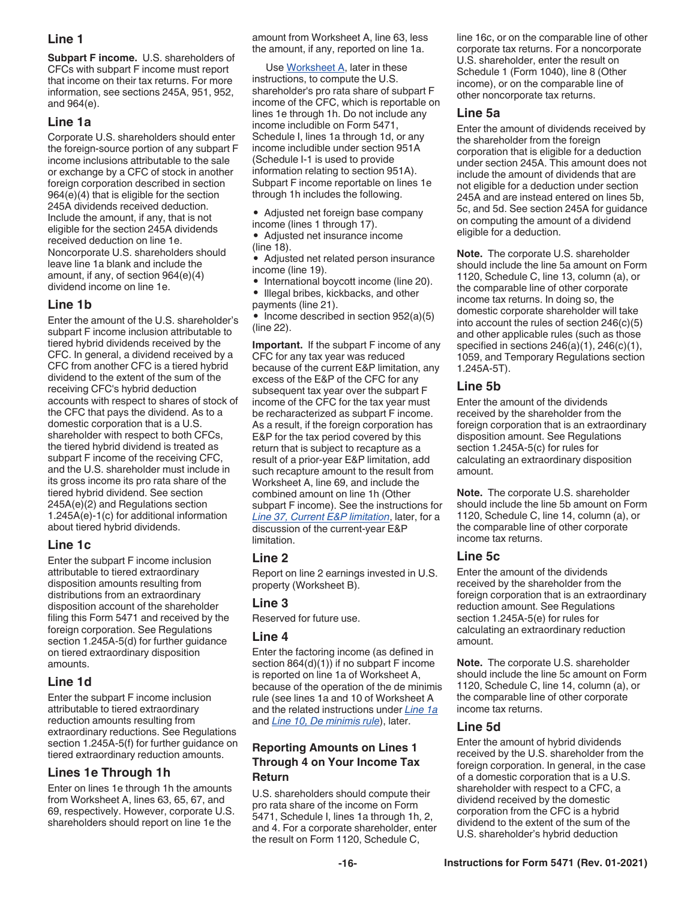### Line 1

**Subpart F income.** U.S. shareholders of CFCs with subpart F income must report that income on their tax returns. For more information, see sections 245A, 951, 952, and 964(e).

### Line 1a

Corporate U.S. shareholders should enter the foreign-source portion of any subpart F income inclusions attributable to the sale or exchange by a CFC of stock in another foreign corporation described in section 964(e)(4) that is eligible for the section 245A dividends received deduction. Include the amount, if any, that is not eligible for the section 245A dividends received deduction on line 1e. Noncorporate U.S. shareholders should leave line 1a blank and include the amount, if any, of section 964(e)(4) dividend income on line 1e.

### Line 1b

Enter the amount of the U.S. shareholder's subpart F income inclusion attributable to tiered hybrid dividends received by the CFC. In general, a dividend received by a CFC from another CFC is a tiered hybrid dividend to the extent of the sum of the receiving CFC's hybrid deduction accounts with respect to shares of stock of the CFC that pays the dividend. As to a domestic corporation that is a U.S. shareholder with respect to both CFCs, the tiered hybrid dividend is treated as subpart F income of the receiving CFC, and the U.S. shareholder must include in its gross income its pro rata share of the tiered hybrid dividend. See section 245A(e)(2) and Regulations section 1.245A(e)-1(c) for additional information about tiered hybrid dividends.

### Line 1c

Enter the subpart F income inclusion attributable to tiered extraordinary disposition amounts resulting from distributions from an extraordinary disposition account of the shareholder filing this Form 5471 and received by the foreign corporation. See Regulations section 1.245A-5(d) for further guidance on tiered extraordinary disposition amounts.

### Line 1d

Enter the subpart F income inclusion attributable to tiered extraordinary reduction amounts resulting from extraordinary reductions. See Regulations section 1.245A-5(f) for further guidance on tiered extraordinary reduction amounts.

### Lines 1e Through 1h

Enter on lines 1e through 1h the amounts from Worksheet A, lines 63, 65, 67, and 69, respectively. However, corporate U.S. shareholders should report on line 1e the amount from Worksheet A, line 63, less the amount, if any, reported on line 1a.

Use Worksheet A, later in these instructions, to compute the U.S. shareholder's pro rata share of subpart F income of the CFC, which is reportable on lines 1e through 1h. Do not include any income includible on Form 5471, Schedule I, lines 1a through 1d, or any income includible under section 951A (Schedule I-1 is used to provide information relating to section 951A). Subpart F income reportable on lines 1e through 1h includes the following.

- Adjusted net foreign base company income (lines 1 through 17).
- Adjusted net insurance income (line 18).
- Adjusted net related person insurance income (line 19).
- International boycott income (line 20).
- Illegal bribes, kickbacks, and other payments (line 21).
- Income described in section 952(a)(5) (line 22).

**Important.** If the subpart F income of any CFC for any tax year was reduced because of the current E&P limitation, any excess of the E&P of the CFC for any subsequent tax year over the subpart F income of the CFC for the tax year must be recharacterized as subpart F income. As a result, if the foreign corporation has E&P for the tax period covered by this return that is subject to recapture as a result of a prior-year E&P limitation, add such recapture amount to the result from Worksheet A, line 69, and include the combined amount on line 1h (Other subpart F income). See the instructions for *Line 37, Current E&P limitation*, later, for a discussion of the current-year E&P limitation.

### Line 2

Report on line 2 earnings invested in U.S. property (Worksheet B).

### Line 3

Reserved for future use.

### Line 4

Enter the factoring income (as defined in section 864(d)(1)) if no subpart F income is reported on line 1a of Worksheet A, because of the operation of the de minimis rule (see lines 1a and 10 of Worksheet A and the related instructions under *Line 1a* and *Line 10, De minimis rule*), later.

### Reporting Amounts on Lines 1 Through 4 on Your Income Tax Return

U.S. shareholders should compute their pro rata share of the income on Form 5471, Schedule I, lines 1a through 1h, 2, and 4. For a corporate shareholder, enter the result on Form 1120, Schedule C, line 16c, or on the comparable line of other corporate tax returns. For a noncorporate U.S. shareholder, enter the result on Schedule 1 (Form 1040), line 8 (Other income), or on the comparable line of other noncorporate tax returns.

### Line 5a

Enter the amount of dividends received by the shareholder from the foreign corporation that is eligible for a deduction under section 245A. This amount does not include the amount of dividends that are not eligible for a deduction under section 245A and are instead entered on lines 5b, 5c, and 5d. See section 245A for guidance on computing the amount of a dividend eligible for a deduction.

**Note.** The corporate U.S. shareholder should include the line 5a amount on Form 1120, Schedule C, line 13, column (a), or the comparable line of other corporate income tax returns. In doing so, the domestic corporate shareholder will take into account the rules of section 246(c)(5) and other applicable rules (such as those specified in sections 246(a)(1), 246(c)(1), 1059, and Temporary Regulations section 1.245A-5T).

### Line 5b

Enter the amount of the dividends received by the shareholder from the foreign corporation that is an extraordinary disposition amount. See Regulations section 1.245A-5(c) for rules for calculating an extraordinary disposition amount.

**Note.** The corporate U.S. shareholder should include the line 5b amount on Form 1120, Schedule C, line 14, column (a), or the comparable line of other corporate income tax returns.

### Line 5c

Enter the amount of the dividends received by the shareholder from the foreign corporation that is an extraordinary reduction amount. See Regulations section 1.245A-5(e) for rules for calculating an extraordinary reduction amount.

**Note.** The corporate U.S. shareholder should include the line 5c amount on Form 1120, Schedule C, line 14, column (a), or the comparable line of other corporate income tax returns.

### Line 5d

Enter the amount of hybrid dividends received by the U.S. shareholder from the foreign corporation. In general, in the case of a domestic corporation that is a U.S. shareholder with respect to a CFC, a dividend received by the domestic corporation from the CFC is a hybrid dividend to the extent of the sum of the U.S. shareholder's hybrid deduction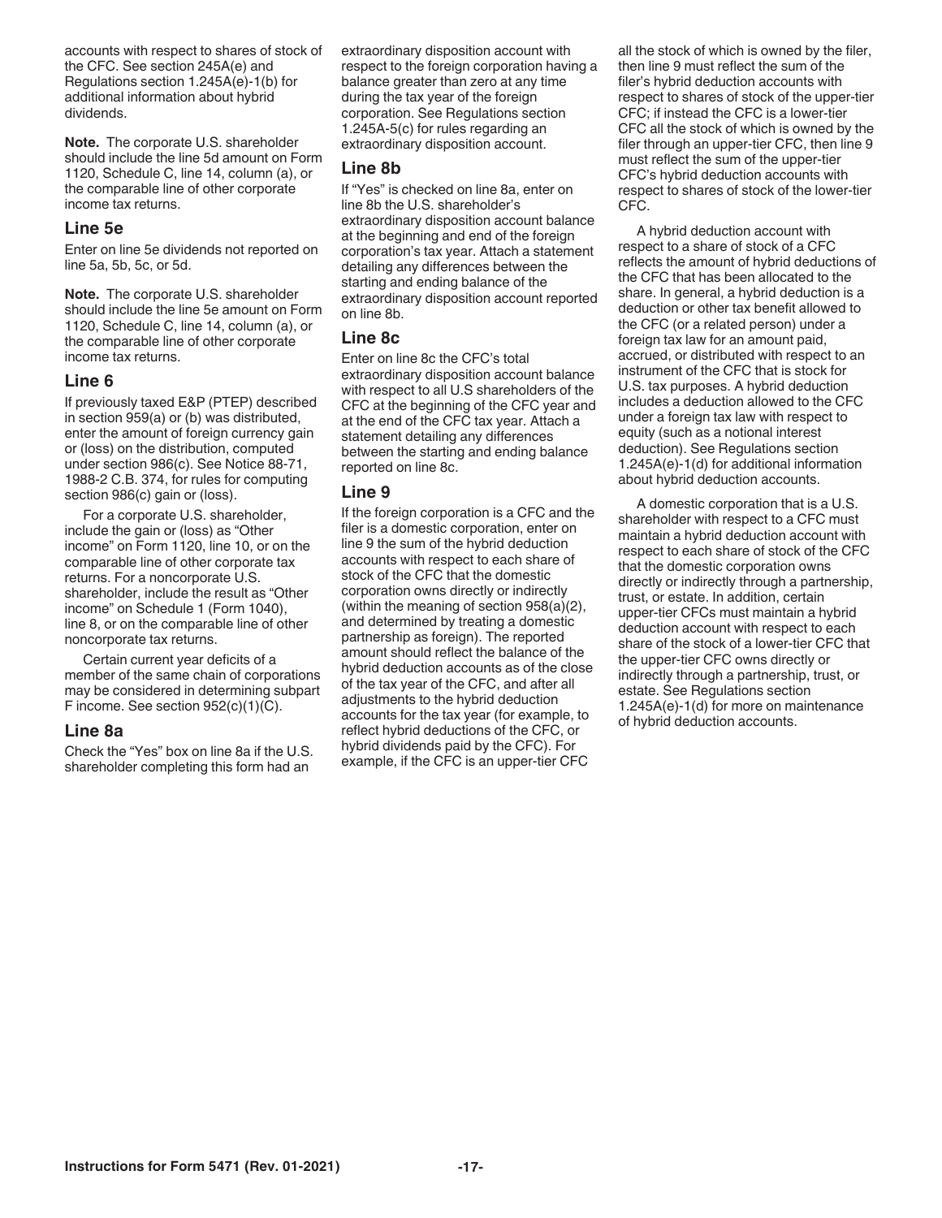accounts with respect to shares of stock of the CFC. See section 245A(e) and Regulations section 1.245A(e)-1(b) for additional information about hybrid dividends.

**Note.** The corporate U.S. shareholder should include the line 5d amount on Form 1120, Schedule C, line 14, column (a), or the comparable line of other corporate income tax returns.

### Line 5e

Enter on line 5e dividends not reported on line 5a, 5b, 5c, or 5d.

**Note.** The corporate U.S. shareholder should include the line 5e amount on Form 1120, Schedule C, line 14, column (a), or the comparable line of other corporate income tax returns.

### Line 6

If previously taxed E&P (PTEP) described in section 959(a) or (b) was distributed, enter the amount of foreign currency gain or (loss) on the distribution, computed under section 986(c). See Notice 88-71, 1988-2 C.B. 374, for rules for computing section 986(c) gain or (loss).

For a corporate U.S. shareholder, include the gain or (loss) as "Other income" on Form 1120, line 10, or on the comparable line of other corporate tax returns. For a noncorporate U.S. shareholder, include the result as "Other income" on Schedule 1 (Form 1040), line 8, or on the comparable line of other noncorporate tax returns.

Certain current year deficits of a member of the same chain of corporations may be considered in determining subpart F income. See section 952(c)(1)(C).

### Line 8a

Check the "Yes" box on line 8a if the U.S. shareholder completing this form had an extraordinary disposition account with respect to the foreign corporation having a balance greater than zero at any time during the tax year of the foreign corporation. See Regulations section 1.245A-5(c) for rules regarding an extraordinary disposition account.

### Line 8b

If "Yes" is checked on line 8a, enter on line 8b the U.S. shareholder's extraordinary disposition account balance at the beginning and end of the foreign corporation's tax year. Attach a statement detailing any differences between the starting and ending balance of the extraordinary disposition account reported on line 8b.

### Line 8c

Enter on line 8c the CFC's total extraordinary disposition account balance with respect to all U.S shareholders of the CFC at the beginning of the CFC year and at the end of the CFC tax year. Attach a statement detailing any differences between the starting and ending balance reported on line 8c.

### Line 9

If the foreign corporation is a CFC and the filer is a domestic corporation, enter on line 9 the sum of the hybrid deduction accounts with respect to each share of stock of the CFC that the domestic corporation owns directly or indirectly (within the meaning of section 958(a)(2), and determined by treating a domestic partnership as foreign). The reported amount should reflect the balance of the hybrid deduction accounts as of the close of the tax year of the CFC, and after all adjustments to the hybrid deduction accounts for the tax year (for example, to reflect hybrid deductions of the CFC, or hybrid dividends paid by the CFC). For example, if the CFC is an upper-tier CFC all the stock of which is owned by the filer, then line 9 must reflect the sum of the filer's hybrid deduction accounts with respect to shares of stock of the upper-tier CFC; if instead the CFC is a lower-tier CFC all the stock of which is owned by the filer through an upper-tier CFC, then line 9 must reflect the sum of the upper-tier CFC's hybrid deduction accounts with respect to shares of stock of the lower-tier CFC.

A hybrid deduction account with respect to a share of stock of a CFC reflects the amount of hybrid deductions of the CFC that has been allocated to the share. In general, a hybrid deduction is a deduction or other tax benefit allowed to the CFC (or a related person) under a foreign tax law for an amount paid, accrued, or distributed with respect to an instrument of the CFC that is stock for U.S. tax purposes. A hybrid deduction includes a deduction allowed to the CFC under a foreign tax law with respect to equity (such as a notional interest deduction). See Regulations section 1.245A(e)-1(d) for additional information about hybrid deduction accounts.

A domestic corporation that is a U.S. shareholder with respect to a CFC must maintain a hybrid deduction account with respect to each share of stock of the CFC that the domestic corporation owns directly or indirectly through a partnership, trust, or estate. In addition, certain upper-tier CFCs must maintain a hybrid deduction account with respect to each share of the stock of a lower-tier CFC that the upper-tier CFC owns directly or indirectly through a partnership, trust, or estate. See Regulations section 1.245A(e)-1(d) for more on maintenance of hybrid deduction accounts.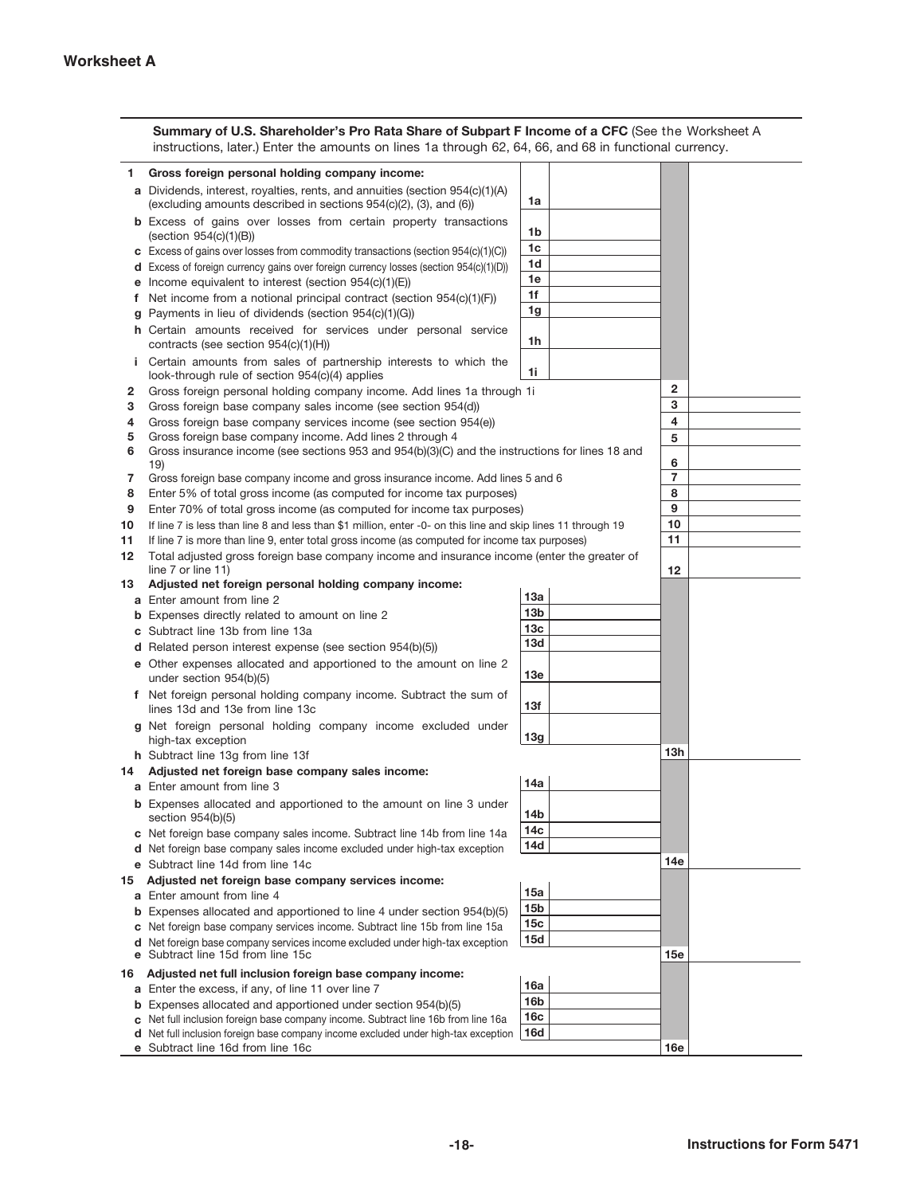## Worksheet A

**Summary of U.S. Shareholder's Pro Rata Share of Subpart F Income of a CFC** (See the Worksheet A instructions, later.) Enter the amounts on lines 1a through 62, 64, 66, and 68 in functional currency.

| | | | | | |
|---|---|---|---|---|---|
| **1** | **Gross foreign personal holding company income:** | | | | |
| **a** | Dividends, interest, royalties, rents, and annuities (section 954(c)(1)(A) (excluding amounts described in sections 954(c)(2), (3), and (6)) | 1a | | | |
| **b** | Excess of gains over losses from certain property transactions (section 954(c)(1)(B)) | 1b | | | |
| **c** | Excess of gains over losses from commodity transactions (section 954(c)(1)(C)) | 1c | | | |
| **d** | Excess of foreign currency gains over foreign currency losses (section 954(c)(1)(D)) | 1d | | | |
| **e** | Income equivalent to interest (section 954(c)(1)(E)) | 1e | | | |
| **f** | Net income from a notional principal contract (section 954(c)(1)(F)) | 1f | | | |
| **g** | Payments in lieu of dividends (section 954(c)(1)(G)) | 1g | | | |
| **h** | Certain amounts received for services under personal service contracts (see section 954(c)(1)(H)) | 1h | | | |
| **i** | Certain amounts from sales of partnership interests to which the look-through rule of section 954(c)(4) applies | 1i | | | |
| **2** | Gross foreign personal holding company income. Add lines 1a through 1i | | | 2 | |
| **3** | Gross foreign base company sales income (see section 954(d)) | | | 3 | |
| **4** | Gross foreign base company services income (see section 954(e)) | | | 4 | |
| **5** | Gross foreign base company income. Add lines 2 through 4 | | | 5 | |
| **6** | Gross insurance income (see sections 953 and 954(b)(3)(C) and the instructions for lines 18 and 19) | | | 6 | |
| **7** | Gross foreign base company income and gross insurance income. Add lines 5 and 6 | | | 7 | |
| **8** | Enter 5% of total gross income (as computed for income tax purposes) | | | 8 | |
| **9** | Enter 70% of total gross income (as computed for income tax purposes) | | | 9 | |
| **10** | If line 7 is less than line 8 and less than $1 million, enter -0- on this line and skip lines 11 through 19 | | | 10 | |
| **11** | If line 7 is more than line 9, enter total gross income (as computed for income tax purposes) | | | 11 | |
| **12** | Total adjusted gross foreign base company income and insurance income (enter the greater of line 7 or line 11) | | | 12 | |
| **13** | **Adjusted net foreign personal holding company income:** | | | | |
| **a** | Enter amount from line 2 | 13a | | | |
| **b** | Expenses directly related to amount on line 2 | 13b | | | |
| **c** | Subtract line 13b from line 13a | 13c | | | |
| **d** | Related person interest expense (see section 954(b)(5)) | 13d | | | |
| **e** | Other expenses allocated and apportioned to the amount on line 2 under section 954(b)(5) | 13e | | | |
| **f** | Net foreign personal holding company income. Subtract the sum of lines 13d and 13e from line 13c | 13f | | | |
| **g** | Net foreign personal holding company income excluded under high-tax exception | 13g | | | |
| **h** | Subtract line 13g from line 13f | | | 13h | |
| **14** | **Adjusted net foreign base company sales income:** | | | | |
| **a** | Enter amount from line 3 | 14a | | | |
| **b** | Expenses allocated and apportioned to the amount on line 3 under section 954(b)(5) | 14b | | | |
| **c** | Net foreign base company sales income. Subtract line 14b from line 14a | 14c | | | |
| **d** | Net foreign base company sales income excluded under high-tax exception | 14d | | | |
| **e** | Subtract line 14d from line 14c | | | 14e | |
| **15** | **Adjusted net foreign base company services income:** | | | | |
| **a** | Enter amount from line 4 | 15a | | | |
| **b** | Expenses allocated and apportioned to line 4 under section 954(b)(5) | 15b | | | |
| **c** | Net foreign base company services income. Subtract line 15b from line 15a | 15c | | | |
| **d** | Net foreign base company services income excluded under high-tax exception | 15d | | | |
| **e** | Subtract line 15d from line 15c | | | 15e | |
| **16** | **Adjusted net full inclusion foreign base company income:** | | | | |
| **a** | Enter the excess, if any, of line 11 over line 7 | 16a | | | |
| **b** | Expenses allocated and apportioned under section 954(b)(5) | 16b | | | |
| **c** | Net full inclusion foreign base company income. Subtract line 16b from line 16a | 16c | | | |
| **d** | Net full inclusion foreign base company income excluded under high-tax exception | 16d | | | |
| **e** | Subtract line 16d from line 16c | | | 16e | |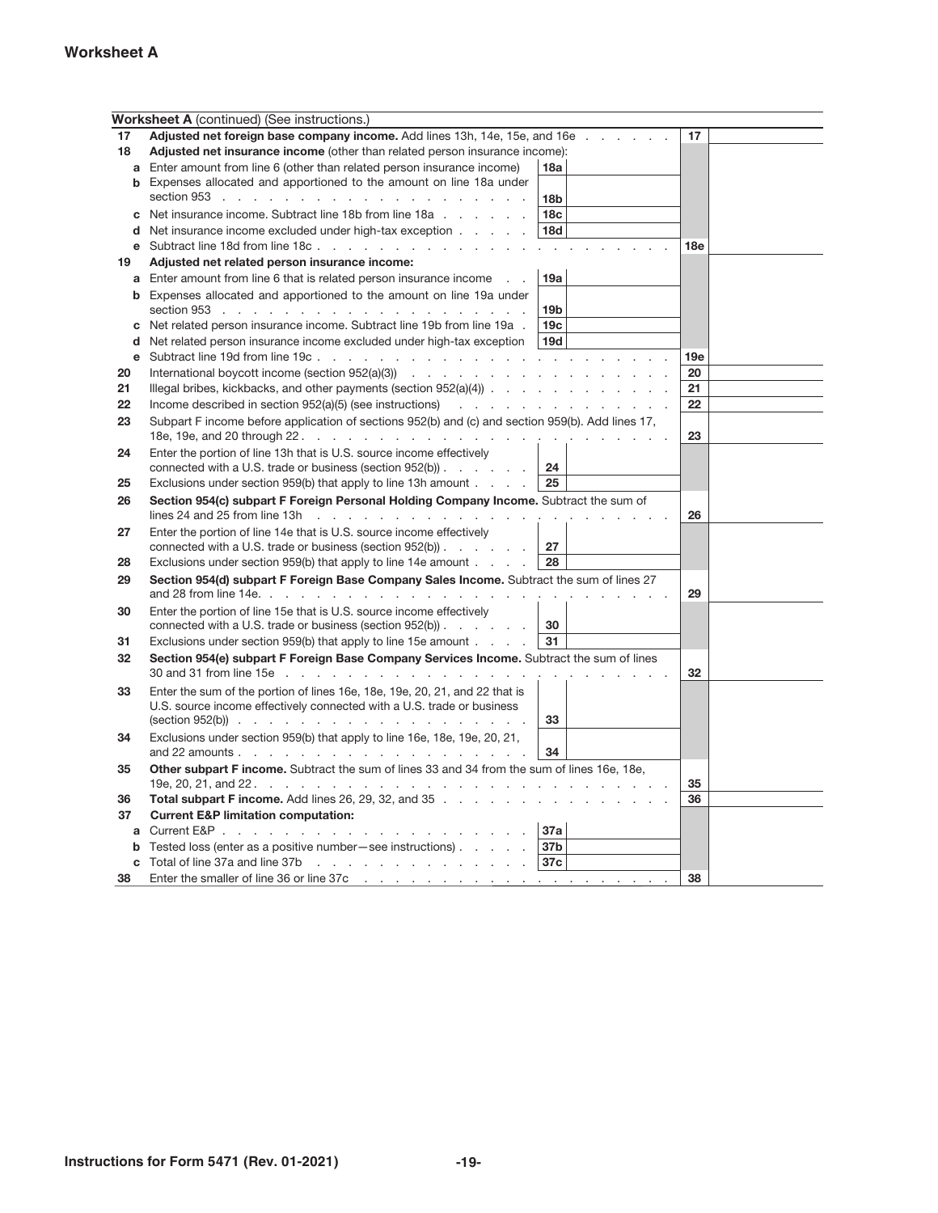## Worksheet A

**Worksheet A** (continued) (See instructions.)

| | | | | | |
|---|---|---|---|---|---|
| **17** | **Adjusted net foreign base company income.** Add lines 13h, 14e, 15e, and 16e | | | 17 | |
| **18** | **Adjusted net insurance income** (other than related person insurance income): | | | | |
| **a** | Enter amount from line 6 (other than related person insurance income) | 18a | | | |
| **b** | Expenses allocated and apportioned to the amount on line 18a under section 953 | 18b | | | |
| **c** | Net insurance income. Subtract line 18b from line 18a | 18c | | | |
| **d** | Net insurance income excluded under high-tax exception | 18d | | | |
| **e** | Subtract line 18d from line 18c | | | 18e | |
| **19** | **Adjusted net related person insurance income:** | | | | |
| **a** | Enter amount from line 6 that is related person insurance income | 19a | | | |
| **b** | Expenses allocated and apportioned to the amount on line 19a under section 953 | 19b | | | |
| **c** | Net related person insurance income. Subtract line 19b from line 19a | 19c | | | |
| **d** | Net related person insurance income excluded under high-tax exception | 19d | | | |
| **e** | Subtract line 19d from line 19c | | | 19e | |
| **20** | International boycott income (section 952(a)(3)) | | | 20 | |
| **21** | Illegal bribes, kickbacks, and other payments (section 952(a)(4)) | | | 21 | |
| **22** | Income described in section 952(a)(5) (see instructions) | | | 22 | |
| **23** | Subpart F income before application of sections 952(b) and (c) and section 959(b). Add lines 17, 18e, 19e, and 20 through 22 | | | 23 | |
| **24** | Enter the portion of line 13h that is U.S. source income effectively connected with a U.S. trade or business (section 952(b)) | 24 | | | |
| **25** | Exclusions under section 959(b) that apply to line 13h amount | 25 | | | |
| **26** | **Section 954(c) subpart F Foreign Personal Holding Company Income.** Subtract the sum of lines 24 and 25 from line 13h | | | 26 | |
| **27** | Enter the portion of line 14e that is U.S. source income effectively connected with a U.S. trade or business (section 952(b)) | 27 | | | |
| **28** | Exclusions under section 959(b) that apply to line 14e amount | 28 | | | |
| **29** | **Section 954(d) subpart F Foreign Base Company Sales Income.** Subtract the sum of lines 27 and 28 from line 14e | | | 29 | |
| **30** | Enter the portion of line 15e that is U.S. source income effectively connected with a U.S. trade or business (section 952(b)) | 30 | | | |
| **31** | Exclusions under section 959(b) that apply to line 15e amount | 31 | | | |
| **32** | **Section 954(e) subpart F Foreign Base Company Services Income.** Subtract the sum of lines 30 and 31 from line 15e | | | 32 | |
| **33** | Enter the sum of the portion of lines 16e, 18e, 19e, 20, 21, and 22 that is U.S. source income effectively connected with a U.S. trade or business (section 952(b)) | 33 | | | |
| **34** | Exclusions under section 959(b) that apply to line 16e, 18e, 19e, 20, 21, and 22 amounts | 34 | | | |
| **35** | **Other subpart F income.** Subtract the sum of lines 33 and 34 from the sum of lines 16e, 18e, 19e, 20, 21, and 22 | | | 35 | |
| **36** | **Total subpart F income.** Add lines 26, 29, 32, and 35 | | | 36 | |
| **37** | **Current E&P limitation computation:** | | | | |
| **a** | Current E&P | 37a | | | |
| **b** | Tested loss (enter as a positive number—see instructions) | 37b | | | |
| **c** | Total of line 37a and line 37b | 37c | | | |
| **38** | Enter the smaller of line 36 or line 37c | | | 38 | |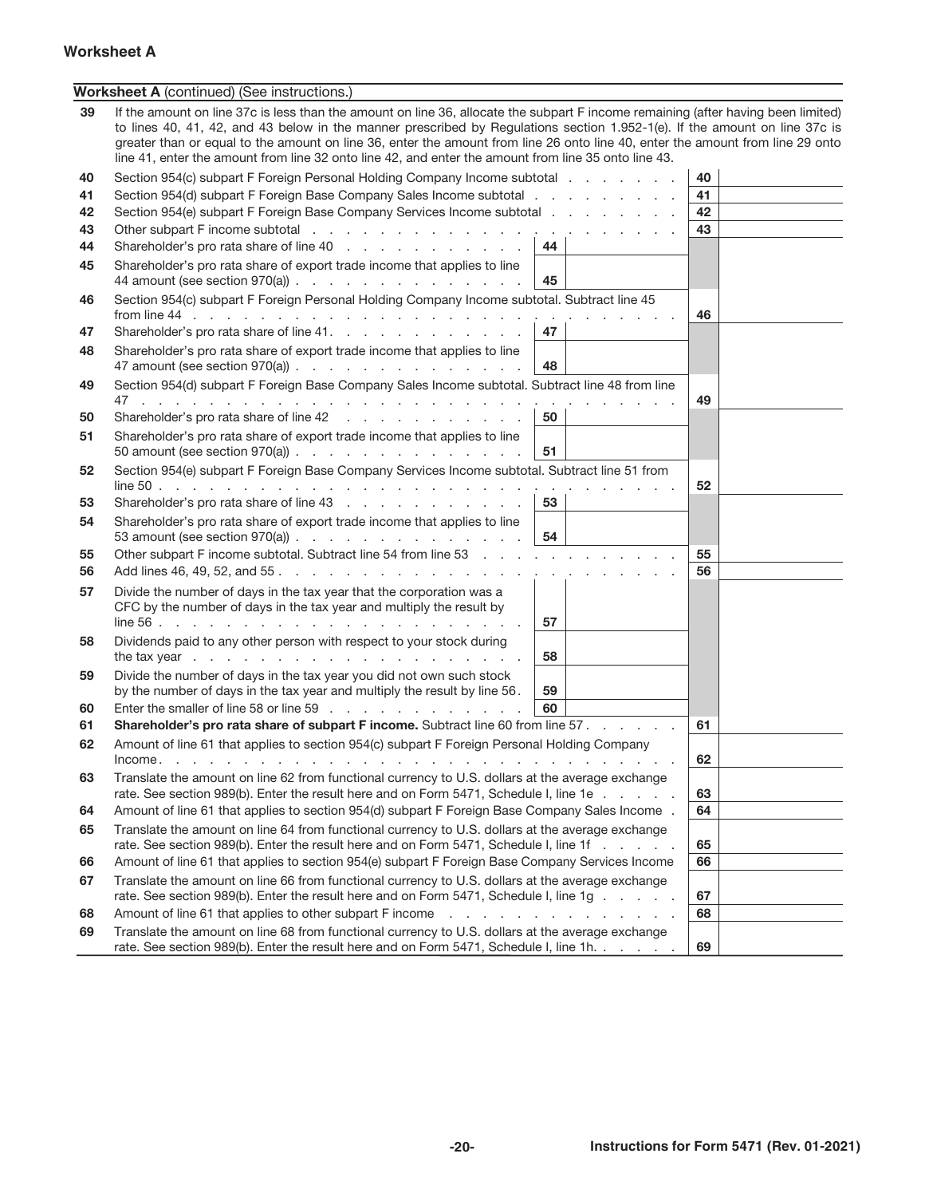**Worksheet A**

**Worksheet A** (continued) (See instructions.)

| Line | Description | | | | |
|---|---|---|---|---|---|
| 39 | If the amount on line 37c is less than the amount on line 36, allocate the subpart F income remaining (after having been limited) to lines 40, 41, 42, and 43 below in the manner prescribed by Regulations section 1.952-1(e). If the amount on line 37c is greater than or equal to the amount on line 36, enter the amount from line 26 onto line 40, enter the amount from line 29 onto line 41, enter the amount from line 32 onto line 42, and enter the amount from line 35 onto line 43. | | | | |
| 40 | Section 954(c) subpart F Foreign Personal Holding Company Income subtotal | | | 40 | |
| 41 | Section 954(d) subpart F Foreign Base Company Sales Income subtotal | | | 41 | |
| 42 | Section 954(e) subpart F Foreign Base Company Services Income subtotal | | | 42 | |
| 43 | Other subpart F income subtotal | | | 43 | |
| 44 | Shareholder's pro rata share of line 40 | 44 | | | |
| 45 | Shareholder's pro rata share of export trade income that applies to line 44 amount (see section 970(a)) | 45 | | | |
| 46 | Section 954(c) subpart F Foreign Personal Holding Company Income subtotal. Subtract line 45 from line 44 | | | 46 | |
| 47 | Shareholder's pro rata share of line 41 | 47 | | | |
| 48 | Shareholder's pro rata share of export trade income that applies to line 47 amount (see section 970(a)) | 48 | | | |
| 49 | Section 954(d) subpart F Foreign Base Company Sales Income subtotal. Subtract line 48 from line 47 | | | 49 | |
| 50 | Shareholder's pro rata share of line 42 | 50 | | | |
| 51 | Shareholder's pro rata share of export trade income that applies to line 50 amount (see section 970(a)) | 51 | | | |
| 52 | Section 954(e) subpart F Foreign Base Company Services Income subtotal. Subtract line 51 from line 50 | | | 52 | |
| 53 | Shareholder's pro rata share of line 43 | 53 | | | |
| 54 | Shareholder's pro rata share of export trade income that applies to line 53 amount (see section 970(a)) | 54 | | | |
| 55 | Other subpart F income subtotal. Subtract line 54 from line 53 | | | 55 | |
| 56 | Add lines 46, 49, 52, and 55 | | | 56 | |
| 57 | Divide the number of days in the tax year that the corporation was a CFC by the number of days in the tax year and multiply the result by line 56 | 57 | | | |
| 58 | Dividends paid to any other person with respect to your stock during the tax year | 58 | | | |
| 59 | Divide the number of days in the tax year you did not own such stock by the number of days in the tax year and multiply the result by line 56 | 59 | | | |
| 60 | Enter the smaller of line 58 or line 59 | 60 | | | |
| 61 | **Shareholder's pro rata share of subpart F income.** Subtract line 60 from line 57 | | | 61 | |
| 62 | Amount of line 61 that applies to section 954(c) subpart F Foreign Personal Holding Company Income | | | 62 | |
| 63 | Translate the amount on line 62 from functional currency to U.S. dollars at the average exchange rate. See section 989(b). Enter the result here and on Form 5471, Schedule I, line 1e | | | 63 | |
| 64 | Amount of line 61 that applies to section 954(d) subpart F Foreign Base Company Sales Income | | | 64 | |
| 65 | Translate the amount on line 64 from functional currency to U.S. dollars at the average exchange rate. See section 989(b). Enter the result here and on Form 5471, Schedule I, line 1f | | | 65 | |
| 66 | Amount of line 61 that applies to section 954(e) subpart F Foreign Base Company Services Income | | | 66 | |
| 67 | Translate the amount on line 66 from functional currency to U.S. dollars at the average exchange rate. See section 989(b). Enter the result here and on Form 5471, Schedule I, line 1g | | | 67 | |
| 68 | Amount of line 61 that applies to other subpart F income | | | 68 | |
| 69 | Translate the amount on line 68 from functional currency to U.S. dollars at the average exchange rate. See section 989(b). Enter the result here and on Form 5471, Schedule I, line 1h. | | | 69 | |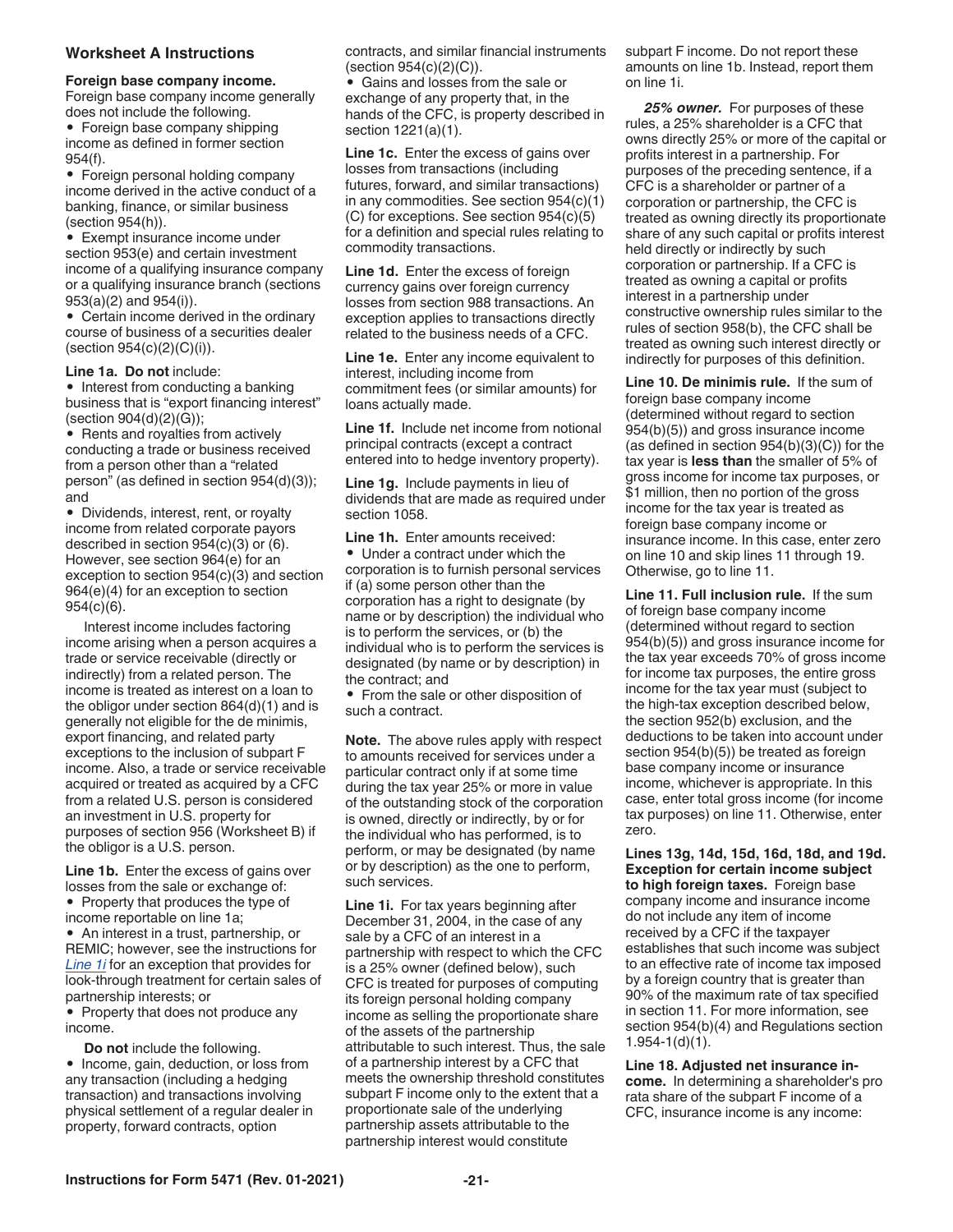### Worksheet A Instructions

**Foreign base company income.** Foreign base company income generally does not include the following.

- Foreign base company shipping income as defined in former section 954(f).
- Foreign personal holding company income derived in the active conduct of a banking, finance, or similar business (section 954(h)).
- Exempt insurance income under section 953(e) and certain investment income of a qualifying insurance company or a qualifying insurance branch (sections 953(a)(2) and 954(i)).
- Certain income derived in the ordinary course of business of a securities dealer (section 954(c)(2)(C)(i)).

**Line 1a. Do not** include:

- Interest from conducting a banking business that is "export financing interest" (section 904(d)(2)(G));
- Rents and royalties from actively conducting a trade or business received from a person other than a "related person" (as defined in section 954(d)(3)); and
- Dividends, interest, rent, or royalty income from related corporate payors described in section 954(c)(3) or (6). However, see section 964(e) for an exception to section 954(c)(3) and section 964(e)(4) for an exception to section 954(c)(6).

Interest income includes factoring income arising when a person acquires a trade or service receivable (directly or indirectly) from a related person. The income is treated as interest on a loan to the obligor under section 864(d)(1) and is generally not eligible for the de minimis, export financing, and related party exceptions to the inclusion of subpart F income. Also, a trade or service receivable acquired or treated as acquired by a CFC from a related U.S. person is considered an investment in U.S. property for purposes of section 956 (Worksheet B) if the obligor is a U.S. person.

**Line 1b.** Enter the excess of gains over losses from the sale or exchange of:

- Property that produces the type of income reportable on line 1a;
- An interest in a trust, partnership, or REMIC; however, see the instructions for *Line 1i* for an exception that provides for look-through treatment for certain sales of partnership interests; or
- Property that does not produce any income.

**Do not** include the following.

- Income, gain, deduction, or loss from any transaction (including a hedging transaction) and transactions involving physical settlement of a regular dealer in property, forward contracts, option contracts, and similar financial instruments (section 954(c)(2)(C)).
- Gains and losses from the sale or exchange of any property that, in the hands of the CFC, is property described in section 1221(a)(1).

**Line 1c.** Enter the excess of gains over losses from transactions (including futures, forward, and similar transactions) in any commodities. See section 954(c)(1)(C) for exceptions. See section 954(c)(5) for a definition and special rules relating to commodity transactions.

**Line 1d.** Enter the excess of foreign currency gains over foreign currency losses from section 988 transactions. An exception applies to transactions directly related to the business needs of a CFC.

**Line 1e.** Enter any income equivalent to interest, including income from commitment fees (or similar amounts) for loans actually made.

**Line 1f.** Include net income from notional principal contracts (except a contract entered into to hedge inventory property).

**Line 1g.** Include payments in lieu of dividends that are made as required under section 1058.

**Line 1h.** Enter amounts received:

- Under a contract under which the corporation is to furnish personal services if (a) some person other than the corporation has a right to designate (by name or by description) the individual who is to perform the services, or (b) the individual who is to perform the services is designated (by name or by description) in the contract; and
- From the sale or other disposition of such a contract.

**Note.** The above rules apply with respect to amounts received for services under a particular contract only if at some time during the tax year 25% or more in value of the outstanding stock of the corporation is owned, directly or indirectly, by or for the individual who has performed, is to perform, or may be designated (by name or by description) as the one to perform, such services.

**Line 1i.** For tax years beginning after December 31, 2004, in the case of any sale by a CFC of an interest in a partnership with respect to which the CFC is a 25% owner (defined below), such CFC is treated for purposes of computing its foreign personal holding company income as selling the proportionate share of the assets of the partnership attributable to such interest. Thus, the sale of a partnership interest by a CFC that meets the ownership threshold constitutes subpart F income only to the extent that a proportionate sale of the underlying partnership assets attributable to the partnership interest would constitute subpart F income. Do not report these amounts on line 1b. Instead, report them on line 1i.

***25% owner.*** For purposes of these rules, a 25% shareholder is a CFC that owns directly 25% or more of the capital or profits interest in a partnership. For purposes of the preceding sentence, if a CFC is a shareholder or partner of a corporation or partnership, the CFC is treated as owning directly its proportionate share of any such capital or profits interest held directly or indirectly by such corporation or partnership. If a CFC is treated as owning a capital or profits interest in a partnership under constructive ownership rules similar to the rules of section 958(b), the CFC shall be treated as owning such interest directly or indirectly for purposes of this definition.

**Line 10. De minimis rule.** If the sum of foreign base company income (determined without regard to section 954(b)(5)) and gross insurance income (as defined in section 954(b)(3)(C)) for the tax year is **less than** the smaller of 5% of gross income for income tax purposes, or $1 million, then no portion of the gross income for the tax year is treated as foreign base company income or insurance income. In this case, enter zero on line 10 and skip lines 11 through 19. Otherwise, go to line 11.

**Line 11. Full inclusion rule.** If the sum of foreign base company income (determined without regard to section 954(b)(5)) and gross insurance income for the tax year exceeds 70% of gross income for income tax purposes, the entire gross income for the tax year must (subject to the high-tax exception described below, the section 952(b) exclusion, and the deductions to be taken into account under section 954(b)(5)) be treated as foreign base company income or insurance income, whichever is appropriate. In this case, enter total gross income (for income tax purposes) on line 11. Otherwise, enter zero.

**Lines 13g, 14d, 15d, 16d, 18d, and 19d. Exception for certain income subject to high foreign taxes.** Foreign base company income and insurance income do not include any item of income received by a CFC if the taxpayer establishes that such income was subject to an effective rate of income tax imposed by a foreign country that is greater than 90% of the maximum rate of tax specified in section 11. For more information, see section 954(b)(4) and Regulations section 1.954-1(d)(1).

**Line 18. Adjusted net insurance income.** In determining a shareholder's pro rata share of the subpart F income of a CFC, insurance income is any income: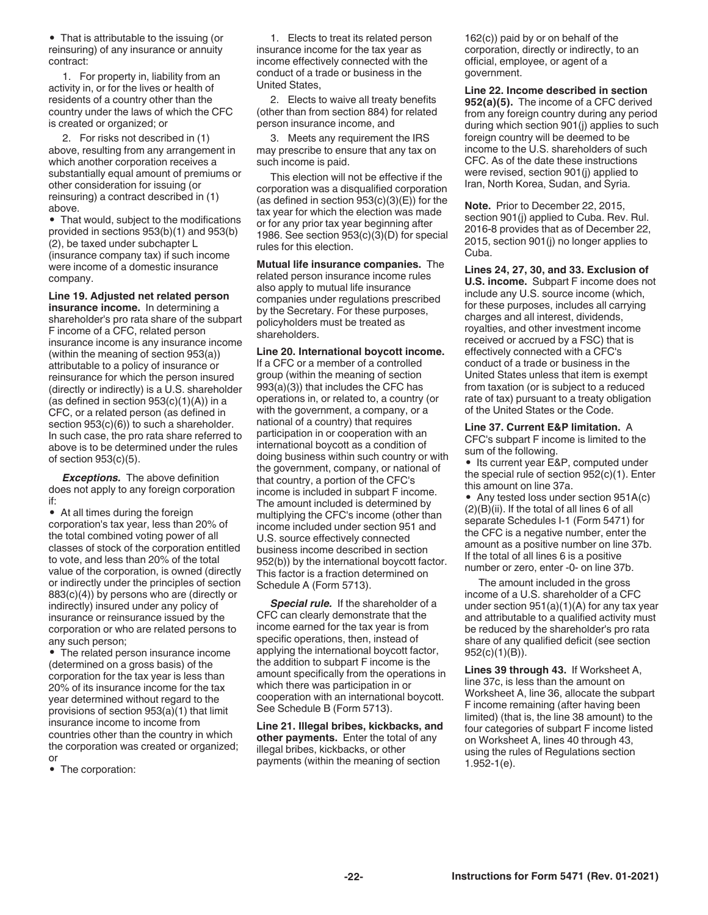- That is attributable to the issuing (or reinsuring) of any insurance or annuity contract:

1. For property in, liability from an activity in, or for the lives or health of residents of a country other than the country under the laws of which the CFC is created or organized; or

2. For risks not described in (1) above, resulting from any arrangement in which another corporation receives a substantially equal amount of premiums or other consideration for issuing (or reinsuring) a contract described in (1) above.

- That would, subject to the modifications provided in sections 953(b)(1) and 953(b)(2), be taxed under subchapter L (insurance company tax) if such income were income of a domestic insurance company.

**Line 19. Adjusted net related person insurance income.** In determining a shareholder's pro rata share of the subpart F income of a CFC, related person insurance income is any insurance income (within the meaning of section 953(a)) attributable to a policy of insurance or reinsurance for which the person insured (directly or indirectly) is a U.S. shareholder (as defined in section 953(c)(1)(A)) in a CFC, or a related person (as defined in section 953(c)(6)) to such a shareholder. In such case, the pro rata share referred to above is to be determined under the rules of section 953(c)(5).

***Exceptions.*** The above definition does not apply to any foreign corporation if:

- At all times during the foreign corporation's tax year, less than 20% of the total combined voting power of all classes of stock of the corporation entitled to vote, and less than 20% of the total value of the corporation, is owned (directly or indirectly under the principles of section 883(c)(4)) by persons who are (directly or indirectly) insured under any policy of insurance or reinsurance issued by the corporation or who are related persons to any such person;
- The related person insurance income (determined on a gross basis) of the corporation for the tax year is less than 20% of its insurance income for the tax year determined without regard to the provisions of section 953(a)(1) that limit insurance income to income from countries other than the country in which the corporation was created or organized; or
- The corporation:

1. Elects to treat its related person insurance income for the tax year as income effectively connected with the conduct of a trade or business in the United States,

2. Elects to waive all treaty benefits (other than from section 884) for related person insurance income, and

3. Meets any requirement the IRS may prescribe to ensure that any tax on such income is paid.

This election will not be effective if the corporation was a disqualified corporation (as defined in section 953(c)(3)(E)) for the tax year for which the election was made or for any prior tax year beginning after 1986. See section 953(c)(3)(D) for special rules for this election.

**Mutual life insurance companies.** The related person insurance income rules also apply to mutual life insurance companies under regulations prescribed by the Secretary. For these purposes, policyholders must be treated as shareholders.

**Line 20. International boycott income.** If a CFC or a member of a controlled group (within the meaning of section 993(a)(3)) that includes the CFC has operations in, or related to, a country (or with the government, a company, or a national of a country) that requires participation in or cooperation with an international boycott as a condition of doing business within such country or with the government, company, or national of that country, a portion of the CFC's income is included in subpart F income. The amount included is determined by multiplying the CFC's income (other than income included under section 951 and U.S. source effectively connected business income described in section 952(b)) by the international boycott factor. This factor is a fraction determined on Schedule A (Form 5713).

***Special rule.*** If the shareholder of a CFC can clearly demonstrate that the income earned for the tax year is from specific operations, then, instead of applying the international boycott factor, the addition to subpart F income is the amount specifically from the operations in which there was participation in or cooperation with an international boycott. See Schedule B (Form 5713).

**Line 21. Illegal bribes, kickbacks, and other payments.** Enter the total of any illegal bribes, kickbacks, or other payments (within the meaning of section 162(c)) paid by or on behalf of the corporation, directly or indirectly, to an official, employee, or agent of a government.

**Line 22. Income described in section 952(a)(5).** The income of a CFC derived from any foreign country during any period during which section 901(j) applies to such foreign country will be deemed to be income to the U.S. shareholders of such CFC. As of the date these instructions were revised, section 901(j) applied to Iran, North Korea, Sudan, and Syria.

**Note.** Prior to December 22, 2015, section 901(j) applied to Cuba. Rev. Rul. 2016-8 provides that as of December 22, 2015, section 901(j) no longer applies to Cuba.

**Lines 24, 27, 30, and 33. Exclusion of U.S. income.** Subpart F income does not include any U.S. source income (which, for these purposes, includes all carrying charges and all interest, dividends, royalties, and other investment income received or accrued by a FSC) that is effectively connected with a CFC's conduct of a trade or business in the United States unless that item is exempt from taxation (or is subject to a reduced rate of tax) pursuant to a treaty obligation of the United States or the Code.

**Line 37. Current E&P limitation.** A CFC's subpart F income is limited to the sum of the following.

- Its current year E&P, computed under the special rule of section 952(c)(1). Enter this amount on line 37a.
- Any tested loss under section 951A(c)(2)(B)(ii). If the total of all lines 6 of all separate Schedules I-1 (Form 5471) for the CFC is a negative number, enter the amount as a positive number on line 37b. If the total of all lines 6 is a positive number or zero, enter -0- on line 37b.

The amount included in the gross income of a U.S. shareholder of a CFC under section 951(a)(1)(A) for any tax year and attributable to a qualified activity must be reduced by the shareholder's pro rata share of any qualified deficit (see section 952(c)(1)(B)).

**Lines 39 through 43.** If Worksheet A, line 37c, is less than the amount on Worksheet A, line 36, allocate the subpart F income remaining (after having been limited) (that is, the line 38 amount) to the four categories of subpart F income listed on Worksheet A, lines 40 through 43, using the rules of Regulations section 1.952-1(e).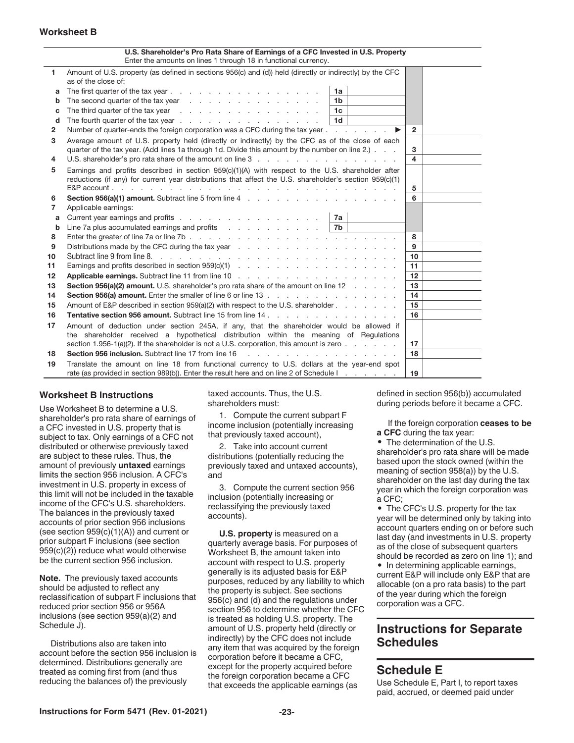**Worksheet B**

| | **U.S. Shareholder's Pro Rata Share of Earnings of a CFC Invested in U.S. Property** Enter the amounts on lines 1 through 18 in functional currency. | | | | |
|---|---|---|---|---|---|
| **1** | Amount of U.S. property (as defined in sections 956(c) and (d)) held (directly or indirectly) by the CFC as of the close of: | | | | |
| **a** | The first quarter of the tax year | **1a** | | | |
| **b** | The second quarter of the tax year | **1b** | | | |
| **c** | The third quarter of the tax year | **1c** | | | |
| **d** | The fourth quarter of the tax year | **1d** | | | |
| **2** | Number of quarter-ends the foreign corporation was a CFC during the tax year ▶ | | | **2** | |
| **3** | Average amount of U.S. property held (directly or indirectly) by the CFC as of the close of each quarter of the tax year. (Add lines 1a through 1d. Divide this amount by the number on line 2.) | | | **3** | |
| **4** | U.S. shareholder's pro rata share of the amount on line 3 | | | **4** | |
| **5** | Earnings and profits described in section 959(c)(1)(A) with respect to the U.S. shareholder after reductions (if any) for current year distributions that affect the U.S. shareholder's section 959(c)(1) E&P account | | | **5** | |
| **6** | **Section 956(a)(1) amount.** Subtract line 5 from line 4 | | | **6** | |
| **7** | Applicable earnings: | | | | |
| **a** | Current year earnings and profits | **7a** | | | |
| **b** | Line 7a plus accumulated earnings and profits | **7b** | | | |
| **8** | Enter the greater of line 7a or line 7b | | | **8** | |
| **9** | Distributions made by the CFC during the tax year | | | **9** | |
| **10** | Subtract line 9 from line 8. | | | **10** | |
| **11** | Earnings and profits described in section 959(c)(1) | | | **11** | |
| **12** | **Applicable earnings.** Subtract line 11 from line 10 | | | **12** | |
| **13** | **Section 956(a)(2) amount.** U.S. shareholder's pro rata share of the amount on line 12 | | | **13** | |
| **14** | **Section 956(a) amount.** Enter the smaller of line 6 or line 13 | | | **14** | |
| **15** | Amount of E&P described in section 959(a)(2) with respect to the U.S. shareholder | | | **15** | |
| **16** | **Tentative section 956 amount.** Subtract line 15 from line 14 | | | **16** | |
| **17** | Amount of deduction under section 245A, if any, that the shareholder would be allowed if the shareholder received a hypothetical distribution within the meaning of Regulations section 1.956-1(a)(2). If the shareholder is not a U.S. corporation, this amount is zero | | | **17** | |
| **18** | **Section 956 inclusion.** Subtract line 17 from line 16 | | | **18** | |
| **19** | Translate the amount on line 18 from functional currency to U.S. dollars at the year-end spot rate (as provided in section 989(b)). Enter the result here and on line 2 of Schedule I | | | **19** | |

### Worksheet B Instructions

Use Worksheet B to determine a U.S. shareholder's pro rata share of earnings of a CFC invested in U.S. property that is subject to tax. Only earnings of a CFC not distributed or otherwise previously taxed are subject to these rules. Thus, the amount of previously **untaxed** earnings limits the section 956 inclusion. A CFC's investment in U.S. property in excess of this limit will not be included in the taxable income of the CFC's U.S. shareholders. The balances in the previously taxed accounts of prior section 956 inclusions (see section 959(c)(1)(A)) and current or prior subpart F inclusions (see section 959(c)(2)) reduce what would otherwise be the current section 956 inclusion.

**Note.** The previously taxed accounts should be adjusted to reflect any reclassification of subpart F inclusions that reduced prior section 956 or 956A inclusions (see section 959(a)(2) and Schedule J).

Distributions also are taken into account before the section 956 inclusion is determined. Distributions generally are treated as coming first from (and thus reducing the balances of) the previously taxed accounts. Thus, the U.S. shareholders must:

1. Compute the current subpart F income inclusion (potentially increasing that previously taxed account),
2. Take into account current distributions (potentially reducing the previously taxed and untaxed accounts), and
3. Compute the current section 956 inclusion (potentially increasing or reclassifying the previously taxed accounts).

**U.S. property** is measured on a quarterly average basis. For purposes of Worksheet B, the amount taken into account with respect to U.S. property generally is its adjusted basis for E&P purposes, reduced by any liability to which the property is subject. See sections 956(c) and (d) and the regulations under section 956 to determine whether the CFC is treated as holding U.S. property. The amount of U.S. property held (directly or indirectly) by the CFC does not include any item that was acquired by the foreign corporation before it became a CFC, except for the property acquired before the foreign corporation became a CFC that exceeds the applicable earnings (as defined in section 956(b)) accumulated during periods before it became a CFC.

If the foreign corporation **ceases to be a CFC** during the tax year:

- The determination of the U.S. shareholder's pro rata share will be made based upon the stock owned (within the meaning of section 958(a)) by the U.S. shareholder on the last day during the tax year in which the foreign corporation was a CFC;
- The CFC's U.S. property for the tax year will be determined only by taking into account quarters ending on or before such last day (and investments in U.S. property as of the close of subsequent quarters should be recorded as zero on line 1); and
- In determining applicable earnings, current E&P will include only E&P that are allocable (on a pro rata basis) to the part of the year during which the foreign corporation was a CFC.

## Instructions for Separate Schedules

## Schedule E

Use Schedule E, Part I, to report taxes paid, accrued, or deemed paid under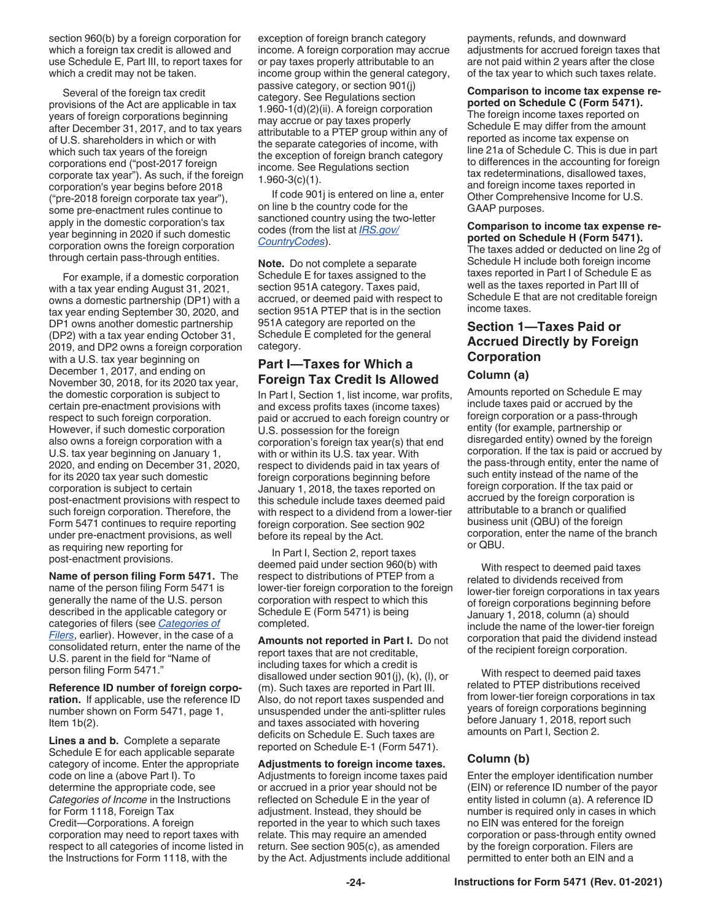section 960(b) by a foreign corporation for which a foreign tax credit is allowed and use Schedule E, Part III, to report taxes for which a credit may not be taken.

Several of the foreign tax credit provisions of the Act are applicable in tax years of foreign corporations beginning after December 31, 2017, and to tax years of U.S. shareholders in which or with which such tax years of the foreign corporations end ("post-2017 foreign corporate tax year"). As such, if the foreign corporation's year begins before 2018 ("pre-2018 foreign corporate tax year"), some pre-enactment rules continue to apply in the domestic corporation's tax year beginning in 2020 if such domestic corporation owns the foreign corporation through certain pass-through entities.

For example, if a domestic corporation with a tax year ending August 31, 2021, owns a domestic partnership (DP1) with a tax year ending September 30, 2020, and DP1 owns another domestic partnership (DP2) with a tax year ending October 31, 2019, and DP2 owns a foreign corporation with a U.S. tax year beginning on December 1, 2017, and ending on November 30, 2018, for its 2020 tax year, the domestic corporation is subject to certain pre-enactment provisions with respect to such foreign corporation. However, if such domestic corporation also owns a foreign corporation with a U.S. tax year beginning on January 1, 2020, and ending on December 31, 2020, for its 2020 tax year such domestic corporation is subject to certain post-enactment provisions with respect to such foreign corporation. Therefore, the Form 5471 continues to require reporting under pre-enactment provisions, as well as requiring new reporting for post-enactment provisions.

**Name of person filing Form 5471.** The name of the person filing Form 5471 is generally the name of the U.S. person described in the applicable category or categories of filers (see *Categories of Filers*, earlier). However, in the case of a consolidated return, enter the name of the U.S. parent in the field for "Name of person filing Form 5471."

**Reference ID number of foreign corporation.** If applicable, use the reference ID number shown on Form 5471, page 1, Item 1b(2).

**Lines a and b.** Complete a separate Schedule E for each applicable separate category of income. Enter the appropriate code on line a (above Part I). To determine the appropriate code, see *Categories of Income* in the Instructions for Form 1118, Foreign Tax Credit—Corporations. A foreign corporation may need to report taxes with respect to all categories of income listed in the Instructions for Form 1118, with the exception of foreign branch category income. A foreign corporation may accrue or pay taxes properly attributable to an income group within the general category, passive category, or section 901(j) category. See Regulations section 1.960-1(d)(2)(ii). A foreign corporation may accrue or pay taxes properly attributable to a PTEP group within any of the separate categories of income, with the exception of foreign branch category income. See Regulations section 1.960-3(c)(1).

If code 901j is entered on line a, enter on line b the country code for the sanctioned country using the two-letter codes (from the list at *IRS.gov/CountryCodes*).

**Note.** Do not complete a separate Schedule E for taxes assigned to the section 951A category. Taxes paid, accrued, or deemed paid with respect to section 951A PTEP that is in the section 951A category are reported on the Schedule E completed for the general category.

## Part I—Taxes for Which a Foreign Tax Credit Is Allowed

In Part I, Section 1, list income, war profits, and excess profits taxes (income taxes) paid or accrued to each foreign country or U.S. possession for the foreign corporation's foreign tax year(s) that end with or within its U.S. tax year. With respect to dividends paid in tax years of foreign corporations beginning before January 1, 2018, the taxes reported on this schedule include taxes deemed paid with respect to a dividend from a lower-tier foreign corporation. See section 902 before its repeal by the Act.

In Part I, Section 2, report taxes deemed paid under section 960(b) with respect to distributions of PTEP from a lower-tier foreign corporation to the foreign corporation with respect to which this Schedule E (Form 5471) is being completed.

**Amounts not reported in Part I.** Do not report taxes that are not creditable, including taxes for which a credit is disallowed under section 901(j), (k), (l), or (m). Such taxes are reported in Part III. Also, do not report taxes suspended and unsuspended under the anti-splitter rules and taxes associated with hovering deficits on Schedule E. Such taxes are reported on Schedule E-1 (Form 5471).

**Adjustments to foreign income taxes.** Adjustments to foreign income taxes paid or accrued in a prior year should not be reflected on Schedule E in the year of adjustment. Instead, they should be reported in the year to which such taxes relate. This may require an amended return. See section 905(c), as amended by the Act. Adjustments include additional payments, refunds, and downward adjustments for accrued foreign taxes that are not paid within 2 years after the close of the tax year to which such taxes relate.

**Comparison to income tax expense reported on Schedule C (Form 5471).** The foreign income taxes reported on Schedule E may differ from the amount reported as income tax expense on line 21a of Schedule C. This is due in part to differences in the accounting for foreign tax redeterminations, disallowed taxes, and foreign income taxes reported in Other Comprehensive Income for U.S. GAAP purposes.

**Comparison to income tax expense reported on Schedule H (Form 5471).** The taxes added or deducted on line 2g of Schedule H include both foreign income taxes reported in Part I of Schedule E as well as the taxes reported in Part III of Schedule E that are not creditable foreign income taxes.

## Section 1—Taxes Paid or Accrued Directly by Foreign Corporation

### Column (a)

Amounts reported on Schedule E may include taxes paid or accrued by the foreign corporation or a pass-through entity (for example, partnership or disregarded entity) owned by the foreign corporation. If the tax is paid or accrued by the pass-through entity, enter the name of such entity instead of the name of the foreign corporation. If the tax paid or accrued by the foreign corporation is attributable to a branch or qualified business unit (QBU) of the foreign corporation, enter the name of the branch or QBU.

With respect to deemed paid taxes related to dividends received from lower-tier foreign corporations in tax years of foreign corporations beginning before January 1, 2018, column (a) should include the name of the lower-tier foreign corporation that paid the dividend instead of the recipient foreign corporation.

With respect to deemed paid taxes related to PTEP distributions received from lower-tier foreign corporations in tax years of foreign corporations beginning before January 1, 2018, report such amounts on Part I, Section 2.

### Column (b)

Enter the employer identification number (EIN) or reference ID number of the payor entity listed in column (a). A reference ID number is required only in cases in which no EIN was entered for the foreign corporation or pass-through entity owned by the foreign corporation. Filers are permitted to enter both an EIN and a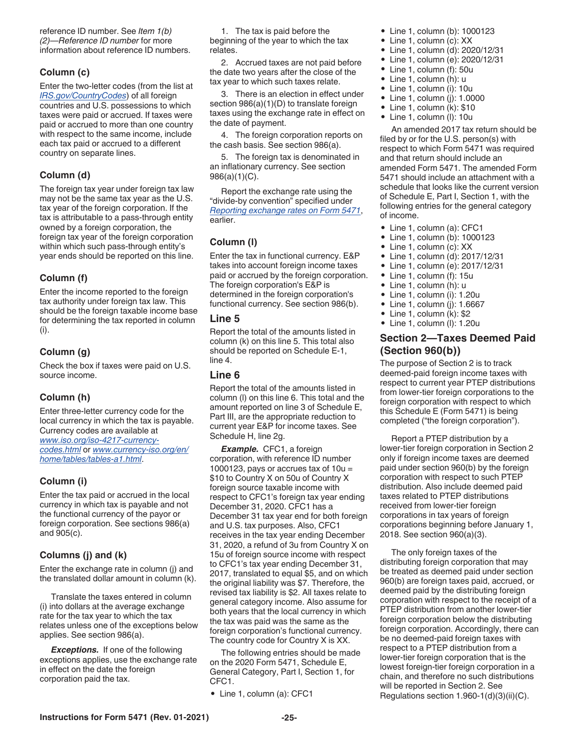reference ID number. See *Item 1(b) (2)—Reference ID number* for more information about reference ID numbers.

### Column (c)

Enter the two-letter codes (from the list at *IRS.gov/CountryCodes*) of all foreign countries and U.S. possessions to which taxes were paid or accrued. If taxes were paid or accrued to more than one country with respect to the same income, include each tax paid or accrued to a different country on separate lines.

### Column (d)

The foreign tax year under foreign tax law may not be the same tax year as the U.S. tax year of the foreign corporation. If the tax is attributable to a pass-through entity owned by a foreign corporation, the foreign tax year of the foreign corporation within which such pass-through entity's year ends should be reported on this line.

### Column (f)

Enter the income reported to the foreign tax authority under foreign tax law. This should be the foreign taxable income base for determining the tax reported in column (i).

### Column (g)

Check the box if taxes were paid on U.S. source income.

### Column (h)

Enter three-letter currency code for the local currency in which the tax is payable. Currency codes are available at *www.iso.org/iso-4217-currency-codes.html* or *www.currency-iso.org/en/home/tables/tables-a1.html*.

### Column (i)

Enter the tax paid or accrued in the local currency in which tax is payable and not the functional currency of the payor or foreign corporation. See sections 986(a) and 905(c).

### Columns (j) and (k)

Enter the exchange rate in column (j) and the translated dollar amount in column (k).

Translate the taxes entered in column (i) into dollars at the average exchange rate for the tax year to which the tax relates unless one of the exceptions below applies. See section 986(a).

***Exceptions.*** If one of the following exceptions applies, use the exchange rate in effect on the date the foreign corporation paid the tax.

1. The tax is paid before the beginning of the year to which the tax relates.

2. Accrued taxes are not paid before the date two years after the close of the tax year to which such taxes relate.

3. There is an election in effect under section 986(a)(1)(D) to translate foreign taxes using the exchange rate in effect on the date of payment.

4. The foreign corporation reports on the cash basis. See section 986(a).

5. The foreign tax is denominated in an inflationary currency. See section 986(a)(1)(C).

Report the exchange rate using the "divide-by convention" specified under *Reporting exchange rates on Form 5471*, earlier.

### Column (l)

Enter the tax in functional currency. E&P takes into account foreign income taxes paid or accrued by the foreign corporation. The foreign corporation's E&P is determined in the foreign corporation's functional currency. See section 986(b).

## Line 5

Report the total of the amounts listed in column (k) on this line 5. This total also should be reported on Schedule E-1, line 4.

## Line 6

Report the total of the amounts listed in column (l) on this line 6. This total and the amount reported on line 3 of Schedule E, Part III, are the appropriate reduction to current year E&P for income taxes. See Schedule H, line 2g.

***Example.*** CFC1, a foreign corporation, with reference ID number 1000123, pays or accrues tax of 10u = $10 to Country X on 50u of Country X foreign source taxable income with respect to CFC1's foreign tax year ending December 31, 2020. CFC1 has a December 31 tax year end for both foreign and U.S. tax purposes. Also, CFC1 receives in the tax year ending December 31, 2020, a refund of 3u from Country X on 15u of foreign source income with respect to CFC1's tax year ending December 31, 2017, translated to equal $5, and on which the original liability was $7. Therefore, the revised tax liability is $2. All taxes relate to general category income. Also assume for both years that the local currency in which the tax was paid was the same as the foreign corporation's functional currency. The country code for Country X is XX.

The following entries should be made on the 2020 Form 5471, Schedule E, General Category, Part I, Section 1, for CFC1.

- Line 1, column (a): CFC1
- Line 1, column (b): 1000123
- Line 1, column (c): XX
- Line 1, column (d): 2020/12/31
- Line 1, column (e): 2020/12/31
- Line 1, column (f): 50u
- Line 1, column (h): u
- Line 1, column (i): 10u
- Line 1, column (j): 1.0000
- Line 1, column (k): $10
- Line 1, column (l): 10u

An amended 2017 tax return should be filed by or for the U.S. person(s) with respect to which Form 5471 was required and that return should include an amended Form 5471. The amended Form 5471 should include an attachment with a schedule that looks like the current version of Schedule E, Part I, Section 1, with the following entries for the general category of income.

- Line 1, column (a): CFC1
- Line 1, column (b): 1000123
- Line 1, column (c): XX
- Line 1, column (d): 2017/12/31
- Line 1, column (e): 2017/12/31
- Line 1, column (f): 15u
- Line 1, column (h): u
- Line 1, column (i): 1.20u
- Line 1, column (j): 1.6667
- Line 1, column (k): $2
- Line 1, column (l): 1.20u

## Section 2—Taxes Deemed Paid (Section 960(b))

The purpose of Section 2 is to track deemed-paid foreign income taxes with respect to current year PTEP distributions from lower-tier foreign corporations to the foreign corporation with respect to which this Schedule E (Form 5471) is being completed ("the foreign corporation").

Report a PTEP distribution by a lower-tier foreign corporation in Section 2 only if foreign income taxes are deemed paid under section 960(b) by the foreign corporation with respect to such PTEP distribution. Also include deemed paid taxes related to PTEP distributions received from lower-tier foreign corporations in tax years of foreign corporations beginning before January 1, 2018. See section 960(a)(3).

The only foreign taxes of the distributing foreign corporation that may be treated as deemed paid under section 960(b) are foreign taxes paid, accrued, or deemed paid by the distributing foreign corporation with respect to the receipt of a PTEP distribution from another lower-tier foreign corporation below the distributing foreign corporation. Accordingly, there can be no deemed-paid foreign taxes with respect to a PTEP distribution from a lower-tier foreign corporation that is the lowest foreign-tier foreign corporation in a chain, and therefore no such distributions will be reported in Section 2. See Regulations section 1.960-1(d)(3)(ii)(C).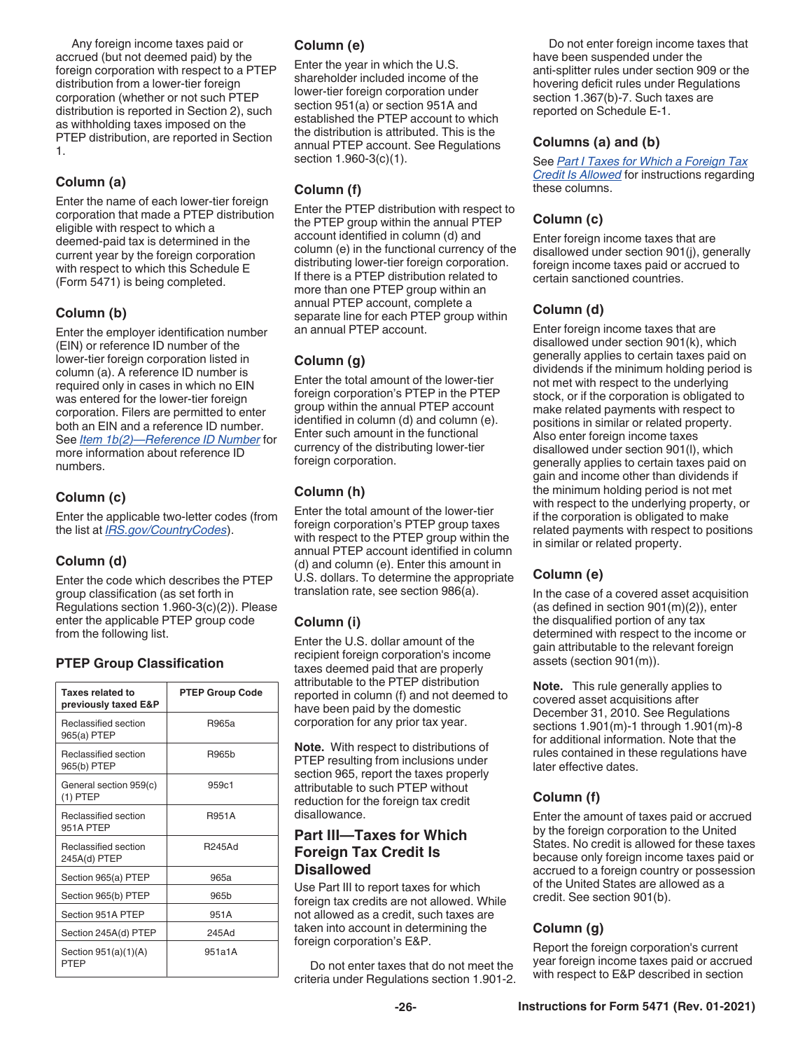Any foreign income taxes paid or accrued (but not deemed paid) by the foreign corporation with respect to a PTEP distribution from a lower-tier foreign corporation (whether or not such PTEP distribution is reported in Section 2), such as withholding taxes imposed on the PTEP distribution, are reported in Section 1.

### Column (a)

Enter the name of each lower-tier foreign corporation that made a PTEP distribution eligible with respect to which a deemed-paid tax is determined in the current year by the foreign corporation with respect to which this Schedule E (Form 5471) is being completed.

### Column (b)

Enter the employer identification number (EIN) or reference ID number of the lower-tier foreign corporation listed in column (a). A reference ID number is required only in cases in which no EIN was entered for the lower-tier foreign corporation. Filers are permitted to enter both an EIN and a reference ID number. See *Item 1b(2)—Reference ID Number* for more information about reference ID numbers.

### Column (c)

Enter the applicable two-letter codes (from the list at *IRS.gov/CountryCodes*).

### Column (d)

Enter the code which describes the PTEP group classification (as set forth in Regulations section 1.960-3(c)(2)). Please enter the applicable PTEP group code from the following list.

#### PTEP Group Classification

| Taxes related to previously taxed E&P | PTEP Group Code |
|---|---|
| Reclassified section 965(a) PTEP | R965a |
| Reclassified section 965(b) PTEP | R965b |
| General section 959(c)(1) PTEP | 959c1 |
| Reclassified section 951A PTEP | R951A |
| Reclassified section 245A(d) PTEP | R245Ad |
| Section 965(a) PTEP | 965a |
| Section 965(b) PTEP | 965b |
| Section 951A PTEP | 951A |
| Section 245A(d) PTEP | 245Ad |
| Section 951(a)(1)(A) PTEP | 951a1A |

### Column (e)

Enter the year in which the U.S. shareholder included income of the lower-tier foreign corporation under section 951(a) or section 951A and established the PTEP account to which the distribution is attributed. This is the annual PTEP account. See Regulations section 1.960-3(c)(1).

### Column (f)

Enter the PTEP distribution with respect to the PTEP group within the annual PTEP account identified in column (d) and column (e) in the functional currency of the distributing lower-tier foreign corporation. If there is a PTEP distribution related to more than one PTEP group within an annual PTEP account, complete a separate line for each PTEP group within an annual PTEP account.

### Column (g)

Enter the total amount of the lower-tier foreign corporation's PTEP in the PTEP group within the annual PTEP account identified in column (d) and column (e). Enter such amount in the functional currency of the distributing lower-tier foreign corporation.

### Column (h)

Enter the total amount of the lower-tier foreign corporation's PTEP group taxes with respect to the PTEP group within the annual PTEP account identified in column (d) and column (e). Enter this amount in U.S. dollars. To determine the appropriate translation rate, see section 986(a).

### Column (i)

Enter the U.S. dollar amount of the recipient foreign corporation's income taxes deemed paid that are properly attributable to the PTEP distribution reported in column (f) and not deemed to have been paid by the domestic corporation for any prior tax year.

**Note.** With respect to distributions of PTEP resulting from inclusions under section 965, report the taxes properly attributable to such PTEP without reduction for the foreign tax credit disallowance.

## Part III—Taxes for Which Foreign Tax Credit Is Disallowed

Use Part III to report taxes for which foreign tax credits are not allowed. While not allowed as a credit, such taxes are taken into account in determining the foreign corporation's E&P.

Do not enter taxes that do not meet the criteria under Regulations section 1.901-2.

Do not enter foreign income taxes that have been suspended under the anti-splitter rules under section 909 or the hovering deficit rules under Regulations section 1.367(b)-7. Such taxes are reported on Schedule E-1.

### Columns (a) and (b)

See *Part I Taxes for Which a Foreign Tax Credit Is Allowed* for instructions regarding these columns.

### Column (c)

Enter foreign income taxes that are disallowed under section 901(j), generally foreign income taxes paid or accrued to certain sanctioned countries.

### Column (d)

Enter foreign income taxes that are disallowed under section 901(k), which generally applies to certain taxes paid on dividends if the minimum holding period is not met with respect to the underlying stock, or if the corporation is obligated to make related payments with respect to positions in similar or related property. Also enter foreign income taxes disallowed under section 901(l), which generally applies to certain taxes paid on gain and income other than dividends if the minimum holding period is not met with respect to the underlying property, or if the corporation is obligated to make related payments with respect to positions in similar or related property.

### Column (e)

In the case of a covered asset acquisition (as defined in section 901(m)(2)), enter the disqualified portion of any tax determined with respect to the income or gain attributable to the relevant foreign assets (section 901(m)).

**Note.** This rule generally applies to covered asset acquisitions after December 31, 2010. See Regulations sections 1.901(m)-1 through 1.901(m)-8 for additional information. Note that the rules contained in these regulations have later effective dates.

### Column (f)

Enter the amount of taxes paid or accrued by the foreign corporation to the United States. No credit is allowed for these taxes because only foreign income taxes paid or accrued to a foreign country or possession of the United States are allowed as a credit. See section 901(b).

### Column (g)

Report the foreign corporation's current year foreign income taxes paid or accrued with respect to E&P described in section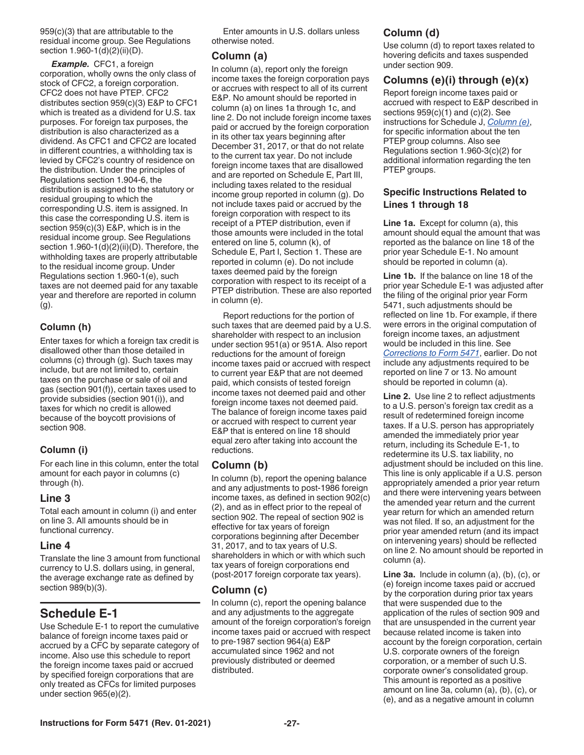959(c)(3) that are attributable to the residual income group. See Regulations section 1.960-1(d)(2)(ii)(D).

***Example.*** CFC1, a foreign corporation, wholly owns the only class of stock of CFC2, a foreign corporation. CFC2 does not have PTEP. CFC2 distributes section 959(c)(3) E&P to CFC1 which is treated as a dividend for U.S. tax purposes. For foreign tax purposes, the distribution is also characterized as a dividend. As CFC1 and CFC2 are located in different countries, a withholding tax is levied by CFC2's country of residence on the distribution. Under the principles of Regulations section 1.904-6, the distribution is assigned to the statutory or residual grouping to which the corresponding U.S. item is assigned. In this case the corresponding U.S. item is section 959(c)(3) E&P, which is in the residual income group. See Regulations section 1.960-1(d)(2)(ii)(D). Therefore, the withholding taxes are properly attributable to the residual income group. Under Regulations section 1.960-1(e), such taxes are not deemed paid for any taxable year and therefore are reported in column (g).

### Column (h)

Enter taxes for which a foreign tax credit is disallowed other than those detailed in columns (c) through (g). Such taxes may include, but are not limited to, certain taxes on the purchase or sale of oil and gas (section 901(f)), certain taxes used to provide subsidies (section 901(i)), and taxes for which no credit is allowed because of the boycott provisions of section 908.

### Column (i)

For each line in this column, enter the total amount for each payor in columns (c) through (h).

### Line 3

Total each amount in column (i) and enter on line 3. All amounts should be in functional currency.

### Line 4

Translate the line 3 amount from functional currency to U.S. dollars using, in general, the average exchange rate as defined by section 989(b)(3).

## Schedule E-1

Use Schedule E-1 to report the cumulative balance of foreign income taxes paid or accrued by a CFC by separate category of income. Also use this schedule to report the foreign income taxes paid or accrued by specified foreign corporations that are only treated as CFCs for limited purposes under section 965(e)(2).

Enter amounts in U.S. dollars unless otherwise noted.

### Column (a)

In column (a), report only the foreign income taxes the foreign corporation pays or accrues with respect to all of its current E&P. No amount should be reported in column (a) on lines 1a through 1c, and line 2. Do not include foreign income taxes paid or accrued by the foreign corporation in its other tax years beginning after December 31, 2017, or that do not relate to the current tax year. Do not include foreign income taxes that are disallowed and are reported on Schedule E, Part III, including taxes related to the residual income group reported in column (g). Do not include taxes paid or accrued by the foreign corporation with respect to its receipt of a PTEP distribution, even if those amounts were included in the total entered on line 5, column (k), of Schedule E, Part I, Section 1. These are reported in column (e). Do not include taxes deemed paid by the foreign corporation with respect to its receipt of a PTEP distribution. These are also reported in column (e).

Report reductions for the portion of such taxes that are deemed paid by a U.S. shareholder with respect to an inclusion under section 951(a) or 951A. Also report reductions for the amount of foreign income taxes paid or accrued with respect to current year E&P that are not deemed paid, which consists of tested foreign income taxes not deemed paid and other foreign income taxes not deemed paid. The balance of foreign income taxes paid or accrued with respect to current year E&P that is entered on line 18 should equal zero after taking into account the reductions.

### Column (b)

In column (b), report the opening balance and any adjustments to post-1986 foreign income taxes, as defined in section 902(c)(2), and as in effect prior to the repeal of section 902. The repeal of section 902 is effective for tax years of foreign corporations beginning after December 31, 2017, and to tax years of U.S. shareholders in which or with which such tax years of foreign corporations end (post-2017 foreign corporate tax years).

### Column (c)

In column (c), report the opening balance and any adjustments to the aggregate amount of the foreign corporation's foreign income taxes paid or accrued with respect to pre-1987 section 964(a) E&P accumulated since 1962 and not previously distributed or deemed distributed.

### Column (d)

Use column (d) to report taxes related to hovering deficits and taxes suspended under section 909.

### Columns (e)(i) through (e)(x)

Report foreign income taxes paid or accrued with respect to E&P described in sections 959(c)(1) and (c)(2). See instructions for Schedule J, *Column (e)*, for specific information about the ten PTEP group columns. Also see Regulations section 1.960-3(c)(2) for additional information regarding the ten PTEP groups.

### Specific Instructions Related to Lines 1 through 18

**Line 1a.** Except for column (a), this amount should equal the amount that was reported as the balance on line 18 of the prior year Schedule E-1. No amount should be reported in column (a).

**Line 1b.** If the balance on line 18 of the prior year Schedule E-1 was adjusted after the filing of the original prior year Form 5471, such adjustments should be reflected on line 1b. For example, if there were errors in the original computation of foreign income taxes, an adjustment would be included in this line. See *Corrections to Form 5471*, earlier. Do not include any adjustments required to be reported on line 7 or 13. No amount should be reported in column (a).

**Line 2.** Use line 2 to reflect adjustments to a U.S. person's foreign tax credit as a result of redetermined foreign income taxes. If a U.S. person has appropriately amended the immediately prior year return, including its Schedule E-1, to redetermine its U.S. tax liability, no adjustment should be included on this line. This line is only applicable if a U.S. person appropriately amended a prior year return and there were intervening years between the amended year return and the current year return for which an amended return was not filed. If so, an adjustment for the prior year amended return (and its impact on intervening years) should be reflected on line 2. No amount should be reported in column (a).

**Line 3a.** Include in column (a), (b), (c), or (e) foreign income taxes paid or accrued by the corporation during prior tax years that were suspended due to the application of the rules of section 909 and that are unsuspended in the current year because related income is taken into account by the foreign corporation, certain U.S. corporate owners of the foreign corporation, or a member of such U.S. corporate owner's consolidated group. This amount is reported as a positive amount on line 3a, column (a), (b), (c), or (e), and as a negative amount in column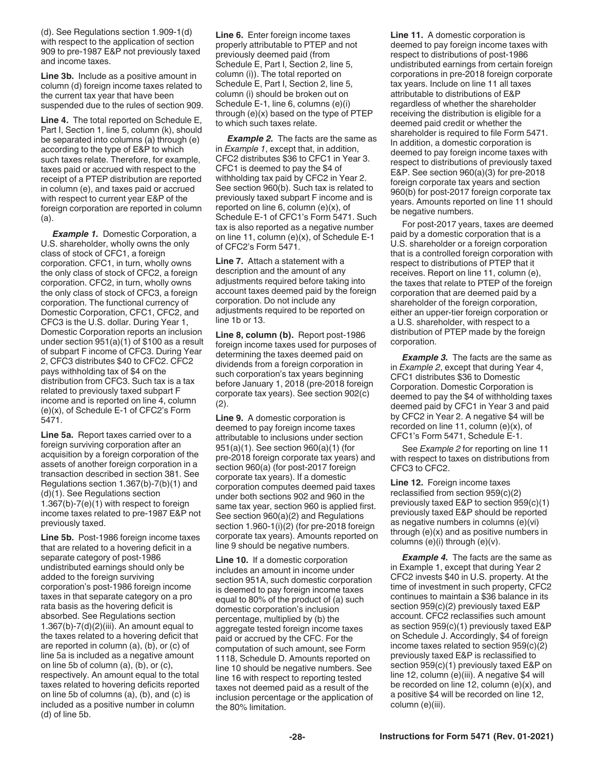(d). See Regulations section 1.909-1(d) with respect to the application of section 909 to pre-1987 E&P not previously taxed and income taxes.

**Line 3b.** Include as a positive amount in column (d) foreign income taxes related to the current tax year that have been suspended due to the rules of section 909.

**Line 4.** The total reported on Schedule E, Part I, Section 1, line 5, column (k), should be separated into columns (a) through (e) according to the type of E&P to which such taxes relate. Therefore, for example, taxes paid or accrued with respect to the receipt of a PTEP distribution are reported in column (e), and taxes paid or accrued with respect to current year E&P of the foreign corporation are reported in column (a).

***Example 1.*** Domestic Corporation, a U.S. shareholder, wholly owns the only class of stock of CFC1, a foreign corporation. CFC1, in turn, wholly owns the only class of stock of CFC2, a foreign corporation. CFC2, in turn, wholly owns the only class of stock of CFC3, a foreign corporation. The functional currency of Domestic Corporation, CFC1, CFC2, and CFC3 is the U.S. dollar. During Year 1, Domestic Corporation reports an inclusion under section 951(a)(1) of $100 as a result of subpart F income of CFC3. During Year 2, CFC3 distributes $40 to CFC2. CFC2 pays withholding tax of $4 on the distribution from CFC3. Such tax is a tax related to previously taxed subpart F income and is reported on line 4, column (e)(x), of Schedule E-1 of CFC2's Form 5471.

**Line 5a.** Report taxes carried over to a foreign surviving corporation after an acquisition by a foreign corporation of the assets of another foreign corporation in a transaction described in section 381. See Regulations section 1.367(b)-7(b)(1) and (d)(1). See Regulations section 1.367(b)-7(e)(1) with respect to foreign income taxes related to pre-1987 E&P not previously taxed.

**Line 5b.** Post-1986 foreign income taxes that are related to a hovering deficit in a separate category of post-1986 undistributed earnings should only be added to the foreign surviving corporation's post-1986 foreign income taxes in that separate category on a pro rata basis as the hovering deficit is absorbed. See Regulations section 1.367(b)-7(d)(2)(iii). An amount equal to the taxes related to a hovering deficit that are reported in column (a), (b), or (c) of line 5a is included as a negative amount on line 5b of column (a), (b), or (c), respectively. An amount equal to the total taxes related to hovering deficits reported on line 5b of columns (a), (b), and (c) is included as a positive number in column (d) of line 5b.

**Line 6.** Enter foreign income taxes properly attributable to PTEP and not previously deemed paid (from Schedule E, Part I, Section 2, line 5, column (i)). The total reported on Schedule E, Part I, Section 2, line 5, column (i) should be broken out on Schedule E-1, line 6, columns (e)(i) through (e)(x) based on the type of PTEP to which such taxes relate.

***Example 2.*** The facts are the same as in *Example 1*, except that, in addition, CFC2 distributes $36 to CFC1 in Year 3. CFC1 is deemed to pay the $4 of withholding tax paid by CFC2 in Year 2. See section 960(b). Such tax is related to previously taxed subpart F income and is reported on line 6, column (e)(x), of Schedule E-1 of CFC1's Form 5471. Such tax is also reported as a negative number on line 11, column (e)(x), of Schedule E-1 of CFC2's Form 5471.

**Line 7.** Attach a statement with a description and the amount of any adjustments required before taking into account taxes deemed paid by the foreign corporation. Do not include any adjustments required to be reported on line 1b or 13.

**Line 8, column (b).** Report post-1986 foreign income taxes used for purposes of determining the taxes deemed paid on dividends from a foreign corporation in such corporation's tax years beginning before January 1, 2018 (pre-2018 foreign corporate tax years). See section 902(c)(2).

**Line 9.** A domestic corporation is deemed to pay foreign income taxes attributable to inclusions under section 951(a)(1). See section 960(a)(1) (for pre-2018 foreign corporate tax years) and section 960(a) (for post-2017 foreign corporate tax years). If a domestic corporation computes deemed paid taxes under both sections 902 and 960 in the same tax year, section 960 is applied first. See section 960(a)(2) and Regulations section 1.960-1(i)(2) (for pre-2018 foreign corporate tax years). Amounts reported on line 9 should be negative numbers.

**Line 10.** If a domestic corporation includes an amount in income under section 951A, such domestic corporation is deemed to pay foreign income taxes equal to 80% of the product of (a) such domestic corporation's inclusion percentage, multiplied by (b) the aggregate tested foreign income taxes paid or accrued by the CFC. For the computation of such amount, see Form 1118, Schedule D. Amounts reported on line 10 should be negative numbers. See line 16 with respect to reporting tested taxes not deemed paid as a result of the inclusion percentage or the application of the 80% limitation.

**Line 11.** A domestic corporation is deemed to pay foreign income taxes with respect to distributions of post-1986 undistributed earnings from certain foreign corporations in pre-2018 foreign corporate tax years. Include on line 11 all taxes attributable to distributions of E&P regardless of whether the shareholder receiving the distribution is eligible for a deemed paid credit or whether the shareholder is required to file Form 5471. In addition, a domestic corporation is deemed to pay foreign income taxes with respect to distributions of previously taxed E&P. See section 960(a)(3) for pre-2018 foreign corporate tax years and section 960(b) for post-2017 foreign corporate tax years. Amounts reported on line 11 should be negative numbers.

For post-2017 years, taxes are deemed paid by a domestic corporation that is a U.S. shareholder or a foreign corporation that is a controlled foreign corporation with respect to distributions of PTEP that it receives. Report on line 11, column (e), the taxes that relate to PTEP of the foreign corporation that are deemed paid by a shareholder of the foreign corporation, either an upper-tier foreign corporation or a U.S. shareholder, with respect to a distribution of PTEP made by the foreign corporation.

***Example 3.*** The facts are the same as in *Example 2*, except that during Year 4, CFC1 distributes $36 to Domestic Corporation. Domestic Corporation is deemed to pay the $4 of withholding taxes deemed paid by CFC1 in Year 3 and paid by CFC2 in Year 2. A negative $4 will be recorded on line 11, column (e)(x), of CFC1's Form 5471, Schedule E-1.

See *Example 2* for reporting on line 11 with respect to taxes on distributions from CFC3 to CFC2.

**Line 12.** Foreign income taxes reclassified from section 959(c)(2) previously taxed E&P to section 959(c)(1) previously taxed E&P should be reported as negative numbers in columns (e)(vi) through (e)(x) and as positive numbers in columns (e)(i) through (e)(v).

***Example 4.*** The facts are the same as in Example 1, except that during Year 2 CFC2 invests $40 in U.S. property. At the time of investment in such property, CFC2 continues to maintain a $36 balance in its section 959(c)(2) previously taxed E&P account. CFC2 reclassifies such amount as section 959(c)(1) previously taxed E&P on Schedule J. Accordingly, $4 of foreign income taxes related to section 959(c)(2) previously taxed E&P is reclassified to section 959(c)(1) previously taxed E&P on line 12, column (e)(iii). A negative $4 will be recorded on line 12, column (e)(x), and a positive $4 will be recorded on line 12, column (e)(iii).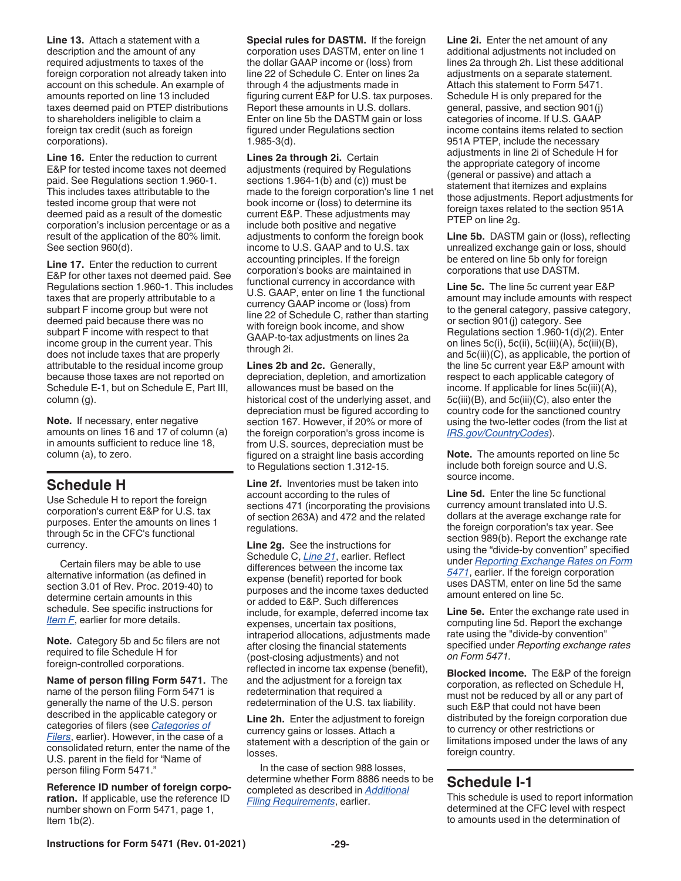**Line 13.** Attach a statement with a description and the amount of any required adjustments to taxes of the foreign corporation not already taken into account on this schedule. An example of amounts reported on line 13 included taxes deemed paid on PTEP distributions to shareholders ineligible to claim a foreign tax credit (such as foreign corporations).

**Line 16.** Enter the reduction to current E&P for tested income taxes not deemed paid. See Regulations section 1.960-1. This includes taxes attributable to the tested income group that were not deemed paid as a result of the domestic corporation's inclusion percentage or as a result of the application of the 80% limit. See section 960(d).

**Line 17.** Enter the reduction to current E&P for other taxes not deemed paid. See Regulations section 1.960-1. This includes taxes that are properly attributable to a subpart F income group but were not deemed paid because there was no subpart F income with respect to that income group in the current year. This does not include taxes that are properly attributable to the residual income group because those taxes are not reported on Schedule E-1, but on Schedule E, Part III, column (g).

**Note.** If necessary, enter negative amounts on lines 16 and 17 of column (a) in amounts sufficient to reduce line 18, column (a), to zero.

## Schedule H

Use Schedule H to report the foreign corporation's current E&P for U.S. tax purposes. Enter the amounts on lines 1 through 5c in the CFC's functional currency.

Certain filers may be able to use alternative information (as defined in section 3.01 of Rev. Proc. 2019-40) to determine certain amounts in this schedule. See specific instructions for *Item F*, earlier for more details.

**Note.** Category 5b and 5c filers are not required to file Schedule H for foreign-controlled corporations.

**Name of person filing Form 5471.** The name of the person filing Form 5471 is generally the name of the U.S. person described in the applicable category or categories of filers (see *Categories of Filers*, earlier). However, in the case of a consolidated return, enter the name of the U.S. parent in the field for "Name of person filing Form 5471."

**Reference ID number of foreign corporation.** If applicable, use the reference ID number shown on Form 5471, page 1, Item 1b(2).

**Special rules for DASTM.** If the foreign corporation uses DASTM, enter on line 1 the dollar GAAP income or (loss) from line 22 of Schedule C. Enter on lines 2a through 4 the adjustments made in figuring current E&P for U.S. tax purposes. Report these amounts in U.S. dollars. Enter on line 5b the DASTM gain or loss figured under Regulations section 1.985-3(d).

**Lines 2a through 2i.** Certain adjustments (required by Regulations sections 1.964-1(b) and (c)) must be made to the foreign corporation's line 1 net book income or (loss) to determine its current E&P. These adjustments may include both positive and negative adjustments to conform the foreign book income to U.S. GAAP and to U.S. tax accounting principles. If the foreign corporation's books are maintained in functional currency in accordance with U.S. GAAP, enter on line 1 the functional currency GAAP income or (loss) from line 22 of Schedule C, rather than starting with foreign book income, and show GAAP-to-tax adjustments on lines 2a through 2i.

**Lines 2b and 2c.** Generally, depreciation, depletion, and amortization allowances must be based on the historical cost of the underlying asset, and depreciation must be figured according to section 167. However, if 20% or more of the foreign corporation's gross income is from U.S. sources, depreciation must be figured on a straight line basis according to Regulations section 1.312-15.

**Line 2f.** Inventories must be taken into account according to the rules of sections 471 (incorporating the provisions of section 263A) and 472 and the related regulations.

**Line 2g.** See the instructions for Schedule C, *Line 21*, earlier. Reflect differences between the income tax expense (benefit) reported for book purposes and the income taxes deducted or added to E&P. Such differences include, for example, deferred income tax expenses, uncertain tax positions, intraperiod allocations, adjustments made after closing the financial statements (post-closing adjustments) and not reflected in income tax expense (benefit), and the adjustment for a foreign tax redetermination that required a redetermination of the U.S. tax liability.

**Line 2h.** Enter the adjustment to foreign currency gains or losses. Attach a statement with a description of the gain or losses.

In the case of section 988 losses, determine whether Form 8886 needs to be completed as described in *Additional Filing Requirements*, earlier.

**Line 2i.** Enter the net amount of any additional adjustments not included on lines 2a through 2h. List these additional adjustments on a separate statement. Attach this statement to Form 5471. Schedule H is only prepared for the general, passive, and section 901(j) categories of income. If U.S. GAAP income contains items related to section 951A PTEP, include the necessary adjustments in line 2i of Schedule H for the appropriate category of income (general or passive) and attach a statement that itemizes and explains those adjustments. Report adjustments for foreign taxes related to the section 951A PTEP on line 2g.

**Line 5b.** DASTM gain or (loss), reflecting unrealized exchange gain or loss, should be entered on line 5b only for foreign corporations that use DASTM.

**Line 5c.** The line 5c current year E&P amount may include amounts with respect to the general category, passive category, or section 901(j) category. See Regulations section 1.960-1(d)(2). Enter on lines 5c(i), 5c(ii), 5c(iii)(A), 5c(iii)(B), and 5c(iii)(C), as applicable, the portion of the line 5c current year E&P amount with respect to each applicable category of income. If applicable for lines 5c(iii)(A), 5c(iii)(B), and 5c(iii)(C), also enter the country code for the sanctioned country using the two-letter codes (from the list at *IRS.gov/CountryCodes*).

**Note.** The amounts reported on line 5c include both foreign source and U.S. source income.

**Line 5d.** Enter the line 5c functional currency amount translated into U.S. dollars at the average exchange rate for the foreign corporation's tax year. See section 989(b). Report the exchange rate using the "divide-by convention" specified under *Reporting Exchange Rates on Form 5471*, earlier. If the foreign corporation uses DASTM, enter on line 5d the same amount entered on line 5c.

**Line 5e.** Enter the exchange rate used in computing line 5d. Report the exchange rate using the "divide-by convention" specified under *Reporting exchange rates on Form 5471.*

**Blocked income.** The E&P of the foreign corporation, as reflected on Schedule H, must not be reduced by all or any part of such E&P that could not have been distributed by the foreign corporation due to currency or other restrictions or limitations imposed under the laws of any foreign country.

## Schedule I-1

This schedule is used to report information determined at the CFC level with respect to amounts used in the determination of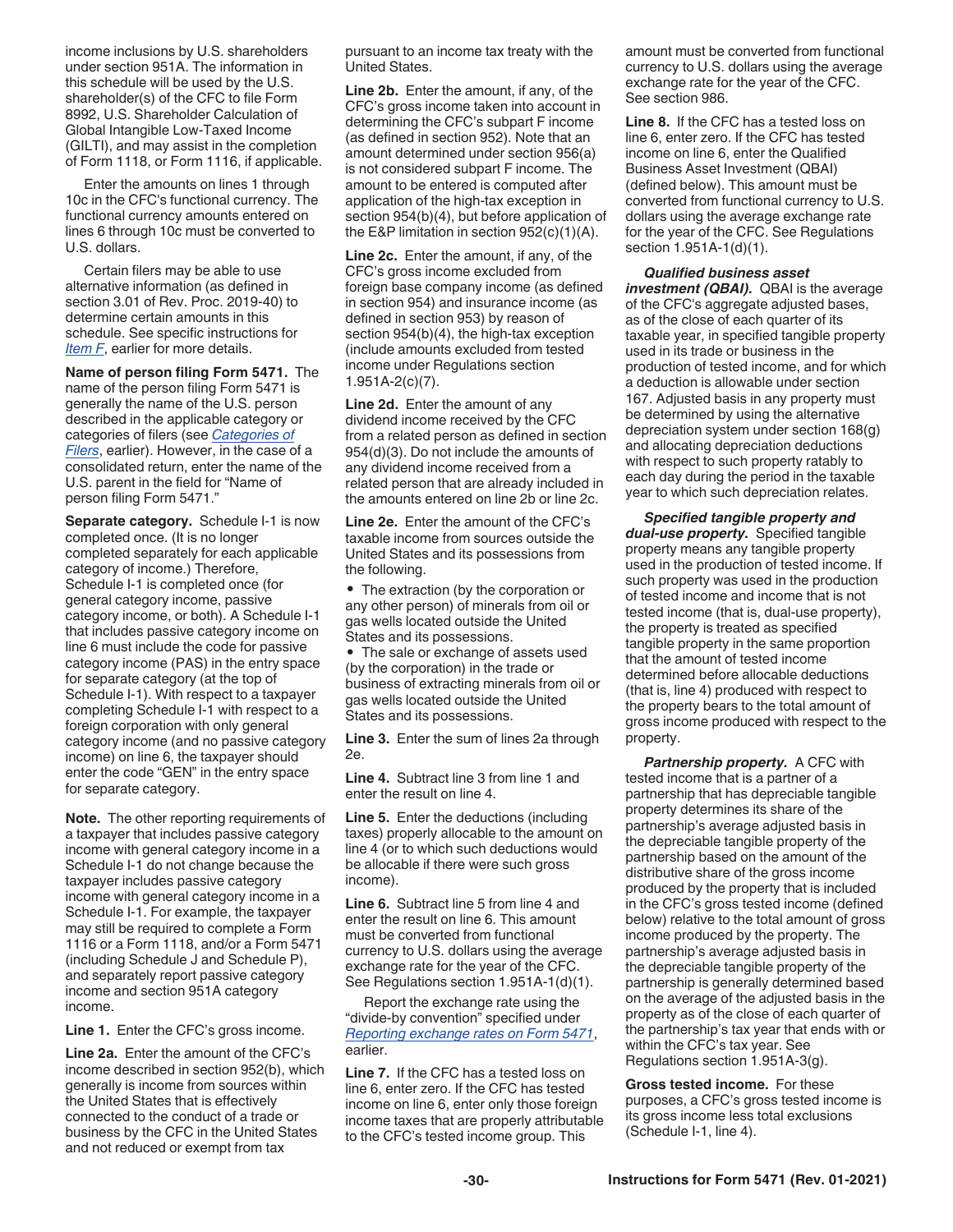income inclusions by U.S. shareholders under section 951A. The information in this schedule will be used by the U.S. shareholder(s) of the CFC to file Form 8992, U.S. Shareholder Calculation of Global Intangible Low-Taxed Income (GILTI), and may assist in the completion of Form 1118, or Form 1116, if applicable.

Enter the amounts on lines 1 through 10c in the CFC's functional currency. The functional currency amounts entered on lines 6 through 10c must be converted to U.S. dollars.

Certain filers may be able to use alternative information (as defined in section 3.01 of Rev. Proc. 2019-40) to determine certain amounts in this schedule. See specific instructions for *Item F*, earlier for more details.

**Name of person filing Form 5471.** The name of the person filing Form 5471 is generally the name of the U.S. person described in the applicable category or categories of filers (see *Categories of Filers*, earlier). However, in the case of a consolidated return, enter the name of the U.S. parent in the field for "Name of person filing Form 5471."

**Separate category.** Schedule I-1 is now completed once. (It is no longer completed separately for each applicable category of income.) Therefore, Schedule I-1 is completed once (for general category income, passive category income, or both). A Schedule I-1 that includes passive category income on line 6 must include the code for passive category income (PAS) in the entry space for separate category (at the top of Schedule I-1). With respect to a taxpayer completing Schedule I-1 with respect to a foreign corporation with only general category income (and no passive category income) on line 6, the taxpayer should enter the code "GEN" in the entry space for separate category.

**Note.** The other reporting requirements of a taxpayer that includes passive category income with general category income in a Schedule I-1 do not change because the taxpayer includes passive category income with general category income in a Schedule I-1. For example, the taxpayer may still be required to complete a Form 1116 or a Form 1118, and/or a Form 5471 (including Schedule J and Schedule P), and separately report passive category income and section 951A category income.

**Line 1.** Enter the CFC's gross income.

**Line 2a.** Enter the amount of the CFC's income described in section 952(b), which generally is income from sources within the United States that is effectively connected to the conduct of a trade or business by the CFC in the United States and not reduced or exempt from tax pursuant to an income tax treaty with the United States.

**Line 2b.** Enter the amount, if any, of the CFC's gross income taken into account in determining the CFC's subpart F income (as defined in section 952). Note that an amount determined under section 956(a) is not considered subpart F income. The amount to be entered is computed after application of the high-tax exception in section 954(b)(4), but before application of the E&P limitation in section 952(c)(1)(A).

**Line 2c.** Enter the amount, if any, of the CFC's gross income excluded from foreign base company income (as defined in section 954) and insurance income (as defined in section 953) by reason of section 954(b)(4), the high-tax exception (include amounts excluded from tested income under Regulations section 1.951A-2(c)(7).

**Line 2d.** Enter the amount of any dividend income received by the CFC from a related person as defined in section 954(d)(3). Do not include the amounts of any dividend income received from a related person that are already included in the amounts entered on line 2b or line 2c.

**Line 2e.** Enter the amount of the CFC's taxable income from sources outside the United States and its possessions from the following.

- The extraction (by the corporation or any other person) of minerals from oil or gas wells located outside the United States and its possessions.
- The sale or exchange of assets used (by the corporation) in the trade or business of extracting minerals from oil or gas wells located outside the United States and its possessions.

**Line 3.** Enter the sum of lines 2a through 2e.

**Line 4.** Subtract line 3 from line 1 and enter the result on line 4.

**Line 5.** Enter the deductions (including taxes) properly allocable to the amount on line 4 (or to which such deductions would be allocable if there were such gross income).

**Line 6.** Subtract line 5 from line 4 and enter the result on line 6. This amount must be converted from functional currency to U.S. dollars using the average exchange rate for the year of the CFC. See Regulations section 1.951A-1(d)(1).

Report the exchange rate using the "divide-by convention" specified under *Reporting exchange rates on Form 5471*, earlier.

**Line 7.** If the CFC has a tested loss on line 6, enter zero. If the CFC has tested income on line 6, enter only those foreign income taxes that are properly attributable to the CFC's tested income group. This amount must be converted from functional currency to U.S. dollars using the average exchange rate for the year of the CFC. See section 986.

**Line 8.** If the CFC has a tested loss on line 6, enter zero. If the CFC has tested income on line 6, enter the Qualified Business Asset Investment (QBAI) (defined below). This amount must be converted from functional currency to U.S. dollars using the average exchange rate for the year of the CFC. See Regulations section 1.951A-1(d)(1).

***Qualified business asset investment (QBAI).*** QBAI is the average of the CFC's aggregate adjusted bases, as of the close of each quarter of its taxable year, in specified tangible property used in its trade or business in the production of tested income, and for which a deduction is allowable under section 167. Adjusted basis in any property must be determined by using the alternative depreciation system under section 168(g) and allocating depreciation deductions with respect to such property ratably to each day during the period in the taxable year to which such depreciation relates.

***Specified tangible property and dual-use property.*** Specified tangible property means any tangible property used in the production of tested income. If such property was used in the production of tested income and income that is not tested income (that is, dual-use property), the property is treated as specified tangible property in the same proportion that the amount of tested income determined before allocable deductions (that is, line 4) produced with respect to the property bears to the total amount of gross income produced with respect to the property.

***Partnership property.*** A CFC with tested income that is a partner of a partnership that has depreciable tangible property determines its share of the partnership's average adjusted basis in the depreciable tangible property of the partnership based on the amount of the distributive share of the gross income produced by the property that is included in the CFC's gross tested income (defined below) relative to the total amount of gross income produced by the property. The partnership's average adjusted basis in the depreciable tangible property of the partnership is generally determined based on the average of the adjusted basis in the property as of the close of each quarter of the partnership's tax year that ends with or within the CFC's tax year. See Regulations section 1.951A-3(g).

**Gross tested income.** For these purposes, a CFC's gross tested income is its gross income less total exclusions (Schedule I-1, line 4).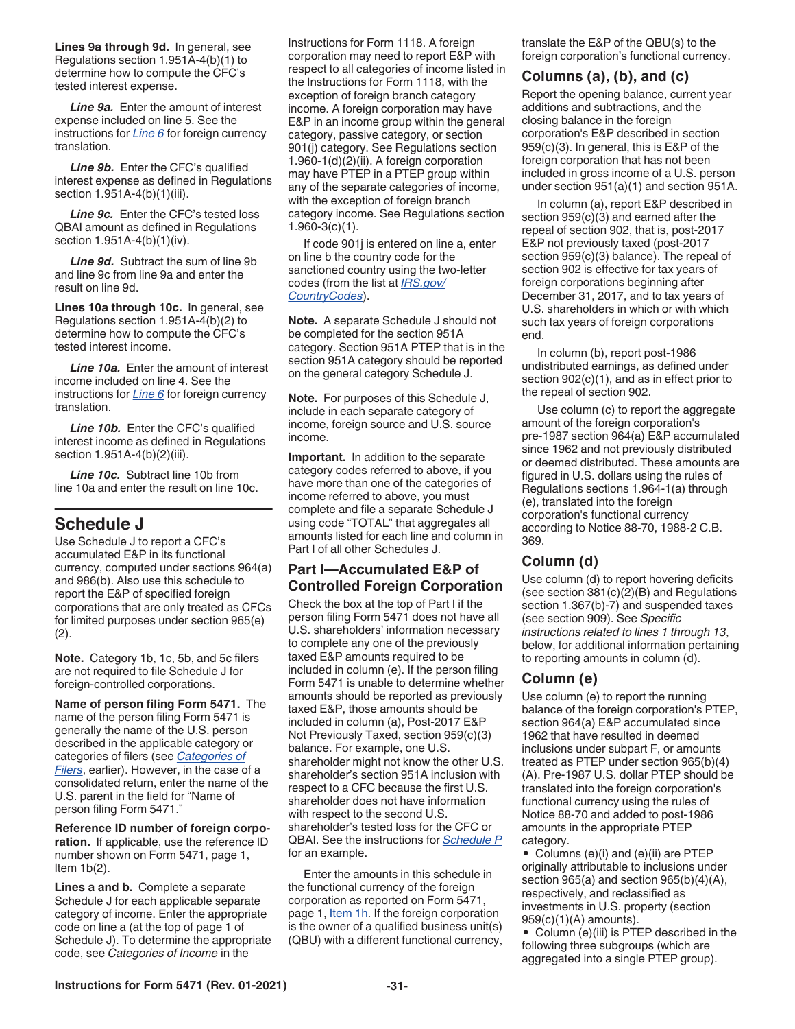**Lines 9a through 9d.** In general, see Regulations section 1.951A-4(b)(1) to determine how to compute the CFC's tested interest expense.

***Line 9a.*** Enter the amount of interest expense included on line 5. See the instructions for *Line 6* for foreign currency translation.

***Line 9b.*** Enter the CFC's qualified interest expense as defined in Regulations section 1.951A-4(b)(1)(iii).

***Line 9c.*** Enter the CFC's tested loss QBAI amount as defined in Regulations section 1.951A-4(b)(1)(iv).

***Line 9d.*** Subtract the sum of line 9b and line 9c from line 9a and enter the result on line 9d.

**Lines 10a through 10c.** In general, see Regulations section 1.951A-4(b)(2) to determine how to compute the CFC's tested interest income.

***Line 10a.*** Enter the amount of interest income included on line 4. See the instructions for *Line 6* for foreign currency translation.

***Line 10b.*** Enter the CFC's qualified interest income as defined in Regulations section 1.951A-4(b)(2)(iii).

***Line 10c.*** Subtract line 10b from line 10a and enter the result on line 10c.

## Schedule J

Use Schedule J to report a CFC's accumulated E&P in its functional currency, computed under sections 964(a) and 986(b). Also use this schedule to report the E&P of specified foreign corporations that are only treated as CFCs for limited purposes under section 965(e)(2).

**Note.** Category 1b, 1c, 5b, and 5c filers are not required to file Schedule J for foreign-controlled corporations.

**Name of person filing Form 5471.** The name of the person filing Form 5471 is generally the name of the U.S. person described in the applicable category or categories of filers (see *Categories of Filers*, earlier). However, in the case of a consolidated return, enter the name of the U.S. parent in the field for "Name of person filing Form 5471."

**Reference ID number of foreign corporation.** If applicable, use the reference ID number shown on Form 5471, page 1, Item 1b(2).

**Lines a and b.** Complete a separate Schedule J for each applicable separate category of income. Enter the appropriate code on line a (at the top of page 1 of Schedule J). To determine the appropriate code, see *Categories of Income* in the Instructions for Form 1118. A foreign corporation may need to report E&P with respect to all categories of income listed in the Instructions for Form 1118, with the exception of foreign branch category income. A foreign corporation may have E&P in an income group within the general category, passive category, or section 901(j) category. See Regulations section 1.960-1(d)(2)(ii). A foreign corporation may have PTEP in a PTEP group within any of the separate categories of income, with the exception of foreign branch category income. See Regulations section 1.960-3(c)(1).

If code 901j is entered on line a, enter on line b the country code for the sanctioned country using the two-letter codes (from the list at *IRS.gov/CountryCodes*).

**Note.** A separate Schedule J should not be completed for the section 951A category. Section 951A PTEP that is in the section 951A category should be reported on the general category Schedule J.

**Note.** For purposes of this Schedule J, include in each separate category of income, foreign source and U.S. source income.

**Important.** In addition to the separate category codes referred to above, if you have more than one of the categories of income referred to above, you must complete and file a separate Schedule J using code "TOTAL" that aggregates all amounts listed for each line and column in Part I of all other Schedules J.

### Part I—Accumulated E&P of Controlled Foreign Corporation

Check the box at the top of Part I if the person filing Form 5471 does not have all U.S. shareholders' information necessary to complete any one of the previously taxed E&P amounts required to be included in column (e). If the person filing Form 5471 is unable to determine whether amounts should be reported as previously taxed E&P, those amounts should be included in column (a), Post-2017 E&P Not Previously Taxed, section 959(c)(3) balance. For example, one U.S. shareholder might not know the other U.S. shareholder's section 951A inclusion with respect to a CFC because the first U.S. shareholder does not have information with respect to the second U.S. shareholder's tested loss for the CFC or QBAI. See the instructions for *Schedule P* for an example.

Enter the amounts in this schedule in the functional currency of the foreign corporation as reported on Form 5471, page 1, Item 1h. If the foreign corporation is the owner of a qualified business unit(s) (QBU) with a different functional currency, translate the E&P of the QBU(s) to the foreign corporation's functional currency.

### Columns (a), (b), and (c)

Report the opening balance, current year additions and subtractions, and the closing balance in the foreign corporation's E&P described in section 959(c)(3). In general, this is E&P of the foreign corporation that has not been included in gross income of a U.S. person under section 951(a)(1) and section 951A.

In column (a), report E&P described in section 959(c)(3) and earned after the repeal of section 902, that is, post-2017 E&P not previously taxed (post-2017 section 959(c)(3) balance). The repeal of section 902 is effective for tax years of foreign corporations beginning after December 31, 2017, and to tax years of U.S. shareholders in which or with which such tax years of foreign corporations end.

In column (b), report post-1986 undistributed earnings, as defined under section 902(c)(1), and as in effect prior to the repeal of section 902.

Use column (c) to report the aggregate amount of the foreign corporation's pre-1987 section 964(a) E&P accumulated since 1962 and not previously distributed or deemed distributed. These amounts are figured in U.S. dollars using the rules of Regulations sections 1.964-1(a) through (e), translated into the foreign corporation's functional currency according to Notice 88-70, 1988-2 C.B. 369.

### Column (d)

Use column (d) to report hovering deficits (see section 381(c)(2)(B) and Regulations section 1.367(b)-7) and suspended taxes (see section 909). See *Specific instructions related to lines 1 through 13*, below, for additional information pertaining to reporting amounts in column (d).

### Column (e)

Use column (e) to report the running balance of the foreign corporation's PTEP, section 964(a) E&P accumulated since 1962 that have resulted in deemed inclusions under subpart F, or amounts treated as PTEP under section 965(b)(4)(A). Pre-1987 U.S. dollar PTEP should be translated into the foreign corporation's functional currency using the rules of Notice 88-70 and added to post-1986 amounts in the appropriate PTEP category.

- Columns (e)(i) and (e)(ii) are PTEP originally attributable to inclusions under section 965(a) and section 965(b)(4)(A), respectively, and reclassified as investments in U.S. property (section 959(c)(1)(A) amounts).
- Column (e)(iii) is PTEP described in the following three subgroups (which are aggregated into a single PTEP group).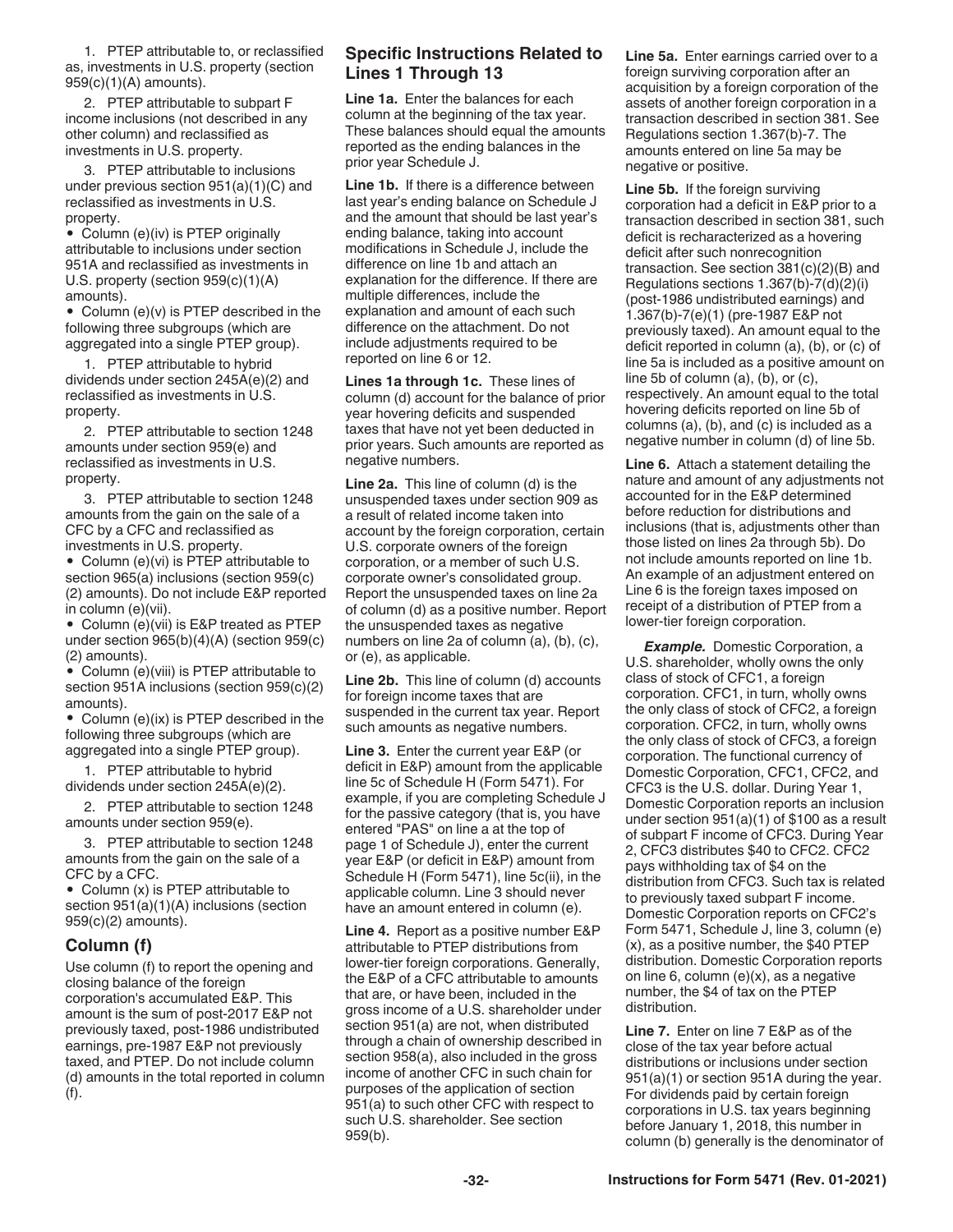1. PTEP attributable to, or reclassified as, investments in U.S. property (section 959(c)(1)(A) amounts).

2. PTEP attributable to subpart F income inclusions (not described in any other column) and reclassified as investments in U.S. property.

3. PTEP attributable to inclusions under previous section 951(a)(1)(C) and reclassified as investments in U.S. property.

- Column (e)(iv) is PTEP originally attributable to inclusions under section 951A and reclassified as investments in U.S. property (section 959(c)(1)(A) amounts).
- Column (e)(v) is PTEP described in the following three subgroups (which are aggregated into a single PTEP group).

1. PTEP attributable to hybrid dividends under section 245A(e)(2) and reclassified as investments in U.S. property.

2. PTEP attributable to section 1248 amounts under section 959(e) and reclassified as investments in U.S. property.

3. PTEP attributable to section 1248 amounts from the gain on the sale of a CFC by a CFC and reclassified as investments in U.S. property.

- Column (e)(vi) is PTEP attributable to section 965(a) inclusions (section 959(c)(2) amounts). Do not include E&P reported in column (e)(vii).
- Column (e)(vii) is E&P treated as PTEP under section 965(b)(4)(A) (section 959(c)(2) amounts).
- Column (e)(viii) is PTEP attributable to section 951A inclusions (section 959(c)(2) amounts).
- Column (e)(ix) is PTEP described in the following three subgroups (which are aggregated into a single PTEP group).

1. PTEP attributable to hybrid dividends under section 245A(e)(2).

2. PTEP attributable to section 1248 amounts under section 959(e).

3. PTEP attributable to section 1248 amounts from the gain on the sale of a CFC by a CFC.

- Column (x) is PTEP attributable to section 951(a)(1)(A) inclusions (section 959(c)(2) amounts).

## Column (f)

Use column (f) to report the opening and closing balance of the foreign corporation's accumulated E&P. This amount is the sum of post-2017 E&P not previously taxed, post-1986 undistributed earnings, pre-1987 E&P not previously taxed, and PTEP. Do not include column (d) amounts in the total reported in column (f).

## Specific Instructions Related to Lines 1 Through 13

**Line 1a.** Enter the balances for each column at the beginning of the tax year. These balances should equal the amounts reported as the ending balances in the prior year Schedule J.

**Line 1b.** If there is a difference between last year's ending balance on Schedule J and the amount that should be last year's ending balance, taking into account modifications in Schedule J, include the difference on line 1b and attach an explanation for the difference. If there are multiple differences, include the explanation and amount of each such difference on the attachment. Do not include adjustments required to be reported on line 6 or 12.

**Lines 1a through 1c.** These lines of column (d) account for the balance of prior year hovering deficits and suspended taxes that have not yet been deducted in prior years. Such amounts are reported as negative numbers.

**Line 2a.** This line of column (d) is the unsuspended taxes under section 909 as a result of related income taken into account by the foreign corporation, certain U.S. corporate owners of the foreign corporation, or a member of such U.S. corporate owner's consolidated group. Report the unsuspended taxes on line 2a of column (d) as a positive number. Report the unsuspended taxes as negative numbers on line 2a of column (a), (b), (c), or (e), as applicable.

**Line 2b.** This line of column (d) accounts for foreign income taxes that are suspended in the current tax year. Report such amounts as negative numbers.

**Line 3.** Enter the current year E&P (or deficit in E&P) amount from the applicable line 5c of Schedule H (Form 5471). For example, if you are completing Schedule J for the passive category (that is, you have entered "PAS" on line a at the top of page 1 of Schedule J), enter the current year E&P (or deficit in E&P) amount from Schedule H (Form 5471), line 5c(ii), in the applicable column. Line 3 should never have an amount entered in column (e).

**Line 4.** Report as a positive number E&P attributable to PTEP distributions from lower-tier foreign corporations. Generally, the E&P of a CFC attributable to amounts that are, or have been, included in the gross income of a U.S. shareholder under section 951(a) are not, when distributed through a chain of ownership described in section 958(a), also included in the gross income of another CFC in such chain for purposes of the application of section 951(a) to such other CFC with respect to such U.S. shareholder. See section 959(b).

**Line 5a.** Enter earnings carried over to a foreign surviving corporation after an acquisition by a foreign corporation of the assets of another foreign corporation in a transaction described in section 381. See Regulations section 1.367(b)-7. The amounts entered on line 5a may be negative or positive.

**Line 5b.** If the foreign surviving corporation had a deficit in E&P prior to a transaction described in section 381, such deficit is recharacterized as a hovering deficit after such nonrecognition transaction. See section 381(c)(2)(B) and Regulations sections 1.367(b)-7(d)(2)(i) (post-1986 undistributed earnings) and 1.367(b)-7(e)(1) (pre-1987 E&P not previously taxed). An amount equal to the deficit reported in column (a), (b), or (c) of line 5a is included as a positive amount on line 5b of column (a), (b), or (c), respectively. An amount equal to the total hovering deficits reported on line 5b of columns (a), (b), and (c) is included as a negative number in column (d) of line 5b.

**Line 6.** Attach a statement detailing the nature and amount of any adjustments not accounted for in the E&P determined before reduction for distributions and inclusions (that is, adjustments other than those listed on lines 2a through 5b). Do not include amounts reported on line 1b. An example of an adjustment entered on Line 6 is the foreign taxes imposed on receipt of a distribution of PTEP from a lower-tier foreign corporation.

***Example.*** Domestic Corporation, a U.S. shareholder, wholly owns the only class of stock of CFC1, a foreign corporation. CFC1, in turn, wholly owns the only class of stock of CFC2, a foreign corporation. CFC2, in turn, wholly owns the only class of stock of CFC3, a foreign corporation. The functional currency of Domestic Corporation, CFC1, CFC2, and CFC3 is the U.S. dollar. During Year 1, Domestic Corporation reports an inclusion under section 951(a)(1) of $100 as a result of subpart F income of CFC3. During Year 2, CFC3 distributes $40 to CFC2. CFC2 pays withholding tax of $4 on the distribution from CFC3. Such tax is related to previously taxed subpart F income. Domestic Corporation reports on CFC2's Form 5471, Schedule J, line 3, column (e)(x), as a positive number, the $40 PTEP distribution. Domestic Corporation reports on line 6, column (e)(x), as a negative number, the $4 of tax on the PTEP distribution.

**Line 7.** Enter on line 7 E&P as of the close of the tax year before actual distributions or inclusions under section 951(a)(1) or section 951A during the year. For dividends paid by certain foreign corporations in U.S. tax years beginning before January 1, 2018, this number in column (b) generally is the denominator of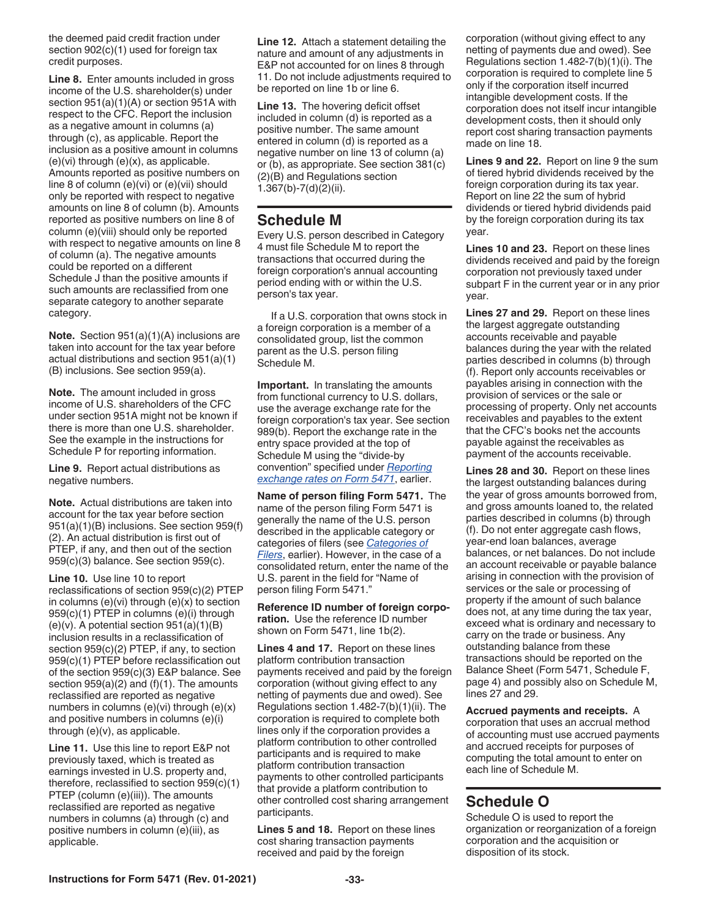the deemed paid credit fraction under section 902(c)(1) used for foreign tax credit purposes.

**Line 8.** Enter amounts included in gross income of the U.S. shareholder(s) under section 951(a)(1)(A) or section 951A with respect to the CFC. Report the inclusion as a negative amount in columns (a) through (c), as applicable. Report the inclusion as a positive amount in columns (e)(vi) through (e)(x), as applicable. Amounts reported as positive numbers on line 8 of column (e)(vi) or (e)(vii) should only be reported with respect to negative amounts on line 8 of column (b). Amounts reported as positive numbers on line 8 of column (e)(viii) should only be reported with respect to negative amounts on line 8 of column (a). The negative amounts could be reported on a different Schedule J than the positive amounts if such amounts are reclassified from one separate category to another separate category.

**Note.** Section 951(a)(1)(A) inclusions are taken into account for the tax year before actual distributions and section 951(a)(1)(B) inclusions. See section 959(a).

**Note.** The amount included in gross income of U.S. shareholders of the CFC under section 951A might not be known if there is more than one U.S. shareholder. See the example in the instructions for Schedule P for reporting information.

**Line 9.** Report actual distributions as negative numbers.

**Note.** Actual distributions are taken into account for the tax year before section 951(a)(1)(B) inclusions. See section 959(f)(2). An actual distribution is first out of PTEP, if any, and then out of the section 959(c)(3) balance. See section 959(c).

**Line 10.** Use line 10 to report reclassifications of section 959(c)(2) PTEP in columns (e)(vi) through (e)(x) to section 959(c)(1) PTEP in columns (e)(i) through (e)(v). A potential section 951(a)(1)(B) inclusion results in a reclassification of section 959(c)(2) PTEP, if any, to section 959(c)(1) PTEP before reclassification out of the section 959(c)(3) E&P balance. See section 959(a)(2) and (f)(1). The amounts reclassified are reported as negative numbers in columns (e)(vi) through (e)(x) and positive numbers in columns (e)(i) through (e)(v), as applicable.

**Line 11.** Use this line to report E&P not previously taxed, which is treated as earnings invested in U.S. property and, therefore, reclassified to section 959(c)(1) PTEP (column (e)(iii)). The amounts reclassified are reported as negative numbers in columns (a) through (c) and positive numbers in column (e)(iii), as applicable.

**Line 12.** Attach a statement detailing the nature and amount of any adjustments in E&P not accounted for on lines 8 through 11. Do not include adjustments required to be reported on line 1b or line 6.

**Line 13.** The hovering deficit offset included in column (d) is reported as a positive number. The same amount entered in column (d) is reported as a negative number on line 13 of column (a) or (b), as appropriate. See section 381(c)(2)(B) and Regulations section 1.367(b)-7(d)(2)(ii).

## Schedule M

Every U.S. person described in Category 4 must file Schedule M to report the transactions that occurred during the foreign corporation's annual accounting period ending with or within the U.S. person's tax year.

If a U.S. corporation that owns stock in a foreign corporation is a member of a consolidated group, list the common parent as the U.S. person filing Schedule M.

**Important.** In translating the amounts from functional currency to U.S. dollars, use the average exchange rate for the foreign corporation's tax year. See section 989(b). Report the exchange rate in the entry space provided at the top of Schedule M using the "divide-by convention" specified under *Reporting exchange rates on Form 5471*, earlier.

**Name of person filing Form 5471.** The name of the person filing Form 5471 is generally the name of the U.S. person described in the applicable category or categories of filers (see *Categories of Filers*, earlier). However, in the case of a consolidated return, enter the name of the U.S. parent in the field for "Name of person filing Form 5471."

**Reference ID number of foreign corporation.** Use the reference ID number shown on Form 5471, line 1b(2).

**Lines 4 and 17.** Report on these lines platform contribution transaction payments received and paid by the foreign corporation (without giving effect to any netting of payments due and owed). See Regulations section 1.482-7(b)(1)(ii). The corporation is required to complete both lines only if the corporation provides a platform contribution to other controlled participants and is required to make platform contribution transaction payments to other controlled participants that provide a platform contribution to other controlled cost sharing arrangement participants.

**Lines 5 and 18.** Report on these lines cost sharing transaction payments received and paid by the foreign corporation (without giving effect to any netting of payments due and owed). See Regulations section 1.482-7(b)(1)(i). The corporation is required to complete line 5 only if the corporation itself incurred intangible development costs. If the corporation does not itself incur intangible development costs, then it should only report cost sharing transaction payments made on line 18.

**Lines 9 and 22.** Report on line 9 the sum of tiered hybrid dividends received by the foreign corporation during its tax year. Report on line 22 the sum of hybrid dividends or tiered hybrid dividends paid by the foreign corporation during its tax year.

**Lines 10 and 23.** Report on these lines dividends received and paid by the foreign corporation not previously taxed under subpart F in the current year or in any prior year.

**Lines 27 and 29.** Report on these lines the largest aggregate outstanding accounts receivable and payable balances during the year with the related parties described in columns (b) through (f). Report only accounts receivables or payables arising in connection with the provision of services or the sale or processing of property. Only net accounts receivables and payables to the extent that the CFC's books net the accounts payable against the receivables as payment of the accounts receivable.

**Lines 28 and 30.** Report on these lines the largest outstanding balances during the year of gross amounts borrowed from, and gross amounts loaned to, the related parties described in columns (b) through (f). Do not enter aggregate cash flows, year-end loan balances, average balances, or net balances. Do not include an account receivable or payable balance arising in connection with the provision of services or the sale or processing of property if the amount of such balance does not, at any time during the tax year, exceed what is ordinary and necessary to carry on the trade or business. Any outstanding balance from these transactions should be reported on the Balance Sheet (Form 5471, Schedule F, page 4) and possibly also on Schedule M, lines 27 and 29.

**Accrued payments and receipts.** A corporation that uses an accrual method of accounting must use accrued payments and accrued receipts for purposes of computing the total amount to enter on each line of Schedule M.

## Schedule O

Schedule O is used to report the organization or reorganization of a foreign corporation and the acquisition or disposition of its stock.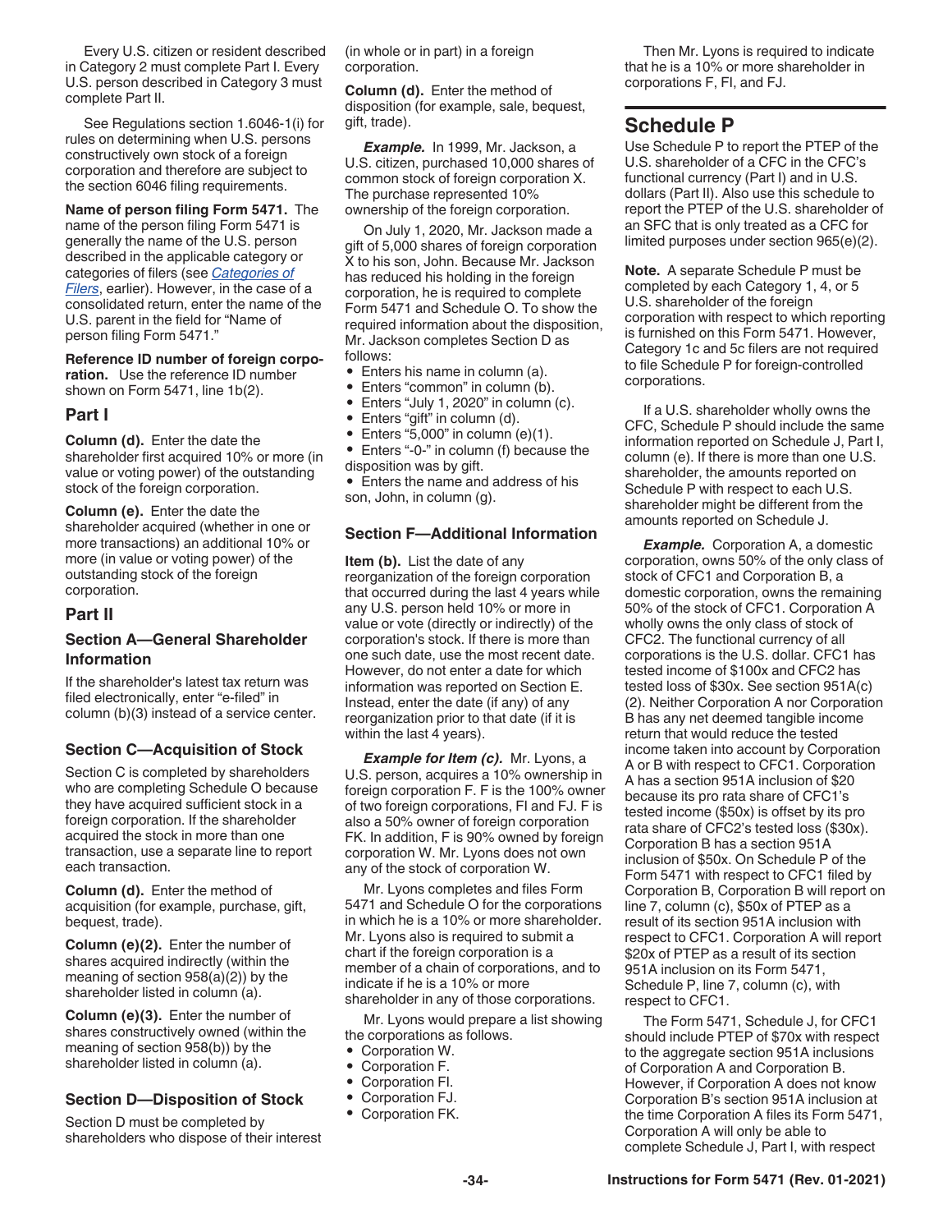Every U.S. citizen or resident described in Category 2 must complete Part I. Every U.S. person described in Category 3 must complete Part II.

See Regulations section 1.6046-1(i) for rules on determining when U.S. persons constructively own stock of a foreign corporation and therefore are subject to the section 6046 filing requirements.

**Name of person filing Form 5471.** The name of the person filing Form 5471 is generally the name of the U.S. person described in the applicable category or categories of filers (see *Categories of Filers*, earlier). However, in the case of a consolidated return, enter the name of the U.S. parent in the field for "Name of person filing Form 5471."

**Reference ID number of foreign corporation.** Use the reference ID number shown on Form 5471, line 1b(2).

## Part I

**Column (d).** Enter the date the shareholder first acquired 10% or more (in value or voting power) of the outstanding stock of the foreign corporation.

**Column (e).** Enter the date the shareholder acquired (whether in one or more transactions) an additional 10% or more (in value or voting power) of the outstanding stock of the foreign corporation.

## Part II

### Section A—General Shareholder Information

If the shareholder's latest tax return was filed electronically, enter "e-filed" in column (b)(3) instead of a service center.

### Section C—Acquisition of Stock

Section C is completed by shareholders who are completing Schedule O because they have acquired sufficient stock in a foreign corporation. If the shareholder acquired the stock in more than one transaction, use a separate line to report each transaction.

**Column (d).** Enter the method of acquisition (for example, purchase, gift, bequest, trade).

**Column (e)(2).** Enter the number of shares acquired indirectly (within the meaning of section 958(a)(2)) by the shareholder listed in column (a).

**Column (e)(3).** Enter the number of shares constructively owned (within the meaning of section 958(b)) by the shareholder listed in column (a).

### Section D—Disposition of Stock

Section D must be completed by shareholders who dispose of their interest (in whole or in part) in a foreign corporation.

**Column (d).** Enter the method of disposition (for example, sale, bequest, gift, trade).

***Example.*** In 1999, Mr. Jackson, a U.S. citizen, purchased 10,000 shares of common stock of foreign corporation X. The purchase represented 10% ownership of the foreign corporation.

On July 1, 2020, Mr. Jackson made a gift of 5,000 shares of foreign corporation X to his son, John. Because Mr. Jackson has reduced his holding in the foreign corporation, he is required to complete Form 5471 and Schedule O. To show the required information about the disposition, Mr. Jackson completes Section D as follows:

- Enters his name in column (a).
- Enters "common" in column (b).
- Enters "July 1, 2020" in column (c).
- Enters "gift" in column (d).
- Enters "5,000" in column (e)(1).
- Enters "-0-" in column (f) because the disposition was by gift.
- Enters the name and address of his son, John, in column (g).

### Section F—Additional Information

**Item (b).** List the date of any reorganization of the foreign corporation that occurred during the last 4 years while any U.S. person held 10% or more in value or vote (directly or indirectly) of the corporation's stock. If there is more than one such date, use the most recent date. However, do not enter a date for which information was reported on Section E. Instead, enter the date (if any) of any reorganization prior to that date (if it is within the last 4 years).

***Example for Item (c).*** Mr. Lyons, a U.S. person, acquires a 10% ownership in foreign corporation F. F is the 100% owner of two foreign corporations, FI and FJ. F is also a 50% owner of foreign corporation FK. In addition, F is 90% owned by foreign corporation W. Mr. Lyons does not own any of the stock of corporation W.

Mr. Lyons completes and files Form 5471 and Schedule O for the corporations in which he is a 10% or more shareholder. Mr. Lyons also is required to submit a chart if the foreign corporation is a member of a chain of corporations, and to indicate if he is a 10% or more shareholder in any of those corporations.

Mr. Lyons would prepare a list showing the corporations as follows.

- Corporation W.
- Corporation F.
- Corporation FI.
- Corporation FJ.
- Corporation FK.

Then Mr. Lyons is required to indicate that he is a 10% or more shareholder in corporations F, FI, and FJ.

## Schedule P

Use Schedule P to report the PTEP of the U.S. shareholder of a CFC in the CFC's functional currency (Part I) and in U.S. dollars (Part II). Also use this schedule to report the PTEP of the U.S. shareholder of an SFC that is only treated as a CFC for limited purposes under section 965(e)(2).

**Note.** A separate Schedule P must be completed by each Category 1, 4, or 5 U.S. shareholder of the foreign corporation with respect to which reporting is furnished on this Form 5471. However, Category 1c and 5c filers are not required to file Schedule P for foreign-controlled corporations.

If a U.S. shareholder wholly owns the CFC, Schedule P should include the same information reported on Schedule J, Part I, column (e). If there is more than one U.S. shareholder, the amounts reported on Schedule P with respect to each U.S. shareholder might be different from the amounts reported on Schedule J.

***Example.*** Corporation A, a domestic corporation, owns 50% of the only class of stock of CFC1 and Corporation B, a domestic corporation, owns the remaining 50% of the stock of CFC1. Corporation A wholly owns the only class of stock of CFC2. The functional currency of all corporations is the U.S. dollar. CFC1 has tested income of $100x and CFC2 has tested loss of $30x. See section 951A(c)(2). Neither Corporation A nor Corporation B has any net deemed tangible income return that would reduce the tested income taken into account by Corporation A or B with respect to CFC1. Corporation A has a section 951A inclusion of $20 because its pro rata share of CFC1's tested income ($50x) is offset by its pro rata share of CFC2's tested loss ($30x). Corporation B has a section 951A inclusion of $50x. On Schedule P of the Form 5471 with respect to CFC1 filed by Corporation B, Corporation B will report on line 7, column (c), $50x of PTEP as a result of its section 951A inclusion with respect to CFC1. Corporation A will report $20x of PTEP as a result of its section 951A inclusion on its Form 5471, Schedule P, line 7, column (c), with respect to CFC1.

The Form 5471, Schedule J, for CFC1 should include PTEP of $70x with respect to the aggregate section 951A inclusions of Corporation A and Corporation B. However, if Corporation A does not know Corporation B's section 951A inclusion at the time Corporation A files its Form 5471, Corporation A will only be able to complete Schedule J, Part I, with respect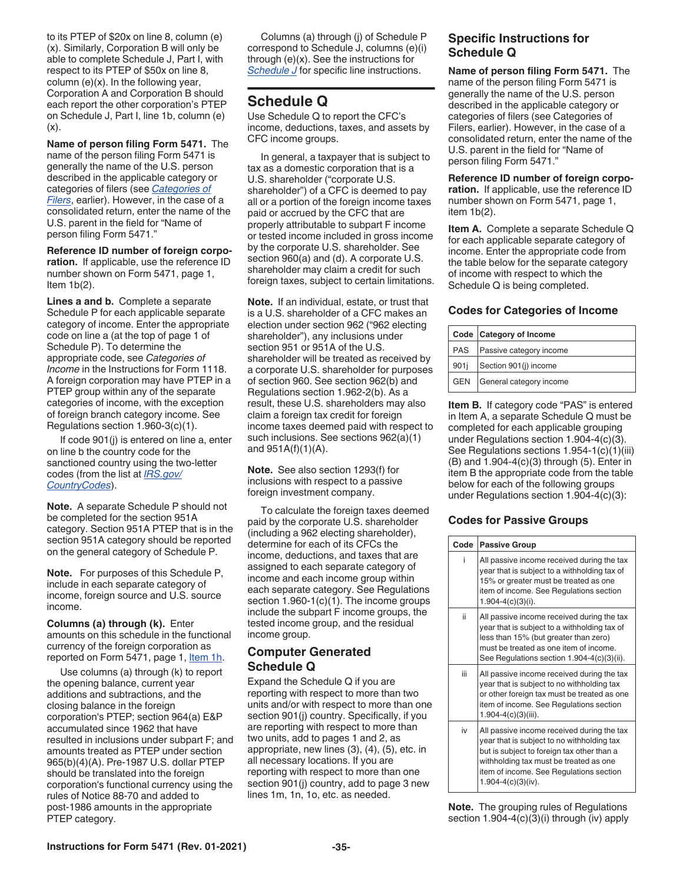to its PTEP of $20x on line 8, column (e)(x). Similarly, Corporation B will only be able to complete Schedule J, Part I, with respect to its PTEP of $50x on line 8, column (e)(x). In the following year, Corporation A and Corporation B should each report the other corporation's PTEP on Schedule J, Part I, line 1b, column (e)(x).

**Name of person filing Form 5471.** The name of the person filing Form 5471 is generally the name of the U.S. person described in the applicable category or categories of filers (see *Categories of Filers*, earlier). However, in the case of a consolidated return, enter the name of the U.S. parent in the field for "Name of person filing Form 5471."

**Reference ID number of foreign corporation.** If applicable, use the reference ID number shown on Form 5471, page 1, Item 1b(2).

**Lines a and b.** Complete a separate Schedule P for each applicable separate category of income. Enter the appropriate code on line a (at the top of page 1 of Schedule P). To determine the appropriate code, see *Categories of Income* in the Instructions for Form 1118. A foreign corporation may have PTEP in a PTEP group within any of the separate categories of income, with the exception of foreign branch category income. See Regulations section 1.960-3(c)(1).

If code 901(j) is entered on line a, enter on line b the country code for the sanctioned country using the two-letter codes (from the list at *IRS.gov/CountryCodes*).

**Note.** A separate Schedule P should not be completed for the section 951A category. Section 951A PTEP that is in the section 951A category should be reported on the general category of Schedule P.

**Note.** For purposes of this Schedule P, include in each separate category of income, foreign source and U.S. source income.

**Columns (a) through (k).** Enter amounts on this schedule in the functional currency of the foreign corporation as reported on Form 5471, page 1, Item 1h.

Use columns (a) through (k) to report the opening balance, current year additions and subtractions, and the closing balance in the foreign corporation's PTEP; section 964(a) E&P accumulated since 1962 that have resulted in inclusions under subpart F; and amounts treated as PTEP under section 965(b)(4)(A). Pre-1987 U.S. dollar PTEP should be translated into the foreign corporation's functional currency using the rules of Notice 88-70 and added to post-1986 amounts in the appropriate PTEP category.

Columns (a) through (j) of Schedule P correspond to Schedule J, columns (e)(i) through (e)(x). See the instructions for *Schedule J* for specific line instructions.

## Schedule Q

Use Schedule Q to report the CFC's income, deductions, taxes, and assets by CFC income groups.

In general, a taxpayer that is subject to tax as a domestic corporation that is a U.S. shareholder ("corporate U.S. shareholder") of a CFC is deemed to pay all or a portion of the foreign income taxes paid or accrued by the CFC that are properly attributable to subpart F income or tested income included in gross income by the corporate U.S. shareholder. See section 960(a) and (d). A corporate U.S. shareholder may claim a credit for such foreign taxes, subject to certain limitations.

**Note.** If an individual, estate, or trust that is a U.S. shareholder of a CFC makes an election under section 962 ("962 electing shareholder"), any inclusions under section 951 or 951A of the U.S. shareholder will be treated as received by a corporate U.S. shareholder for purposes of section 960. See section 962(b) and Regulations section 1.962-2(b). As a result, these U.S. shareholders may also claim a foreign tax credit for foreign income taxes deemed paid with respect to such inclusions. See sections 962(a)(1) and 951A(f)(1)(A).

**Note.** See also section 1293(f) for inclusions with respect to a passive foreign investment company.

To calculate the foreign taxes deemed paid by the corporate U.S. shareholder (including a 962 electing shareholder), determine for each of its CFCs the income, deductions, and taxes that are assigned to each separate category of income and each income group within each separate category. See Regulations section 1.960-1(c)(1). The income groups include the subpart F income groups, the tested income group, and the residual income group.

### Computer Generated Schedule Q

Expand the Schedule Q if you are reporting with respect to more than two units and/or with respect to more than one section 901(j) country. Specifically, if you are reporting with respect to more than two units, add to pages 1 and 2, as appropriate, new lines (3), (4), (5), etc. in all necessary locations. If you are reporting with respect to more than one section 901(j) country, add to page 3 new lines 1m, 1n, 1o, etc. as needed.

### Specific Instructions for Schedule Q

**Name of person filing Form 5471.** The name of the person filing Form 5471 is generally the name of the U.S. person described in the applicable category or categories of filers (see Categories of Filers, earlier). However, in the case of a consolidated return, enter the name of the U.S. parent in the field for "Name of person filing Form 5471."

**Reference ID number of foreign corporation.** If applicable, use the reference ID number shown on Form 5471, page 1, item 1b(2).

**Item A.** Complete a separate Schedule Q for each applicable separate category of income. Enter the appropriate code from the table below for the separate category of income with respect to which the Schedule Q is being completed.

### Codes for Categories of Income

| Code | Category of Income |
|---|---|
| PAS | Passive category income |
| 901j | Section 901(j) income |
| GEN | General category income |

**Item B.** If category code "PAS" is entered in Item A, a separate Schedule Q must be completed for each applicable grouping under Regulations section 1.904-4(c)(3). See Regulations sections 1.954-1(c)(1)(iii)(B) and 1.904-4(c)(3) through (5). Enter in item B the appropriate code from the table below for each of the following groups under Regulations section 1.904-4(c)(3):

### Codes for Passive Groups

| Code | Passive Group |
|---|---|
| i | All passive income received during the tax year that is subject to a withholding tax of 15% or greater must be treated as one item of income. See Regulations section 1.904-4(c)(3)(i). |
| ii | All passive income received during the tax year that is subject to a withholding tax of less than 15% (but greater than zero) must be treated as one item of income. See Regulations section 1.904-4(c)(3)(ii). |
| iii | All passive income received during the tax year that is subject to no withholding tax or other foreign tax must be treated as one item of income. See Regulations section 1.904-4(c)(3)(iii). |
| iv | All passive income received during the tax year that is subject to no withholding tax but is subject to foreign tax other than a withholding tax must be treated as one item of income. See Regulations section 1.904-4(c)(3)(iv). |

**Note.** The grouping rules of Regulations section 1.904-4(c)(3)(i) through (iv) apply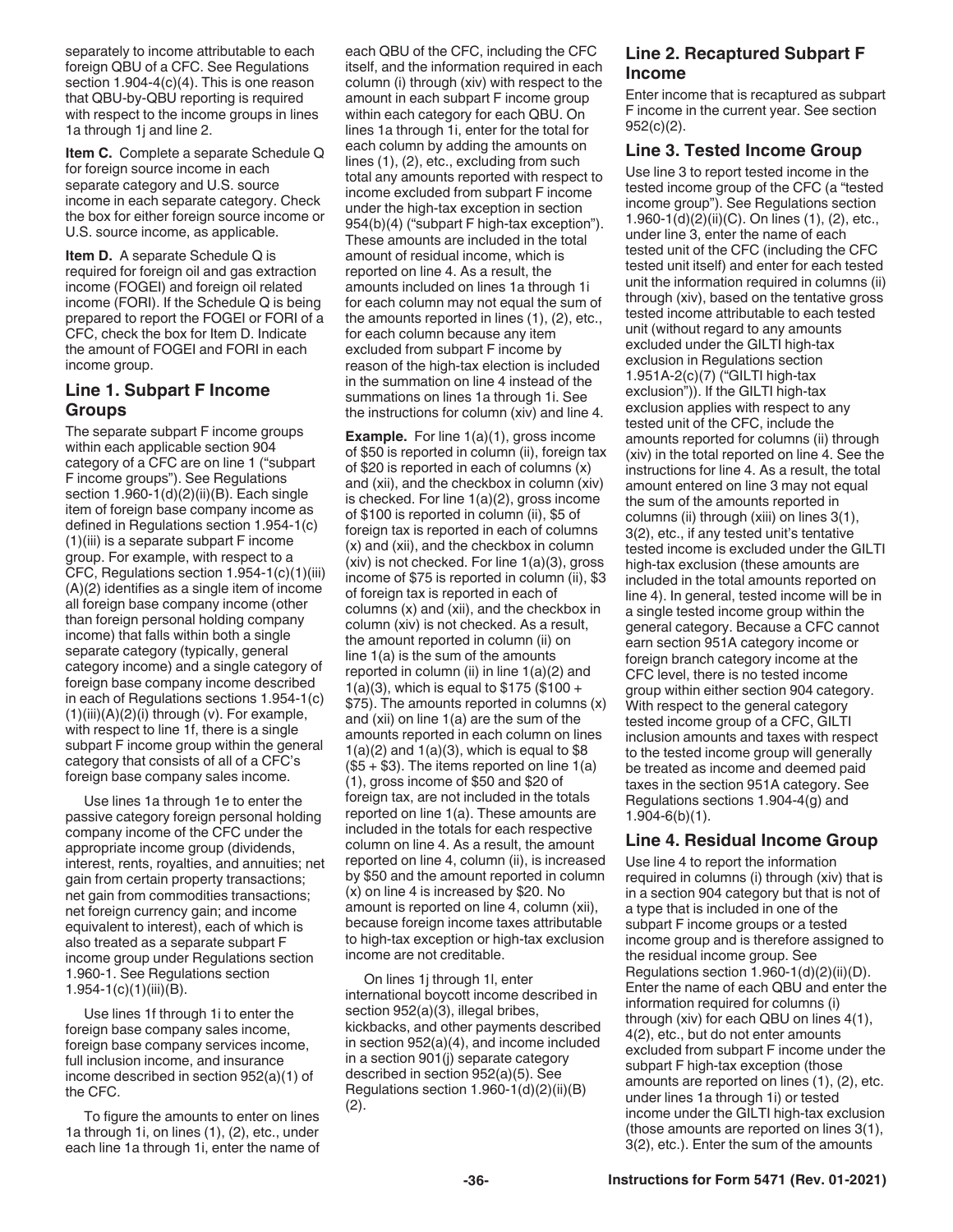separately to income attributable to each foreign QBU of a CFC. See Regulations section 1.904-4(c)(4). This is one reason that QBU-by-QBU reporting is required with respect to the income groups in lines 1a through 1j and line 2.

**Item C.** Complete a separate Schedule Q for foreign source income in each separate category and U.S. source income in each separate category. Check the box for either foreign source income or U.S. source income, as applicable.

**Item D.** A separate Schedule Q is required for foreign oil and gas extraction income (FOGEI) and foreign oil related income (FORI). If the Schedule Q is being prepared to report the FOGEI or FORI of a CFC, check the box for Item D. Indicate the amount of FOGEI and FORI in each income group.

## Line 1. Subpart F Income Groups

The separate subpart F income groups within each applicable section 904 category of a CFC are on line 1 ("subpart F income groups"). See Regulations section 1.960-1(d)(2)(ii)(B). Each single item of foreign base company income as defined in Regulations section 1.954-1(c)(1)(iii) is a separate subpart F income group. For example, with respect to a CFC, Regulations section 1.954-1(c)(1)(iii)(A)(2) identifies as a single item of income all foreign base company income (other than foreign personal holding company income) that falls within both a single separate category (typically, general category income) and a single category of foreign base company income described in each of Regulations sections 1.954-1(c)(1)(iii)(A)(2)(i) through (v). For example, with respect to line 1f, there is a single subpart F income group within the general category that consists of all of a CFC's foreign base company sales income.

Use lines 1a through 1e to enter the passive category foreign personal holding company income of the CFC under the appropriate income group (dividends, interest, rents, royalties, and annuities; net gain from certain property transactions; net gain from commodities transactions; net foreign currency gain; and income equivalent to interest), each of which is also treated as a separate subpart F income group under Regulations section 1.960-1. See Regulations section 1.954-1(c)(1)(iii)(B).

Use lines 1f through 1i to enter the foreign base company sales income, foreign base company services income, full inclusion income, and insurance income described in section 952(a)(1) of the CFC.

To figure the amounts to enter on lines 1a through 1i, on lines (1), (2), etc., under each line 1a through 1i, enter the name of each QBU of the CFC, including the CFC itself, and the information required in each column (i) through (xiv) with respect to the amount in each subpart F income group within each category for each QBU. On lines 1a through 1i, enter for the total for each column by adding the amounts on lines (1), (2), etc., excluding from such total any amounts reported with respect to income excluded from subpart F income under the high-tax exception in section 954(b)(4) ("subpart F high-tax exception"). These amounts are included in the total amount of residual income, which is reported on line 4. As a result, the amounts included on lines 1a through 1i for each column may not equal the sum of the amounts reported in lines (1), (2), etc., for each column because any item excluded from subpart F income by reason of the high-tax election is included in the summation on line 4 instead of the summations on lines 1a through 1i. See the instructions for column (xiv) and line 4.

**Example.** For line 1(a)(1), gross income of $50 is reported in column (ii), foreign tax of $20 is reported in each of columns (x) and (xii), and the checkbox in column (xiv) is checked. For line 1(a)(2), gross income of $100 is reported in column (ii), $5 of foreign tax is reported in each of columns (x) and (xii), and the checkbox in column (xiv) is not checked. For line 1(a)(3), gross income of $75 is reported in column (ii), $3 of foreign tax is reported in each of columns (x) and (xii), and the checkbox in column (xiv) is not checked. As a result, the amount reported in column (ii) on line 1(a) is the sum of the amounts reported in column (ii) in line 1(a)(2) and 1(a)(3), which is equal to $175 ($100 + $75). The amounts reported in columns (x) and (xii) on line 1(a) are the sum of the amounts reported in each column on lines 1(a)(2) and 1(a)(3), which is equal to $8 ($5 + $3). The items reported on line 1(a)(1), gross income of $50 and $20 of foreign tax, are not included in the totals reported on line 1(a). These amounts are included in the totals for each respective column on line 4. As a result, the amount reported on line 4, column (ii), is increased by $50 and the amount reported in column (x) on line 4 is increased by $20. No amount is reported on line 4, column (xii), because foreign income taxes attributable to high-tax exception or high-tax exclusion income are not creditable.

On lines 1j through 1l, enter international boycott income described in section 952(a)(3), illegal bribes, kickbacks, and other payments described in section 952(a)(4), and income included in a section 901(j) separate category described in section 952(a)(5). See Regulations section 1.960-1(d)(2)(ii)(B)(2).

## Line 2. Recaptured Subpart F Income

Enter income that is recaptured as subpart F income in the current year. See section 952(c)(2).

## Line 3. Tested Income Group

Use line 3 to report tested income in the tested income group of the CFC (a "tested income group"). See Regulations section 1.960-1(d)(2)(ii)(C). On lines (1), (2), etc., under line 3, enter the name of each tested unit of the CFC (including the CFC tested unit itself) and enter for each tested unit the information required in columns (ii) through (xiv), based on the tentative gross tested income attributable to each tested unit (without regard to any amounts excluded under the GILTI high-tax exclusion in Regulations section 1.951A-2(c)(7) ("GILTI high-tax exclusion")). If the GILTI high-tax exclusion applies with respect to any tested unit of the CFC, include the amounts reported for columns (ii) through (xiv) in the total reported on line 4. See the instructions for line 4. As a result, the total amount entered on line 3 may not equal the sum of the amounts reported in columns (ii) through (xiii) on lines 3(1), 3(2), etc., if any tested unit's tentative tested income is excluded under the GILTI high-tax exclusion (these amounts are included in the total amounts reported on line 4). In general, tested income will be in a single tested income group within the general category. Because a CFC cannot earn section 951A category income or foreign branch category income at the CFC level, there is no tested income group within either section 904 category. With respect to the general category tested income group of a CFC, GILTI inclusion amounts and taxes with respect to the tested income group will generally be treated as income and deemed paid taxes in the section 951A category. See Regulations sections 1.904-4(g) and 1.904-6(b)(1).

## Line 4. Residual Income Group

Use line 4 to report the information required in columns (i) through (xiv) that is in a section 904 category but that is not of a type that is included in one of the subpart F income groups or a tested income group and is therefore assigned to the residual income group. See Regulations section 1.960-1(d)(2)(ii)(D). Enter the name of each QBU and enter the information required for columns (i) through (xiv) for each QBU on lines 4(1), 4(2), etc., but do not enter amounts excluded from subpart F income under the subpart F high-tax exception (those amounts are reported on lines (1), (2), etc. under lines 1a through 1i) or tested income under the GILTI high-tax exclusion (those amounts are reported on lines 3(1), 3(2), etc.). Enter the sum of the amounts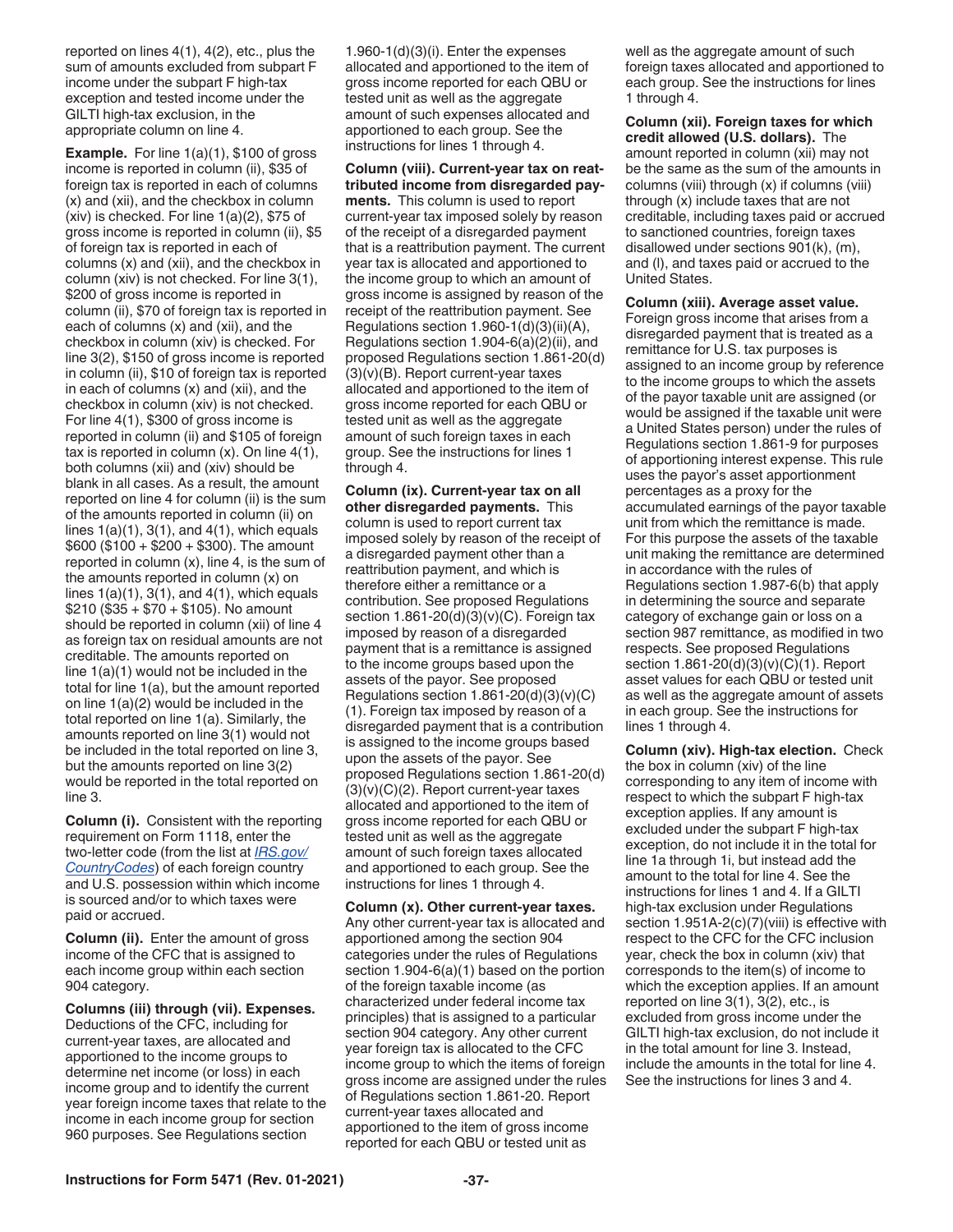reported on lines 4(1), 4(2), etc., plus the sum of amounts excluded from subpart F income under the subpart F high-tax exception and tested income under the GILTI high-tax exclusion, in the appropriate column on line 4.

**Example.** For line 1(a)(1), $100 of gross income is reported in column (ii), $35 of foreign tax is reported in each of columns (x) and (xii), and the checkbox in column (xiv) is checked. For line 1(a)(2), $75 of gross income is reported in column (ii), $5 of foreign tax is reported in each of columns (x) and (xii), and the checkbox in column (xiv) is not checked. For line 3(1), $200 of gross income is reported in column (ii), $70 of foreign tax is reported in each of columns (x) and (xii), and the checkbox in column (xiv) is checked. For line 3(2), $150 of gross income is reported in column (ii), $10 of foreign tax is reported in each of columns (x) and (xii), and the checkbox in column (xiv) is not checked. For line 4(1), $300 of gross income is reported in column (ii) and $105 of foreign tax is reported in column (x). On line 4(1), both columns (xii) and (xiv) should be blank in all cases. As a result, the amount reported on line 4 for column (ii) is the sum of the amounts reported in column (ii) on lines 1(a)(1), 3(1), and 4(1), which equals $600 ($100 + $200 + $300). The amount reported in column (x), line 4, is the sum of the amounts reported in column (x) on lines 1(a)(1), 3(1), and 4(1), which equals $210 ($35 + $70 + $105). No amount should be reported in column (xii) of line 4 as foreign tax on residual amounts are not creditable. The amounts reported on line 1(a)(1) would not be included in the total for line 1(a), but the amount reported on line 1(a)(2) would be included in the total reported on line 1(a). Similarly, the amounts reported on line 3(1) would not be included in the total reported on line 3, but the amounts reported on line 3(2) would be reported in the total reported on line 3.

**Column (i).** Consistent with the reporting requirement on Form 1118, enter the two-letter code (from the list at *IRS.gov/CountryCodes*) of each foreign country and U.S. possession within which income is sourced and/or to which taxes were paid or accrued.

**Column (ii).** Enter the amount of gross income of the CFC that is assigned to each income group within each section 904 category.

**Columns (iii) through (vii). Expenses.** Deductions of the CFC, including for current-year taxes, are allocated and apportioned to the income groups to determine net income (or loss) in each income group and to identify the current year foreign income taxes that relate to the income in each income group for section 960 purposes. See Regulations section 1.960-1(d)(3)(i). Enter the expenses allocated and apportioned to the item of gross income reported for each QBU or tested unit as well as the aggregate amount of such expenses allocated and apportioned to each group. See the instructions for lines 1 through 4.

**Column (viii). Current-year tax on reattributed income from disregarded payments.** This column is used to report current-year tax imposed solely by reason of the receipt of a disregarded payment that is a reattribution payment. The current year tax is allocated and apportioned to the income group to which an amount of gross income is assigned by reason of the receipt of the reattribution payment. See Regulations section 1.960-1(d)(3)(ii)(A), Regulations section 1.904-6(a)(2)(ii), and proposed Regulations section 1.861-20(d)(3)(v)(B). Report current-year taxes allocated and apportioned to the item of gross income reported for each QBU or tested unit as well as the aggregate amount of such foreign taxes in each group. See the instructions for lines 1 through 4.

**Column (ix). Current-year tax on all other disregarded payments.** This column is used to report current tax imposed solely by reason of the receipt of a disregarded payment other than a reattribution payment, and which is therefore either a remittance or a contribution. See proposed Regulations section 1.861-20(d)(3)(v)(C). Foreign tax imposed by reason of a disregarded payment that is a remittance is assigned to the income groups based upon the assets of the payor. See proposed Regulations section 1.861-20(d)(3)(v)(C)(1). Foreign tax imposed by reason of a disregarded payment that is a contribution is assigned to the income groups based upon the assets of the payor. See proposed Regulations section 1.861-20(d)(3)(v)(C)(2). Report current-year taxes allocated and apportioned to the item of gross income reported for each QBU or tested unit as well as the aggregate amount of such foreign taxes allocated and apportioned to each group. See the instructions for lines 1 through 4.

**Column (x). Other current-year taxes.** Any other current-year tax is allocated and apportioned among the section 904 categories under the rules of Regulations section 1.904-6(a)(1) based on the portion of the foreign taxable income (as characterized under federal income tax principles) that is assigned to a particular section 904 category. Any other current year foreign tax is allocated to the CFC income group to which the items of foreign gross income are assigned under the rules of Regulations section 1.861-20. Report current-year taxes allocated and apportioned to the item of gross income reported for each QBU or tested unit as well as the aggregate amount of such foreign taxes allocated and apportioned to each group. See the instructions for lines 1 through 4.

**Column (xii). Foreign taxes for which credit allowed (U.S. dollars).** The amount reported in column (xii) may not be the same as the sum of the amounts in columns (viii) through (x) if columns (viii) through (x) include taxes that are not creditable, including taxes paid or accrued to sanctioned countries, foreign taxes disallowed under sections 901(k), (m), and (l), and taxes paid or accrued to the United States.

**Column (xiii). Average asset value.** Foreign gross income that arises from a disregarded payment that is treated as a remittance for U.S. tax purposes is assigned to an income group by reference to the income groups to which the assets of the payor taxable unit are assigned (or would be assigned if the taxable unit were a United States person) under the rules of Regulations section 1.861-9 for purposes of apportioning interest expense. This rule uses the payor's asset apportionment percentages as a proxy for the accumulated earnings of the payor taxable unit from which the remittance is made. For this purpose the assets of the taxable unit making the remittance are determined in accordance with the rules of Regulations section 1.987-6(b) that apply in determining the source and separate category of exchange gain or loss on a section 987 remittance, as modified in two respects. See proposed Regulations section 1.861-20(d)(3)(v)(C)(1). Report asset values for each QBU or tested unit as well as the aggregate amount of assets in each group. See the instructions for lines 1 through 4.

**Column (xiv). High-tax election.** Check the box in column (xiv) of the line corresponding to any item of income with respect to which the subpart F high-tax exception applies. If any amount is excluded under the subpart F high-tax exception, do not include it in the total for line 1a through 1i, but instead add the amount to the total for line 4. See the instructions for lines 1 and 4. If a GILTI high-tax exclusion under Regulations section 1.951A-2(c)(7)(viii) is effective with respect to the CFC for the CFC inclusion year, check the box in column (xiv) that corresponds to the item(s) of income to which the exception applies. If an amount reported on line 3(1), 3(2), etc., is excluded from gross income under the GILTI high-tax exclusion, do not include it in the total amount for line 3. Instead, include the amounts in the total for line 4. See the instructions for lines 3 and 4.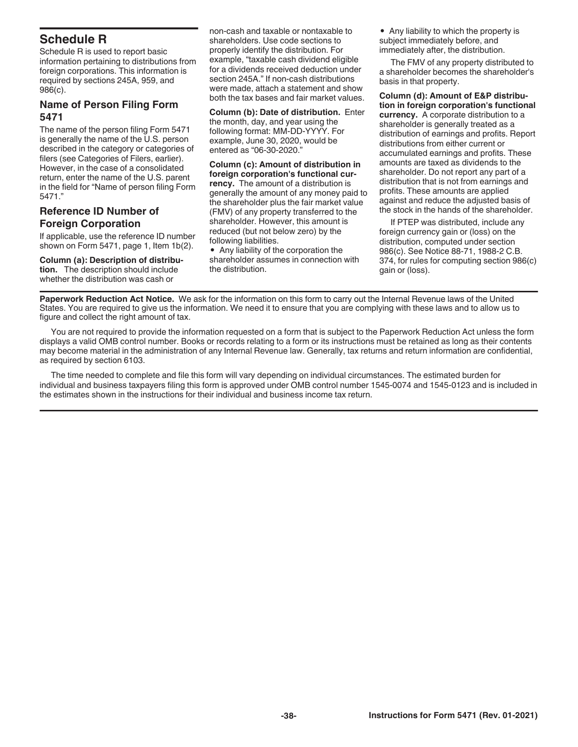## Schedule R

Schedule R is used to report basic information pertaining to distributions from foreign corporations. This information is required by sections 245A, 959, and 986(c).

### Name of Person Filing Form 5471

The name of the person filing Form 5471 is generally the name of the U.S. person described in the category or categories of filers (see Categories of Filers, earlier). However, in the case of a consolidated return, enter the name of the U.S. parent in the field for "Name of person filing Form 5471."

### Reference ID Number of Foreign Corporation

If applicable, use the reference ID number shown on Form 5471, page 1, Item 1b(2).

**Column (a): Description of distribution.** The description should include whether the distribution was cash or non-cash and taxable or nontaxable to shareholders. Use code sections to properly identify the distribution. For example, "taxable cash dividend eligible for a dividends received deduction under section 245A." If non-cash distributions were made, attach a statement and show both the tax bases and fair market values.

**Column (b): Date of distribution.** Enter the month, day, and year using the following format: MM-DD-YYYY. For example, June 30, 2020, would be entered as "06-30-2020."

**Column (c): Amount of distribution in foreign corporation's functional currency.** The amount of a distribution is generally the amount of any money paid to the shareholder plus the fair market value (FMV) of any property transferred to the shareholder. However, this amount is reduced (but not below zero) by the following liabilities.

- Any liability of the corporation the shareholder assumes in connection with the distribution.
- Any liability to which the property is subject immediately before, and immediately after, the distribution.

The FMV of any property distributed to a shareholder becomes the shareholder's basis in that property.

**Column (d): Amount of E&P distribution in foreign corporation's functional currency.** A corporate distribution to a shareholder is generally treated as a distribution of earnings and profits. Report distributions from either current or accumulated earnings and profits. These amounts are taxed as dividends to the shareholder. Do not report any part of a distribution that is not from earnings and profits. These amounts are applied against and reduce the adjusted basis of the stock in the hands of the shareholder.

If PTEP was distributed, include any foreign currency gain or (loss) on the distribution, computed under section 986(c). See Notice 88-71, 1988-2 C.B. 374, for rules for computing section 986(c) gain or (loss).

**Paperwork Reduction Act Notice.** We ask for the information on this form to carry out the Internal Revenue laws of the United States. You are required to give us the information. We need it to ensure that you are complying with these laws and to allow us to figure and collect the right amount of tax.

You are not required to provide the information requested on a form that is subject to the Paperwork Reduction Act unless the form displays a valid OMB control number. Books or records relating to a form or its instructions must be retained as long as their contents may become material in the administration of any Internal Revenue law. Generally, tax returns and return information are confidential, as required by section 6103.

The time needed to complete and file this form will vary depending on individual circumstances. The estimated burden for individual and business taxpayers filing this form is approved under OMB control number 1545-0074 and 1545-0123 and is included in the estimates shown in the instructions for their individual and business income tax return.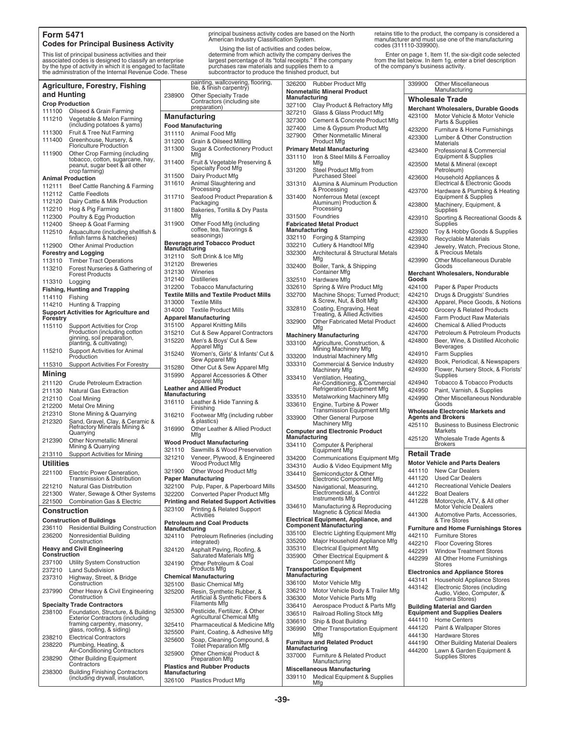# Form 5471

## Codes for Principal Business Activity

This list of principal business activities and their associated codes is designed to classify an enterprise by the type of activity in which it is engaged to facilitate the administration of the Internal Revenue Code. These principal business activity codes are based on the North American Industry Classification System.

Using the list of activities and codes below, determine from which activity the company derives the largest percentage of its "total receipts." If the company purchases raw materials and supplies them to a subcontractor to produce the finished product, but retains title to the product, the company is considered a manufacturer and must use one of the manufacturing codes (311110-339900).

Enter on page 1, Item 1f, the six-digit code selected from the list below. In item 1g, enter a brief description of the company's business activity.

## Agriculture, Forestry, Fishing and Hunting

### Crop Production

- 111100 Oilseed & Grain Farming
- 111210 Vegetable & Melon Farming (including potatoes & yams)
- 111300 Fruit & Tree Nut Farming
- 111400 Greenhouse, Nursery, & Floriculture Production
- 111900 Other Crop Farming (including tobacco, cotton, sugarcane, hay, peanut, sugar beet & all other crop farming)

### Animal Production

- 112111 Beef Cattle Ranching & Farming
- 112112 Cattle Feedlots
- 112120 Dairy Cattle & Milk Production
- 112210 Hog & Pig Farming
- 112300 Poultry & Egg Production
- 112400 Sheep & Goat Farming
- 112510 Aquaculture (including shellfish & finfish farms & hatcheries)
- 112900 Other Animal Production

### Forestry and Logging

- 113110 Timber Tract Operations
- 113210 Forest Nurseries & Gathering of Forest Products
- 113310 Logging

### Fishing, Hunting and Trapping

- 114110 Fishing
- 114210 Hunting & Trapping

### Support Activities for Agriculture and Forestry

- 115110 Support Activities for Crop Production (including cotton ginning, soil preparation, planting, & cultivating)
- 115210 Support Activities for Animal Production
- 115310 Support Activities For Forestry

## Mining

- 211120 Crude Petroleum Extraction
- 211130 Natural Gas Extraction
- 212110 Coal Mining
- 212200 Metal Ore Mining
- 212310 Stone Mining & Quarrying
- 212320 Sand, Gravel, Clay, & Ceramic & Refractory Minerals Mining & Quarrying
- 212390 Other Nonmetallic Mineral Mining & Quarrying
- 213110 Support Activities for Mining

## Utilities

- 221100 Electric Power Generation, Transmission & Distribution
- 221210 Natural Gas Distribution
- 221300 Water, Sewage & Other Systems
- 221500 Combination Gas & Electric

## Construction

### Construction of Buildings

- 236110 Residential Building Construction
- 236200 Nonresidential Building Construction

### Heavy and Civil Engineering Construction

- 237100 Utility System Construction
- 237210 Land Subdivision
- 237310 Highway, Street, & Bridge Construction
- 237990 Other Heavy & Civil Engineering Construction

### Specialty Trade Contractors

- 238100 Foundation, Structure, & Building Exterior Contractors (including framing carpentry, masonry, glass, roofing, & siding)
- 238210 Electrical Contractors
- 238220 Plumbing, Heating, & Air-Conditioning Contractors
- 238290 Other Building Equipment Contractors
- 238300 Building Finishing Contractors (including drywall, insulation, painting, wallcovering, flooring, tile, & finish carpentry)
- 238900 Other Specialty Trade Contractors (including site preparation)

## Manufacturing

### Food Manufacturing

- 311110 Animal Food Mfg
- 311200 Grain & Oilseed Milling
- 311300 Sugar & Confectionery Product Mfg
- 311400 Fruit & Vegetable Preserving & Specialty Food Mfg
- 311500 Dairy Product Mfg
- 311610 Animal Slaughtering and Processing
- 311710 Seafood Product Preparation & Packaging
- 311800 Bakeries, Tortilla & Dry Pasta Mfg
- 311900 Other Food Mfg (including coffee, tea, flavorings & seasonings)

### Beverage and Tobacco Product Manufacturing

- 312110 Soft Drink & Ice Mfg
- 312120 Breweries
- 312130 Wineries
- 312140 Distilleries
- 312200 Tobacco Manufacturing

### Textile Mills and Textile Product Mills

- 313000 Textile Mills
- 314000 Textile Product Mills

### Apparel Manufacturing

- 315100 Apparel Knitting Mills
- 315210 Cut & Sew Apparel Contractors
- 315220 Men's & Boys' Cut & Sew Apparel Mfg
- 315240 Women's, Girls' & Infants' Cut & Sew Apparel Mfg
- 315280 Other Cut & Sew Apparel Mfg
- 315990 Apparel Accessories & Other Apparel Mfg

### Leather and Allied Product Manufacturing

- 316110 Leather & Hide Tanning & Finishing
- 316210 Footwear Mfg (including rubber & plastics)
- 316990 Other Leather & Allied Product Mfg

### Wood Product Manufacturing

- 321110 Sawmills & Wood Preservation
- 321210 Veneer, Plywood, & Engineered Wood Product Mfg
- 321900 Other Wood Product Mfg

### Paper Manufacturing

- 322100 Pulp, Paper, & Paperboard Mills
- 322200 Converted Paper Product Mfg

### Printing and Related Support Activities

- 323100 Printing & Related Support Activities

### Petroleum and Coal Products Manufacturing

- 324110 Petroleum Refineries (including integrated)
- 324120 Asphalt Paving, Roofing, & Saturated Materials Mfg
- 324190 Other Petroleum & Coal Products Mfg

### Chemical Manufacturing

- 325100 Basic Chemical Mfg
- 325200 Resin, Synthetic Rubber, & Artificial & Synthetic Fibers & Filaments Mfg
- 325300 Pesticide, Fertilizer, & Other Agricultural Chemical Mfg
- 325410 Pharmaceutical & Medicine Mfg
- 325500 Paint, Coating, & Adhesive Mfg
- 325600 Soap, Cleaning Compound, & Toilet Preparation Mfg
- 325900 Other Chemical Product & Preparation Mfg

### Plastics and Rubber Products Manufacturing

- 326100 Plastics Product Mfg
- 326200 Rubber Product Mfg

### Nonmetallic Mineral Product Manufacturing

- 327100 Clay Product & Refractory Mfg
- 327210 Glass & Glass Product Mfg
- 327300 Cement & Concrete Product Mfg
- 327400 Lime & Gypsum Product Mfg
- 327900 Other Nonmetallic Mineral Product Mfg

### Primary Metal Manufacturing

- 331110 Iron & Steel Mills & Ferroalloy Mfg
- 331200 Steel Product Mfg from Purchased Steel
- 331310 Alumina & Aluminum Production & Processing
- 331400 Nonferrous Metal (except Aluminum) Production & Processing
- 331500 Foundries

### Fabricated Metal Product Manufacturing

- 332110 Forging & Stamping
- 332210 Cutlery & Handtool Mfg
- 332300 Architectural & Structural Metals Mfg
- 332400 Boiler, Tank, & Shipping Container Mfg
- 332510 Hardware Mfg
- 332610 Spring & Wire Product Mfg
- 332700 Machine Shops; Turned Product; & Screw, Nut, & Bolt Mfg
- 332810 Coating, Engraving, Heat Treating, & Allied Activities
- 332900 Other Fabricated Metal Product Mfg

### Machinery Manufacturing

- 333100 Agriculture, Construction, & Mining Machinery Mfg
- 333200 Industrial Machinery Mfg
- 333310 Commercial & Service Industry Machinery Mfg
- 333410 Ventilation, Heating, Air-Conditioning, & Commercial Refrigeration Equipment Mfg
- 333510 Metalworking Machinery Mfg
- 333610 Engine, Turbine & Power Transmission Equipment Mfg
- 333900 Other General Purpose Machinery Mfg

### Computer and Electronic Product Manufacturing

- 334110 Computer & Peripheral Equipment Mfg
- 334200 Communications Equipment Mfg
- 334310 Audio & Video Equipment Mfg
- 334410 Semiconductor & Other Electronic Component Mfg
- 334500 Navigational, Measuring, Electromedical, & Control Instruments Mfg
- 334610 Manufacturing & Reproducing Magnetic & Optical Media

### Electrical Equipment, Appliance, and Component Manufacturing

- 335100 Electric Lighting Equipment Mfg
- 335200 Major Household Appliance Mfg
- 335310 Electrical Equipment Mfg
- 335900 Other Electrical Equipment & Component Mfg

### Transportation Equipment Manufacturing

- 336100 Motor Vehicle Mfg
- 336210 Motor Vehicle Body & Trailer Mfg
- 336300 Motor Vehicle Parts Mfg
- 336410 Aerospace Product & Parts Mfg
- 336510 Railroad Rolling Stock Mfg
- 336610 Ship & Boat Building
- 336990 Other Transportation Equipment Mfg

### Furniture and Related Product Manufacturing

- 337000 Furniture & Related Product Manufacturing

### Miscellaneous Manufacturing

- 339110 Medical Equipment & Supplies Mfg
- 339900 Other Miscellaneous Manufacturing

## Wholesale Trade

### Merchant Wholesalers, Durable Goods

- 423100 Motor Vehicle & Motor Vehicle Parts & Supplies
- 423200 Furniture & Home Furnishings
- 423300 Lumber & Other Construction Materials
- 423400 Professional & Commercial Equipment & Supplies
- 423500 Metal & Mineral (except Petroleum)
- 423600 Household Appliances & Electrical & Electronic Goods
- 423700 Hardware & Plumbing & Heating Equipment & Supplies
- 423800 Machinery, Equipment, & Supplies
- 423910 Sporting & Recreational Goods & Supplies
- 423920 Toy & Hobby Goods & Supplies
- 423930 Recyclable Materials
- 423940 Jewelry, Watch, Precious Stone, & Precious Metals
- 423990 Other Miscellaneous Durable Goods

### Merchant Wholesalers, Nondurable Goods

- 424100 Paper & Paper Products
- 424210 Drugs & Druggists' Sundries
- 424300 Apparel, Piece Goods, & Notions
- 424400 Grocery & Related Products
- 424500 Farm Product Raw Materials
- 424600 Chemical & Allied Products
- 424700 Petroleum & Petroleum Products
- 424800 Beer, Wine, & Distilled Alcoholic Beverages
- 424910 Farm Supplies
- 424920 Book, Periodical, & Newspapers
- 424930 Flower, Nursery Stock, & Florists' Supplies
- 424940 Tobacco & Tobacco Products
- 424950 Paint, Varnish, & Supplies
- 424990 Other Miscellaneous Nondurable Goods

### Wholesale Electronic Markets and Agents and Brokers

- 425110 Business to Business Electronic Markets
- 425120 Wholesale Trade Agents & Brokers

## Retail Trade

### Motor Vehicle and Parts Dealers

- 441110 New Car Dealers
- 441120 Used Car Dealers
- 441210 Recreational Vehicle Dealers
- 441222 Boat Dealers
- 441228 Motorcycle, ATV, & All other Motor Vehicle Dealers
- 441300 Automotive Parts, Accessories, & Tire Stores

### Furniture and Home Furnishings Stores

- 442110 Furniture Stores
- 442210 Floor Covering Stores
- 442291 Window Treatment Stores
- 442299 All Other Home Furnishings Stores

### Electronics and Appliance Stores

- 443141 Household Appliance Stores
- 443142 Electronic Stores (including Audio, Video, Computer, & Camera Stores)

### Building Material and Garden Equipment and Supplies Dealers

- 444110 Home Centers
- 444120 Paint & Wallpaper Stores
- 444130 Hardware Stores
- 444190 Other Building Material Dealers
- 444200 Lawn & Garden Equipment & Supplies Stores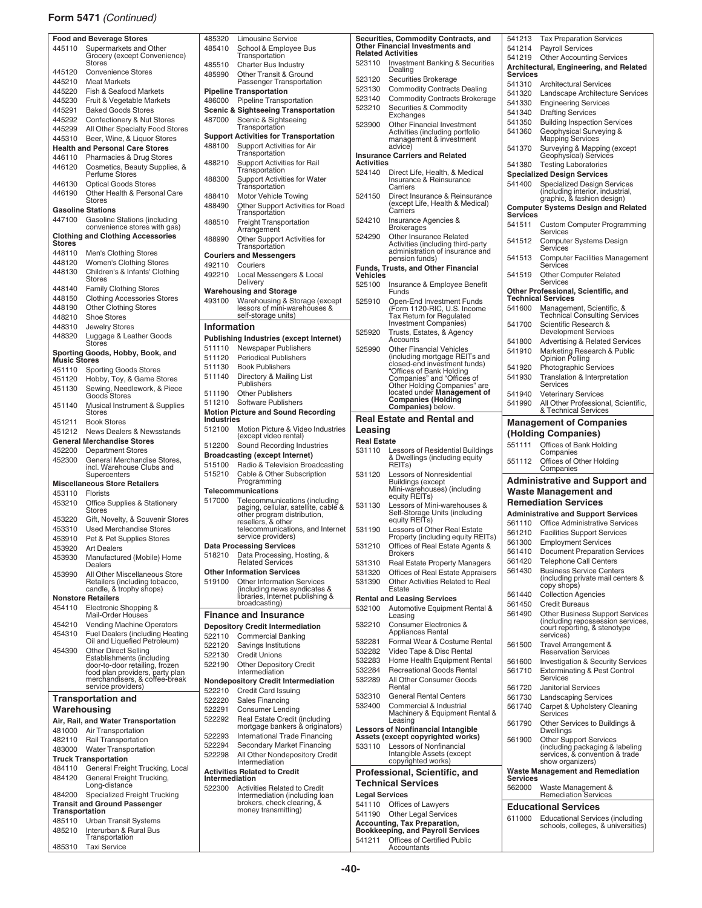**Form 5471** *(Continued)*

**Food and Beverage Stores**

- 445110 Supermarkets and Other Grocery (except Convenience) Stores
- 445120 Convenience Stores
- 445210 Meat Markets
- 445220 Fish & Seafood Markets
- 445230 Fruit & Vegetable Markets
- 445291 Baked Goods Stores
- 445292 Confectionery & Nut Stores
- 445299 All Other Specialty Food Stores
- 445310 Beer, Wine, & Liquor Stores

**Health and Personal Care Stores**

- 446110 Pharmacies & Drug Stores
- 446120 Cosmetics, Beauty Supplies, & Perfume Stores
- 446130 Optical Goods Stores
- 446190 Other Health & Personal Care Stores

**Gasoline Stations**

- 447100 Gasoline Stations (including convenience stores with gas)

**Clothing and Clothing Accessories Stores**

- 448110 Men's Clothing Stores
- 448120 Women's Clothing Stores
- 448130 Children's & Infants' Clothing Stores
- 448140 Family Clothing Stores
- 448150 Clothing Accessories Stores
- 448190 Other Clothing Stores
- 448210 Shoe Stores
- 448310 Jewelry Stores
- 448320 Luggage & Leather Goods Stores

**Sporting Goods, Hobby, Book, and Music Stores**

- 451110 Sporting Goods Stores
- 451120 Hobby, Toy, & Game Stores
- 451130 Sewing, Needlework, & Piece Goods Stores
- 451140 Musical Instrument & Supplies Stores
- 451211 Book Stores
- 451212 News Dealers & Newsstands

**General Merchandise Stores**

- 452200 Department Stores
- 452300 General Merchandise Stores, incl. Warehouse Clubs and Supercenters

**Miscellaneous Store Retailers**

- 453110 Florists
- 453210 Office Supplies & Stationery Stores
- 453220 Gift, Novelty, & Souvenir Stores
- 453310 Used Merchandise Stores
- 453910 Pet & Pet Supplies Stores
- 453920 Art Dealers
- 453930 Manufactured (Mobile) Home Dealers
- 453990 All Other Miscellaneous Store Retailers (including tobacco, candle, & trophy shops)

**Nonstore Retailers**

- 454110 Electronic Shopping & Mail-Order Houses
- 454210 Vending Machine Operators
- 454310 Fuel Dealers (including Heating Oil and Liquefied Petroleum)
- 454390 Other Direct Selling Establishments (including door-to-door retailing, frozen food plan providers, party plan merchandisers, & coffee-break service providers)

## Transportation and Warehousing

**Air, Rail, and Water Transportation**

- 481000 Air Transportation
- 482110 Rail Transportation
- 483000 Water Transportation

**Truck Transportation**

- 484110 General Freight Trucking, Local
- 484120 General Freight Trucking, Long-distance
- 484200 Specialized Freight Trucking

**Transit and Ground Passenger Transportation**

- 485110 Urban Transit Systems
- 485210 Interurban & Rural Bus Transportation
- 485310 Taxi Service
- 485320 Limousine Service
- 485410 School & Employee Bus Transportation
- 485510 Charter Bus Industry
- 485990 Other Transit & Ground Passenger Transportation

**Pipeline Transportation**

- 486000 Pipeline Transportation

**Scenic & Sightseeing Transportation**

- 487000 Scenic & Sightseeing Transportation

**Support Activities for Transportation**

- 488100 Support Activities for Air Transportation
- 488210 Support Activities for Rail Transportation
- 488300 Support Activities for Water Transportation
- 488410 Motor Vehicle Towing
- 488490 Other Support Activities for Road Transportation
- 488510 Freight Transportation Arrangement
- 488990 Other Support Activities for Transportation

**Couriers and Messengers**

- 492110 Couriers
- 492210 Local Messengers & Local Delivery

**Warehousing and Storage**

- 493100 Warehousing & Storage (except lessors of mini-warehouses & self-storage units)

## Information

**Publishing Industries (except Internet)**

- 511110 Newspaper Publishers
- 511120 Periodical Publishers
- 511130 Book Publishers
- 511140 Directory & Mailing List Publishers
- 511190 Other Publishers
- 511210 Software Publishers

**Motion Picture and Sound Recording Industries**

- 512100 Motion Picture & Video Industries (except video rental)
- 512200 Sound Recording Industries

**Broadcasting (except Internet)**

- 515100 Radio & Television Broadcasting
- 515210 Cable & Other Subscription Programming

**Telecommunications**

- 517000 Telecommunications (including paging, cellular, satellite, cable & other program distribution, resellers, & other telecommunications, and Internet service providers)

**Data Processing Services**

- 518210 Data Processing, Hosting, & Related Services

**Other Information Services**

- 519100 Other Information Services (including news syndicates & libraries, Internet publishing & broadcasting)

## Finance and Insurance

**Depository Credit Intermediation**

- 522110 Commercial Banking
- 522120 Savings Institutions
- 522130 Credit Unions
- 522190 Other Depository Credit Intermediation

**Nondepository Credit Intermediation**

- 522210 Credit Card Issuing
- 522220 Sales Financing
- 522291 Consumer Lending
- 522292 Real Estate Credit (including mortgage bankers & originators)
- 522293 International Trade Financing
- 522294 Secondary Market Financing
- 522298 All Other Nondepository Credit Intermediation

**Activities Related to Credit Intermediation**

- 522300 Activities Related to Credit Intermediation (including loan brokers, check clearing, & money transmitting)

**Securities, Commodity Contracts, and Other Financial Investments and Related Activities**

- 523110 Investment Banking & Securities Dealing
- 523120 Securities Brokerage
- 523130 Commodity Contracts Dealing
- 523140 Commodity Contracts Brokerage
- 523210 Securities & Commodity Exchanges
- 523900 Other Financial Investment Activities (including portfolio management & investment advice)

**Insurance Carriers and Related Activities**

- 524140 Direct Life, Health, & Medical Insurance & Reinsurance Carriers
- 524150 Direct Insurance & Reinsurance (except Life, Health & Medical) Carriers
- 524210 Insurance Agencies & Brokerages
- 524290 Other Insurance Related Activities (including third-party administration of insurance and pension funds)

**Funds, Trusts, and Other Financial Vehicles**

- 525100 Insurance & Employee Benefit Funds
- 525910 Open-End Investment Funds (Form 1120-RIC, U.S. Income Tax Return for Regulated Investment Companies)
- 525920 Trusts, Estates, & Agency Accounts
- 525990 Other Financial Vehicles (including mortgage REITs and closed-end investment funds)

"Offices of Bank Holding Companies" and "Offices of Other Holding Companies" are located under **Management of Companies (Holding Companies)** below.

## Real Estate and Rental and Leasing

**Real Estate**

- 531110 Lessors of Residential Buildings & Dwellings (including equity REITs)
- 531120 Lessors of Nonresidential Buildings (except Mini-warehouses) (including equity REITs)
- 531130 Lessors of Mini-warehouses & Self-Storage Units (including equity REITs)
- 531190 Lessors of Other Real Estate Property (including equity REITs)
- 531210 Offices of Real Estate Agents & Brokers
- 531310 Real Estate Property Managers
- 531320 Offices of Real Estate Appraisers
- 531390 Other Activities Related to Real Estate

**Rental and Leasing Services**

- 532100 Automotive Equipment Rental & Leasing
- 532210 Consumer Electronics & Appliances Rental
- 532281 Formal Wear & Costume Rental
- 532282 Video Tape & Disc Rental
- 532283 Home Health Equipment Rental
- 532284 Recreational Goods Rental
- 532289 All Other Consumer Goods Rental
- 532310 General Rental Centers
- 532400 Commercial & Industrial Machinery & Equipment Rental & Leasing

**Lessors of Nonfinancial Intangible Assets (except copyrighted works)**

- 533110 Lessors of Nonfinancial Intangible Assets (except copyrighted works)

## Professional, Scientific, and Technical Services

**Legal Services**

- 541110 Offices of Lawyers
- 541190 Other Legal Services

**Accounting, Tax Preparation, Bookkeeping, and Payroll Services**

- 541211 Offices of Certified Public Accountants
- 541213 Tax Preparation Services
- 541214 Payroll Services
- 541219 Other Accounting Services

**Architectural, Engineering, and Related Services**

- 541310 Architectural Services
- 541320 Landscape Architecture Services
- 541330 Engineering Services
- 541340 Drafting Services
- 541350 Building Inspection Services
- 541360 Geophysical Surveying & Mapping Services
- 541370 Surveying & Mapping (except Geophysical) Services
- 541380 Testing Laboratories

**Specialized Design Services**

- 541400 Specialized Design Services (including interior, industrial, graphic, & fashion design)

**Computer Systems Design and Related Services**

- 541511 Custom Computer Programming Services
- 541512 Computer Systems Design Services
- 541513 Computer Facilities Management Services
- 541519 Other Computer Related Services

**Other Professional, Scientific, and Technical Services**

- 541600 Management, Scientific, & Technical Consulting Services
- 541700 Scientific Research & Development Services
- 541800 Advertising & Related Services
- 541910 Marketing Research & Public Opinion Polling
- 541920 Photographic Services
- 541930 Translation & Interpretation Services
- 541940 Veterinary Services
- 541990 All Other Professional, Scientific, & Technical Services

## Management of Companies (Holding Companies)

- 551111 Offices of Bank Holding Companies
- 551112 Offices of Other Holding Companies

## Administrative and Support and Waste Management and Remediation Services

**Administrative and Support Services**

- 561110 Office Administrative Services
- 561210 Facilities Support Services
- 561300 Employment Services
- 561410 Document Preparation Services
- 561420 Telephone Call Centers
- 561430 Business Service Centers (including private mail centers & copy shops)
- 561440 Collection Agencies
- 561450 Credit Bureaus
- 561490 Other Business Support Services (including repossession services, court reporting, & stenotype services)
- 561500 Travel Arrangement & Reservation Services
- 561600 Investigation & Security Services
- 561710 Exterminating & Pest Control Services
- 561720 Janitorial Services
- 561730 Landscaping Services
- 561740 Carpet & Upholstery Cleaning Services
- 561790 Other Services to Buildings & Dwellings
- 561900 Other Support Services (including packaging & labeling services, & convention & trade show organizers)

**Waste Management and Remediation Services**

- 562000 Waste Management & Remediation Services

## Educational Services

- 611000 Educational Services (including schools, colleges, & universities)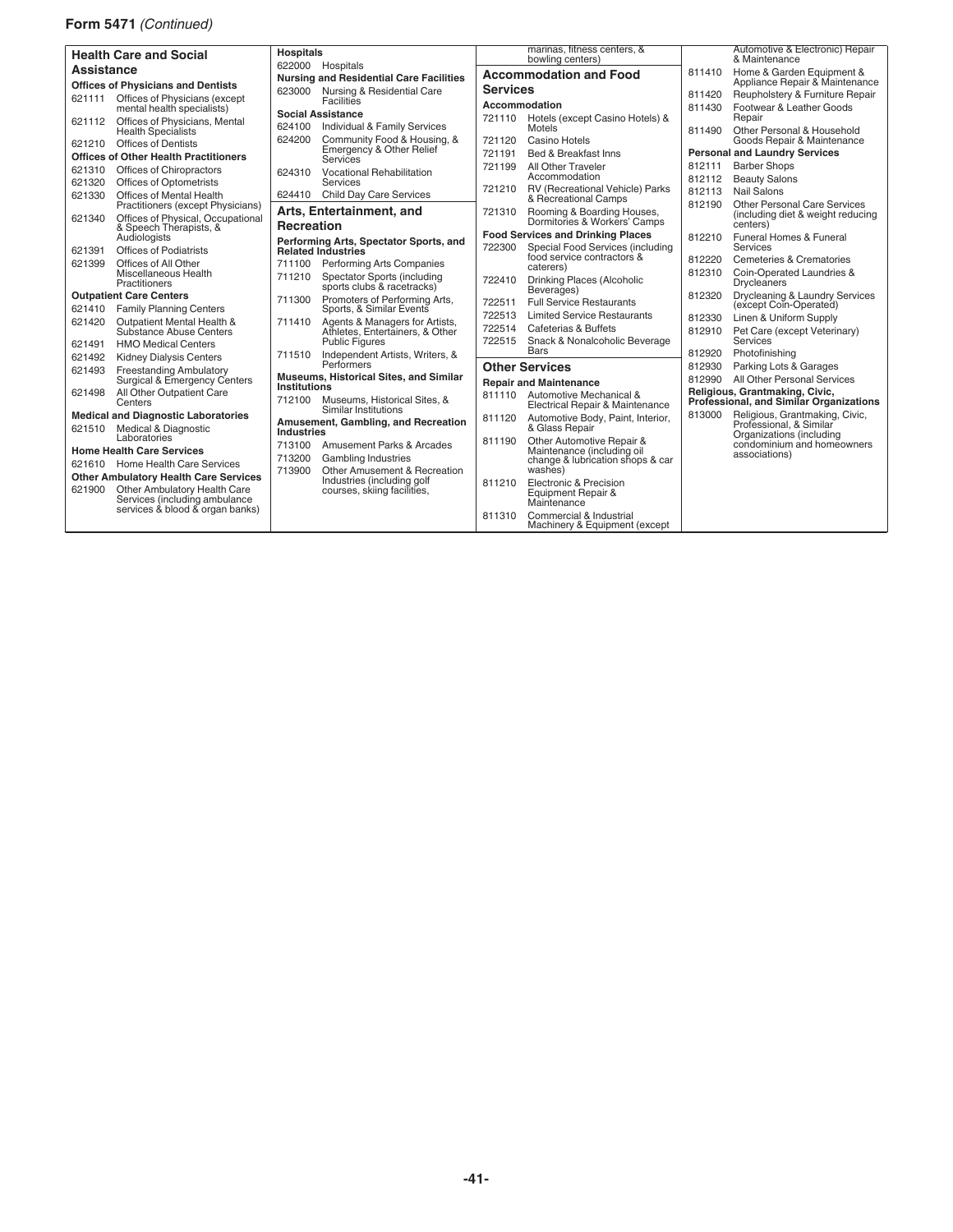**Form 5471** *(Continued)*

## Health Care and Social Assistance

**Offices of Physicians and Dentists**

621111 Offices of Physicians (except mental health specialists)
621112 Offices of Physicians, Mental Health Specialists
621210 Offices of Dentists

**Offices of Other Health Practitioners**

621310 Offices of Chiropractors
621320 Offices of Optometrists
621330 Offices of Mental Health Practitioners (except Physicians)
621340 Offices of Physical, Occupational & Speech Therapists, & Audiologists
621391 Offices of Podiatrists
621399 Offices of All Other Miscellaneous Health Practitioners

**Outpatient Care Centers**

621410 Family Planning Centers
621420 Outpatient Mental Health & Substance Abuse Centers
621491 HMO Medical Centers
621492 Kidney Dialysis Centers
621493 Freestanding Ambulatory Surgical & Emergency Centers
621498 All Other Outpatient Care Centers

**Medical and Diagnostic Laboratories**

621510 Medical & Diagnostic Laboratories

**Home Health Care Services**

621610 Home Health Care Services

**Other Ambulatory Health Care Services**

621900 Other Ambulatory Health Care Services (including ambulance services & blood & organ banks)

**Hospitals**

622000 Hospitals

**Nursing and Residential Care Facilities**

623000 Nursing & Residential Care Facilities

**Social Assistance**

624100 Individual & Family Services
624200 Community Food & Housing, & Emergency & Other Relief Services
624310 Vocational Rehabilitation Services
624410 Child Day Care Services

## Arts, Entertainment, and Recreation

**Performing Arts, Spectator Sports, and Related Industries**

711100 Performing Arts Companies
711210 Spectator Sports (including sports clubs & racetracks)
711300 Promoters of Performing Arts, Sports, & Similar Events
711410 Agents & Managers for Artists, Athletes, Entertainers, & Other Public Figures
711510 Independent Artists, Writers, & Performers

**Museums, Historical Sites, and Similar Institutions**

712100 Museums, Historical Sites, & Similar Institutions

**Amusement, Gambling, and Recreation Industries**

713100 Amusement Parks & Arcades
713200 Gambling Industries
713900 Other Amusement & Recreation Industries (including golf courses, skiing facilities, marinas, fitness centers, & bowling centers)

## Accommodation and Food Services

**Accommodation**

721110 Hotels (except Casino Hotels) & Motels
721120 Casino Hotels
721191 Bed & Breakfast Inns
721199 All Other Traveler Accommodation
721210 RV (Recreational Vehicle) Parks & Recreational Camps
721310 Rooming & Boarding Houses, Dormitories & Workers' Camps

**Food Services and Drinking Places**

722300 Special Food Services (including food service contractors & caterers)
722410 Drinking Places (Alcoholic Beverages)
722511 Full Service Restaurants
722513 Limited Service Restaurants
722514 Cafeterias & Buffets
722515 Snack & Nonalcoholic Beverage Bars

## Other Services

**Repair and Maintenance**

811110 Automotive Mechanical & Electrical Repair & Maintenance
811120 Automotive Body, Paint, Interior, & Glass Repair
811190 Other Automotive Repair & Maintenance (including oil change & lubrication shops & car washes)
811210 Electronic & Precision Equipment Repair & Maintenance
811310 Commercial & Industrial Machinery & Equipment (except Automotive & Electronic) Repair & Maintenance
811410 Home & Garden Equipment & Appliance Repair & Maintenance
811420 Reupholstery & Furniture Repair
811430 Footwear & Leather Goods Repair
811490 Other Personal & Household Goods Repair & Maintenance

**Personal and Laundry Services**

812111 Barber Shops
812112 Beauty Salons
812113 Nail Salons
812190 Other Personal Care Services (including diet & weight reducing centers)
812210 Funeral Homes & Funeral Services
812220 Cemeteries & Crematories
812310 Coin-Operated Laundries & Drycleaners
812320 Drycleaning & Laundry Services (except Coin-Operated)
812330 Linen & Uniform Supply
812910 Pet Care (except Veterinary) Services
812920 Photofinishing
812930 Parking Lots & Garages
812990 All Other Personal Services

**Religious, Grantmaking, Civic, Professional, and Similar Organizations**

813000 Religious, Grantmaking, Civic, Professional, & Similar Organizations (including condominium and homeowners associations)